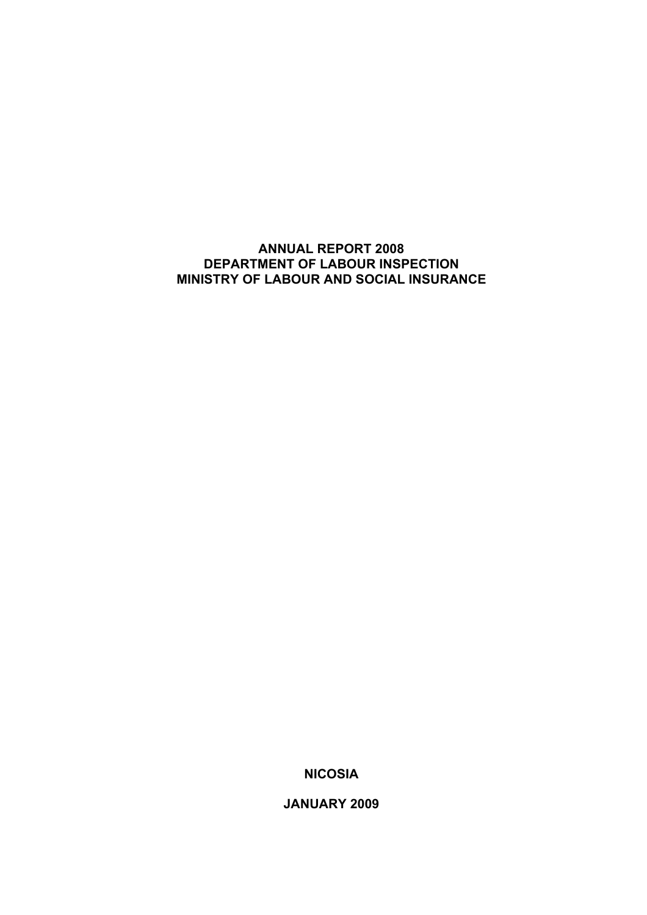# ANNUAL REPORT 2008
# DEPARTMENT OF LABOUR INSPECTION
# MINISTRY OF LABOUR AND SOCIAL INSURANCE

**NICOSIA**

**JANUARY 2009**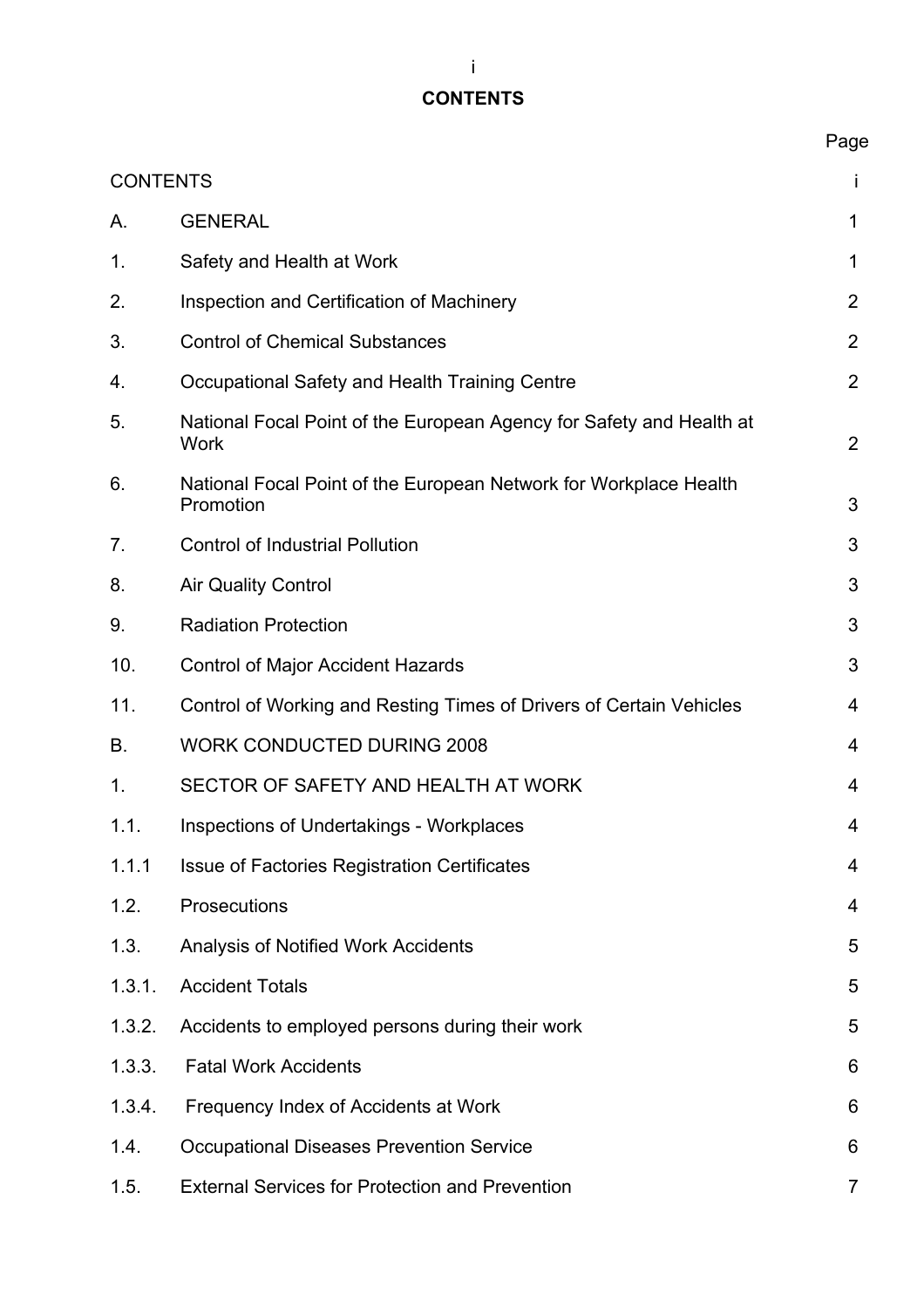# CONTENTS

| | | Page |
|---|---|---|
| CONTENTS | | i |
| A. | GENERAL | 1 |
| 1. | Safety and Health at Work | 1 |
| 2. | Inspection and Certification of Machinery | 2 |
| 3. | Control of Chemical Substances | 2 |
| 4. | Occupational Safety and Health Training Centre | 2 |
| 5. | National Focal Point of the European Agency for Safety and Health at Work | 2 |
| 6. | National Focal Point of the European Network for Workplace Health Promotion | 3 |
| 7. | Control of Industrial Pollution | 3 |
| 8. | Air Quality Control | 3 |
| 9. | Radiation Protection | 3 |
| 10. | Control of Major Accident Hazards | 3 |
| 11. | Control of Working and Resting Times of Drivers of Certain Vehicles | 4 |
| B. | WORK CONDUCTED DURING 2008 | 4 |
| 1. | SECTOR OF SAFETY AND HEALTH AT WORK | 4 |
| 1.1. | Inspections of Undertakings - Workplaces | 4 |
| 1.1.1 | Issue of Factories Registration Certificates | 4 |
| 1.2. | Prosecutions | 4 |
| 1.3. | Analysis of Notified Work Accidents | 5 |
| 1.3.1. | Accident Totals | 5 |
| 1.3.2. | Accidents to employed persons during their work | 5 |
| 1.3.3. | Fatal Work Accidents | 6 |
| 1.3.4. | Frequency Index of Accidents at Work | 6 |
| 1.4. | Occupational Diseases Prevention Service | 6 |
| 1.5. | External Services for Protection and Prevention | 7 |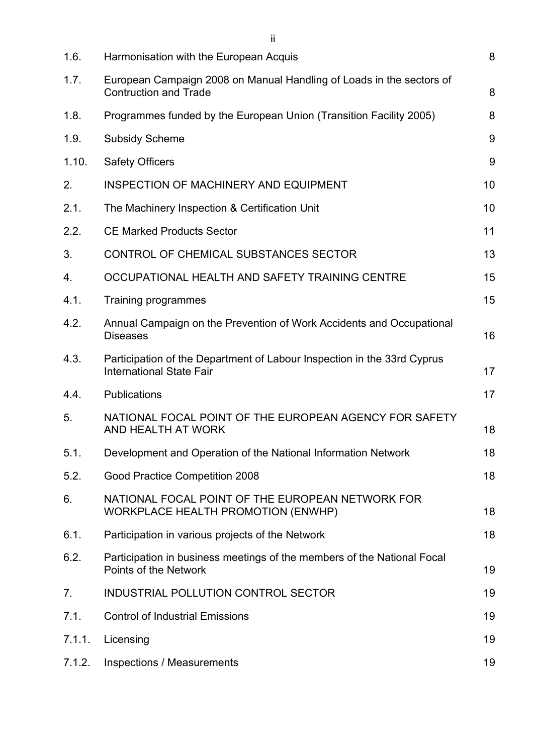| | | |
|---|---|---|
| 1.6. | Harmonisation with the European Acquis | 8 |
| 1.7. | European Campaign 2008 on Manual Handling of Loads in the sectors of Contruction and Trade | 8 |
| 1.8. | Programmes funded by the European Union (Transition Facility 2005) | 8 |
| 1.9. | Subsidy Scheme | 9 |
| 1.10. | Safety Officers | 9 |
| 2. | INSPECTION OF MACHINERY AND EQUIPMENT | 10 |
| 2.1. | The Machinery Inspection & Certification Unit | 10 |
| 2.2. | CE Marked Products Sector | 11 |
| 3. | CONTROL OF CHEMICAL SUBSTANCES SECTOR | 13 |
| 4. | OCCUPATIONAL HEALTH AND SAFETY TRAINING CENTRE | 15 |
| 4.1. | Training programmes | 15 |
| 4.2. | Annual Campaign on the Prevention of Work Accidents and Occupational Diseases | 16 |
| 4.3. | Participation of the Department of Labour Inspection in the 33rd Cyprus International State Fair | 17 |
| 4.4. | Publications | 17 |
| 5. | NATIONAL FOCAL POINT OF THE EUROPEAN AGENCY FOR SAFETY AND HEALTH AT WORK | 18 |
| 5.1. | Development and Operation of the National Information Network | 18 |
| 5.2. | Good Practice Competition 2008 | 18 |
| 6. | NATIONAL FOCAL POINT OF THE EUROPEAN NETWORK FOR WORKPLACE HEALTH PROMOTION (ENWHP) | 18 |
| 6.1. | Participation in various projects of the Network | 18 |
| 6.2. | Participation in business meetings of the members of the National Focal Points of the Network | 19 |
| 7. | INDUSTRIAL POLLUTION CONTROL SECTOR | 19 |
| 7.1. | Control of Industrial Emissions | 19 |
| 7.1.1. | Licensing | 19 |
| 7.1.2. | Inspections / Measurements | 19 |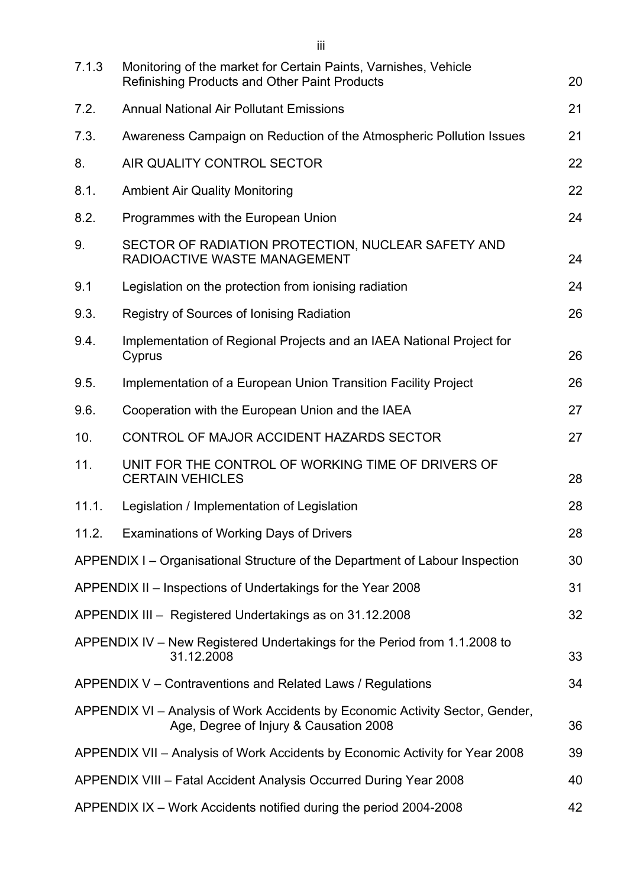| | | |
|---|---|---|
| 7.1.3 | Monitoring of the market for Certain Paints, Varnishes, Vehicle Refinishing Products and Other Paint Products | 20 |
| 7.2. | Annual National Air Pollutant Emissions | 21 |
| 7.3. | Awareness Campaign on Reduction of the Atmospheric Pollution Issues | 21 |
| 8. | AIR QUALITY CONTROL SECTOR | 22 |
| 8.1. | Ambient Air Quality Monitoring | 22 |
| 8.2. | Programmes with the European Union | 24 |
| 9. | SECTOR OF RADIATION PROTECTION, NUCLEAR SAFETY AND RADIOACTIVE WASTE MANAGEMENT | 24 |
| 9.1 | Legislation on the protection from ionising radiation | 24 |
| 9.3. | Registry of Sources of Ionising Radiation | 26 |
| 9.4. | Implementation of Regional Projects and an IAEA National Project for Cyprus | 26 |
| 9.5. | Implementation of a European Union Transition Facility Project | 26 |
| 9.6. | Cooperation with the European Union and the IAEA | 27 |
| 10. | CONTROL OF MAJOR ACCIDENT HAZARDS SECTOR | 27 |
| 11. | UNIT FOR THE CONTROL OF WORKING TIME OF DRIVERS OF CERTAIN VEHICLES | 28 |
| 11.1. | Legislation / Implementation of Legislation | 28 |
| 11.2. | Examinations of Working Days of Drivers | 28 |
| APPENDIX I – Organisational Structure of the Department of Labour Inspection | | 30 |
| APPENDIX II – Inspections of Undertakings for the Year 2008 | | 31 |
| APPENDIX III – Registered Undertakings as on 31.12.2008 | | 32 |
| APPENDIX IV – New Registered Undertakings for the Period from 1.1.2008 to 31.12.2008 | | 33 |
| APPENDIX V – Contraventions and Related Laws / Regulations | | 34 |
| APPENDIX VI – Analysis of Work Accidents by Economic Activity Sector, Gender, Age, Degree of Injury & Causation 2008 | | 36 |
| APPENDIX VII – Analysis of Work Accidents by Economic Activity for Year 2008 | | 39 |
| APPENDIX VIII – Fatal Accident Analysis Occurred During Year 2008 | | 40 |
| APPENDIX IX – Work Accidents notified during the period 2004-2008 | | 42 |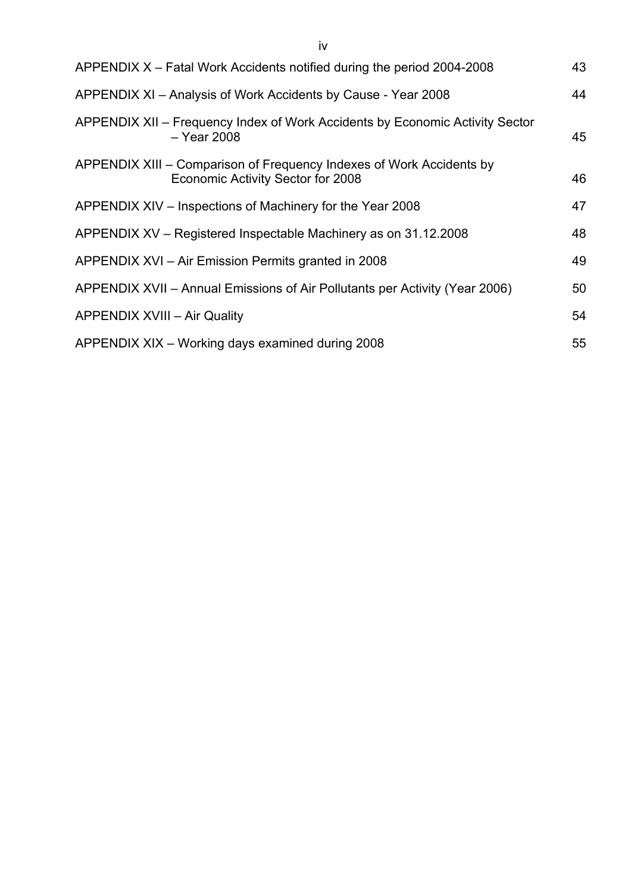| | |
|---|---|
| APPENDIX X – Fatal Work Accidents notified during the period 2004-2008 | 43 |
| APPENDIX XI – Analysis of Work Accidents by Cause - Year 2008 | 44 |
| APPENDIX XII – Frequency Index of Work Accidents by Economic Activity Sector – Year 2008 | 45 |
| APPENDIX XIII – Comparison of Frequency Indexes of Work Accidents by Economic Activity Sector for 2008 | 46 |
| APPENDIX XIV – Inspections of Machinery for the Year 2008 | 47 |
| APPENDIX XV – Registered Inspectable Machinery as on 31.12.2008 | 48 |
| APPENDIX XVI – Air Emission Permits granted in 2008 | 49 |
| APPENDIX XVII – Annual Emissions of Air Pollutants per Activity (Year 2006) | 50 |
| APPENDIX XVIII – Air Quality | 54 |
| APPENDIX XIX – Working days examined during 2008 | 55 |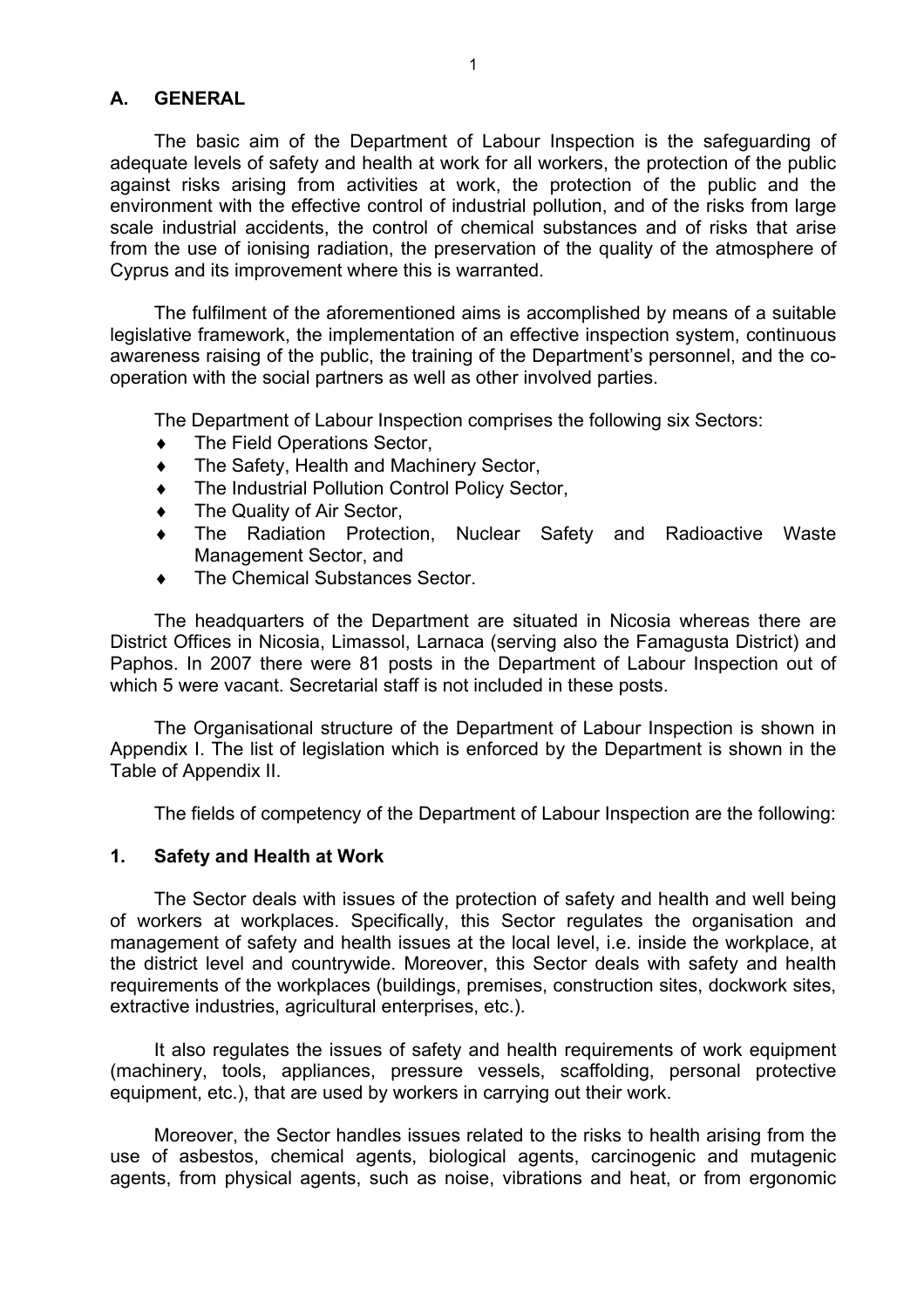## A. GENERAL

The basic aim of the Department of Labour Inspection is the safeguarding of adequate levels of safety and health at work for all workers, the protection of the public against risks arising from activities at work, the protection of the public and the environment with the effective control of industrial pollution, and of the risks from large scale industrial accidents, the control of chemical substances and of risks that arise from the use of ionising radiation, the preservation of the quality of the atmosphere of Cyprus and its improvement where this is warranted.

The fulfilment of the aforementioned aims is accomplished by means of a suitable legislative framework, the implementation of an effective inspection system, continuous awareness raising of the public, the training of the Department's personnel, and the co-operation with the social partners as well as other involved parties.

The Department of Labour Inspection comprises the following six Sectors:

- The Field Operations Sector,
- The Safety, Health and Machinery Sector,
- The Industrial Pollution Control Policy Sector,
- The Quality of Air Sector,
- The Radiation Protection, Nuclear Safety and Radioactive Waste Management Sector, and
- The Chemical Substances Sector.

The headquarters of the Department are situated in Nicosia whereas there are District Offices in Nicosia, Limassol, Larnaca (serving also the Famagusta District) and Paphos. In 2007 there were 81 posts in the Department of Labour Inspection out of which 5 were vacant. Secretarial staff is not included in these posts.

The Organisational structure of the Department of Labour Inspection is shown in Appendix I. The list of legislation which is enforced by the Department is shown in the Table of Appendix II.

The fields of competency of the Department of Labour Inspection are the following:

### 1. Safety and Health at Work

The Sector deals with issues of the protection of safety and health and well being of workers at workplaces. Specifically, this Sector regulates the organisation and management of safety and health issues at the local level, i.e. inside the workplace, at the district level and countrywide. Moreover, this Sector deals with safety and health requirements of the workplaces (buildings, premises, construction sites, dockwork sites, extractive industries, agricultural enterprises, etc.).

It also regulates the issues of safety and health requirements of work equipment (machinery, tools, appliances, pressure vessels, scaffolding, personal protective equipment, etc.), that are used by workers in carrying out their work.

Moreover, the Sector handles issues related to the risks to health arising from the use of asbestos, chemical agents, biological agents, carcinogenic and mutagenic agents, from physical agents, such as noise, vibrations and heat, or from ergonomic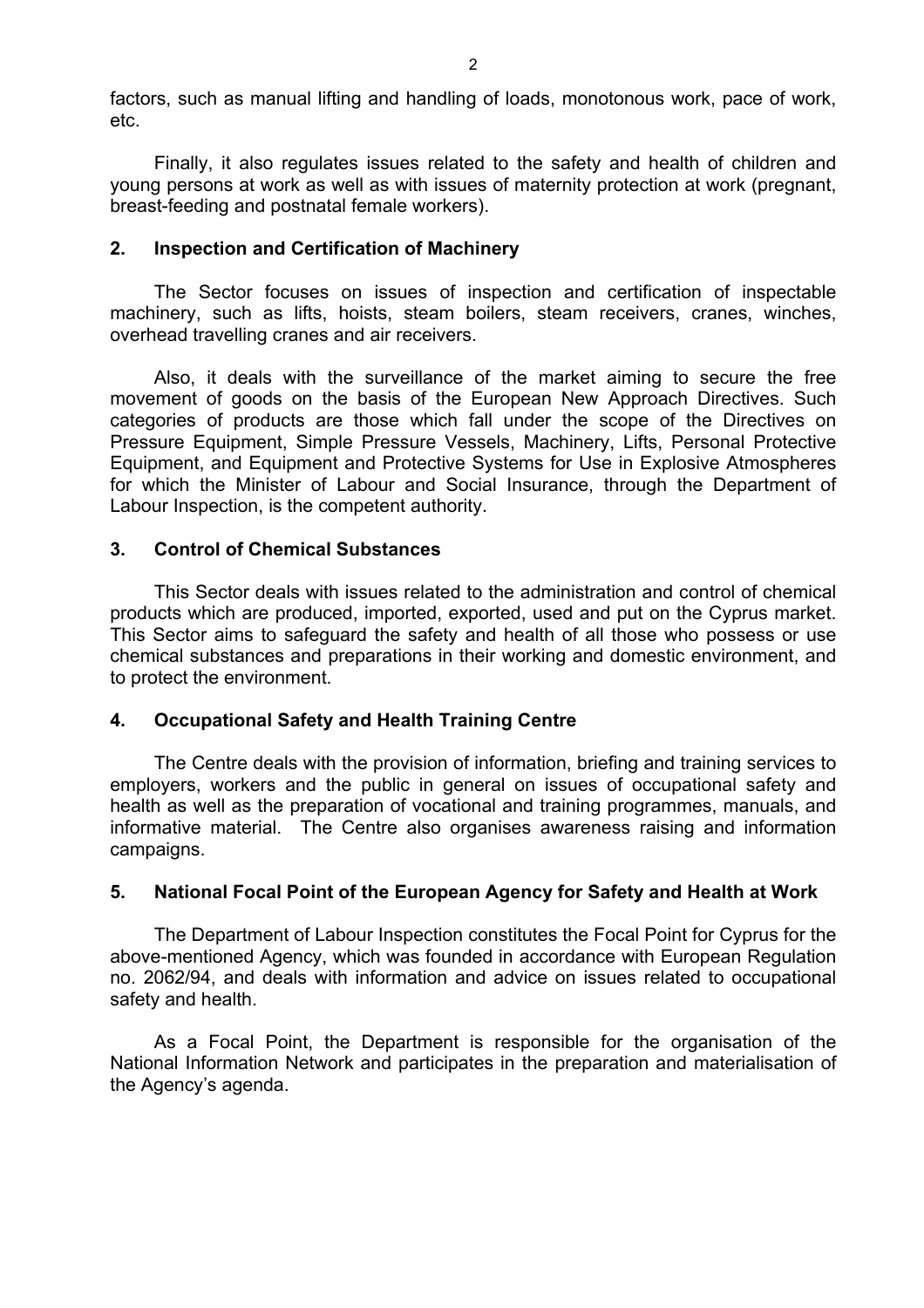factors, such as manual lifting and handling of loads, monotonous work, pace of work, etc.

Finally, it also regulates issues related to the safety and health of children and young persons at work as well as with issues of maternity protection at work (pregnant, breast-feeding and postnatal female workers).

## 2. Inspection and Certification of Machinery

The Sector focuses on issues of inspection and certification of inspectable machinery, such as lifts, hoists, steam boilers, steam receivers, cranes, winches, overhead travelling cranes and air receivers.

Also, it deals with the surveillance of the market aiming to secure the free movement of goods on the basis of the European New Approach Directives. Such categories of products are those which fall under the scope of the Directives on Pressure Equipment, Simple Pressure Vessels, Machinery, Lifts, Personal Protective Equipment, and Equipment and Protective Systems for Use in Explosive Atmospheres for which the Minister of Labour and Social Insurance, through the Department of Labour Inspection, is the competent authority.

## 3. Control of Chemical Substances

This Sector deals with issues related to the administration and control of chemical products which are produced, imported, exported, used and put on the Cyprus market. This Sector aims to safeguard the safety and health of all those who possess or use chemical substances and preparations in their working and domestic environment, and to protect the environment.

## 4. Occupational Safety and Health Training Centre

The Centre deals with the provision of information, briefing and training services to employers, workers and the public in general on issues of occupational safety and health as well as the preparation of vocational and training programmes, manuals, and informative material. The Centre also organises awareness raising and information campaigns.

## 5. National Focal Point of the European Agency for Safety and Health at Work

The Department of Labour Inspection constitutes the Focal Point for Cyprus for the above-mentioned Agency, which was founded in accordance with European Regulation no. 2062/94, and deals with information and advice on issues related to occupational safety and health.

As a Focal Point, the Department is responsible for the organisation of the National Information Network and participates in the preparation and materialisation of the Agency's agenda.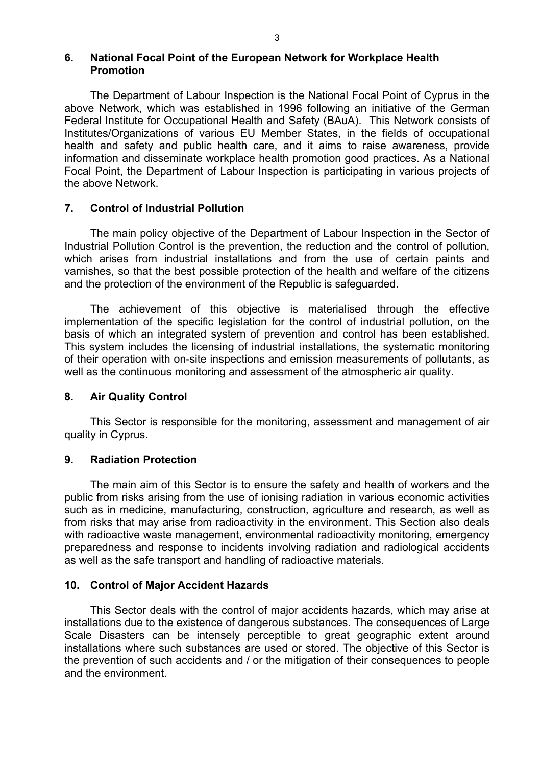## 6. National Focal Point of the European Network for Workplace Health Promotion

The Department of Labour Inspection is the National Focal Point of Cyprus in the above Network, which was established in 1996 following an initiative of the German Federal Institute for Occupational Health and Safety (BAuA). This Network consists of Institutes/Organizations of various EU Member States, in the fields of occupational health and safety and public health care, and it aims to raise awareness, provide information and disseminate workplace health promotion good practices. As a National Focal Point, the Department of Labour Inspection is participating in various projects of the above Network.

## 7. Control of Industrial Pollution

The main policy objective of the Department of Labour Inspection in the Sector of Industrial Pollution Control is the prevention, the reduction and the control of pollution, which arises from industrial installations and from the use of certain paints and varnishes, so that the best possible protection of the health and welfare of the citizens and the protection of the environment of the Republic is safeguarded.

The achievement of this objective is materialised through the effective implementation of the specific legislation for the control of industrial pollution, on the basis of which an integrated system of prevention and control has been established. This system includes the licensing of industrial installations, the systematic monitoring of their operation with on-site inspections and emission measurements of pollutants, as well as the continuous monitoring and assessment of the atmospheric air quality.

## 8. Air Quality Control

This Sector is responsible for the monitoring, assessment and management of air quality in Cyprus.

## 9. Radiation Protection

The main aim of this Sector is to ensure the safety and health of workers and the public from risks arising from the use of ionising radiation in various economic activities such as in medicine, manufacturing, construction, agriculture and research, as well as from risks that may arise from radioactivity in the environment. This Section also deals with radioactive waste management, environmental radioactivity monitoring, emergency preparedness and response to incidents involving radiation and radiological accidents as well as the safe transport and handling of radioactive materials.

## 10. Control of Major Accident Hazards

This Sector deals with the control of major accidents hazards, which may arise at installations due to the existence of dangerous substances. The consequences of Large Scale Disasters can be intensely perceptible to great geographic extent around installations where such substances are used or stored. The objective of this Sector is the prevention of such accidents and / or the mitigation of their consequences to people and the environment.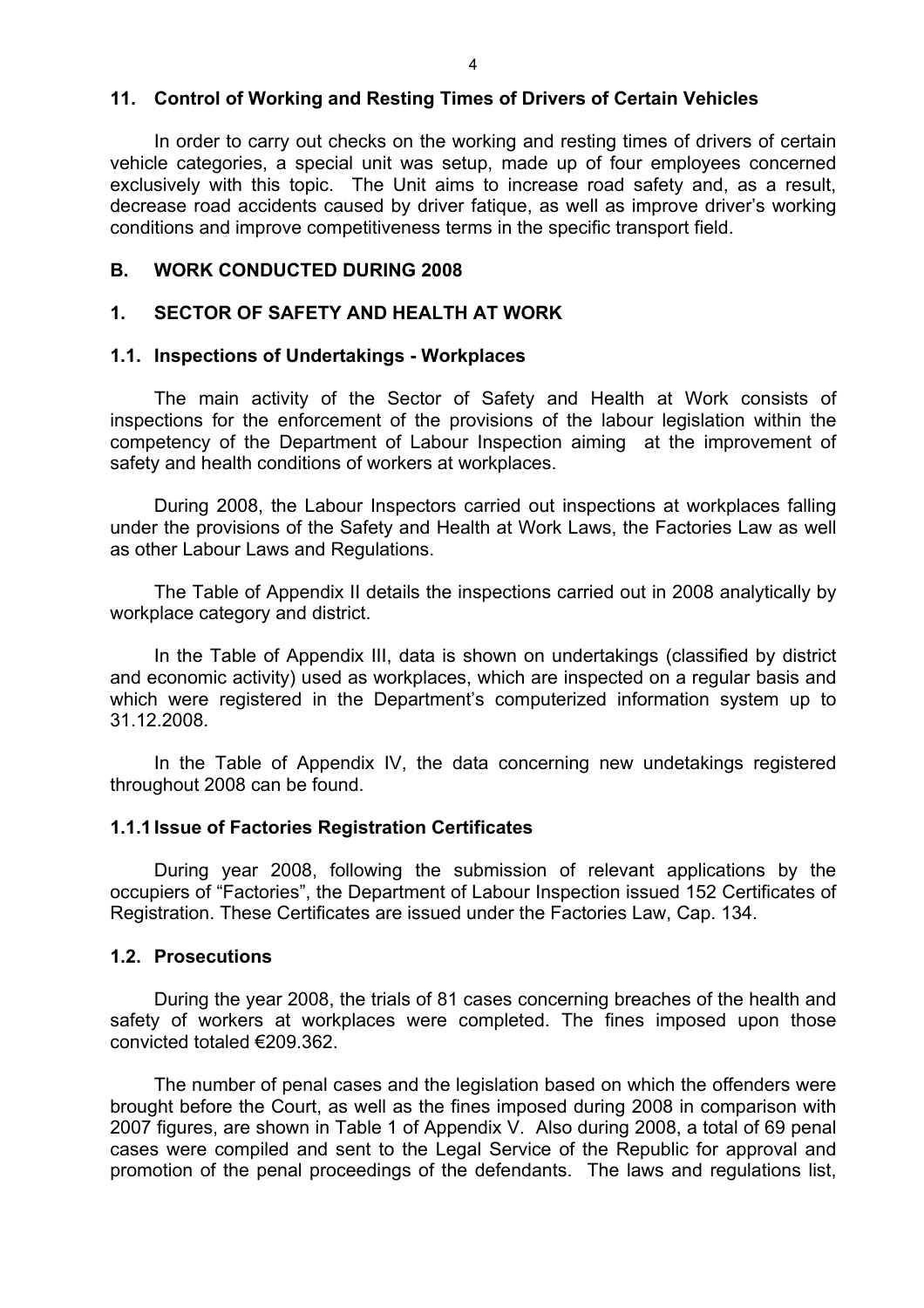### 11. Control of Working and Resting Times of Drivers of Certain Vehicles

In order to carry out checks on the working and resting times of drivers of certain vehicle categories, a special unit was setup, made up of four employees concerned exclusively with this topic. The Unit aims to increase road safety and, as a result, decrease road accidents caused by driver fatique, as well as improve driver's working conditions and improve competitiveness terms in the specific transport field.

## B. WORK CONDUCTED DURING 2008

### 1. SECTOR OF SAFETY AND HEALTH AT WORK

#### 1.1. Inspections of Undertakings - Workplaces

The main activity of the Sector of Safety and Health at Work consists of inspections for the enforcement of the provisions of the labour legislation within the competency of the Department of Labour Inspection aiming at the improvement of safety and health conditions of workers at workplaces.

During 2008, the Labour Inspectors carried out inspections at workplaces falling under the provisions of the Safety and Health at Work Laws, the Factories Law as well as other Labour Laws and Regulations.

The Table of Appendix II details the inspections carried out in 2008 analytically by workplace category and district.

In the Table of Appendix III, data is shown on undertakings (classified by district and economic activity) used as workplaces, which are inspected on a regular basis and which were registered in the Department's computerized information system up to 31.12.2008.

In the Table of Appendix IV, the data concerning new undetakings registered throughout 2008 can be found.

#### 1.1.1 Issue of Factories Registration Certificates

During year 2008, following the submission of relevant applications by the occupiers of "Factories", the Department of Labour Inspection issued 152 Certificates of Registration. These Certificates are issued under the Factories Law, Cap. 134.

#### 1.2. Prosecutions

During the year 2008, the trials of 81 cases concerning breaches of the health and safety of workers at workplaces were completed. The fines imposed upon those convicted totaled €209.362.

The number of penal cases and the legislation based on which the offenders were brought before the Court, as well as the fines imposed during 2008 in comparison with 2007 figures, are shown in Table 1 of Appendix V. Also during 2008, a total of 69 penal cases were compiled and sent to the Legal Service of the Republic for approval and promotion of the penal proceedings of the defendants. The laws and regulations list,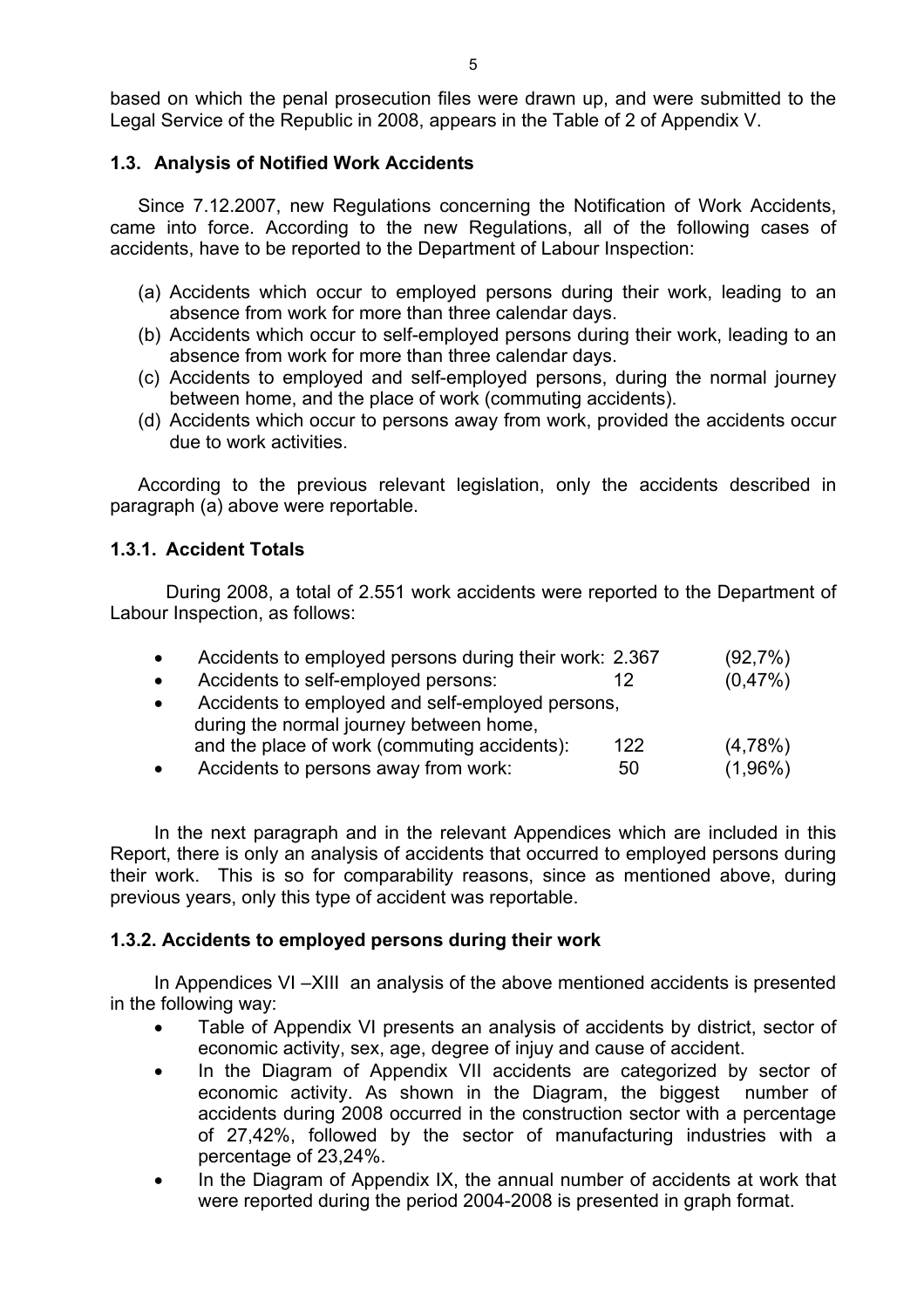based on which the penal prosecution files were drawn up, and were submitted to the Legal Service of the Republic in 2008, appears in the Table of 2 of Appendix V.

### 1.3. Analysis of Notified Work Accidents

Since 7.12.2007, new Regulations concerning the Notification of Work Accidents, came into force. According to the new Regulations, all of the following cases of accidents, have to be reported to the Department of Labour Inspection:

(a) Accidents which occur to employed persons during their work, leading to an absence from work for more than three calendar days.
(b) Accidents which occur to self-employed persons during their work, leading to an absence from work for more than three calendar days.
(c) Accidents to employed and self-employed persons, during the normal journey between home, and the place of work (commuting accidents).
(d) Accidents which occur to persons away from work, provided the accidents occur due to work activities.

According to the previous relevant legislation, only the accidents described in paragraph (a) above were reportable.

#### 1.3.1. Accident Totals

During 2008, a total of 2.551 work accidents were reported to the Department of Labour Inspection, as follows:

- Accidents to employed persons during their work: 2.367 (92,7%)
- Accidents to self-employed persons: 12 (0,47%)
- Accidents to employed and self-employed persons, during the normal journey between home, and the place of work (commuting accidents): 122 (4,78%)
- Accidents to persons away from work: 50 (1,96%)

In the next paragraph and in the relevant Appendices which are included in this Report, there is only an analysis of accidents that occurred to employed persons during their work. This is so for comparability reasons, since as mentioned above, during previous years, only this type of accident was reportable.

#### 1.3.2. Accidents to employed persons during their work

In Appendices VI –XIII an analysis of the above mentioned accidents is presented in the following way:

- Table of Appendix VI presents an analysis of accidents by district, sector of economic activity, sex, age, degree of injuy and cause of accident.
- In the Diagram of Appendix VII accidents are categorized by sector of economic activity. As shown in the Diagram, the biggest number of accidents during 2008 occurred in the construction sector with a percentage of 27,42%, followed by the sector of manufacturing industries with a percentage of 23,24%.
- In the Diagram of Appendix IX, the annual number of accidents at work that were reported during the period 2004-2008 is presented in graph format.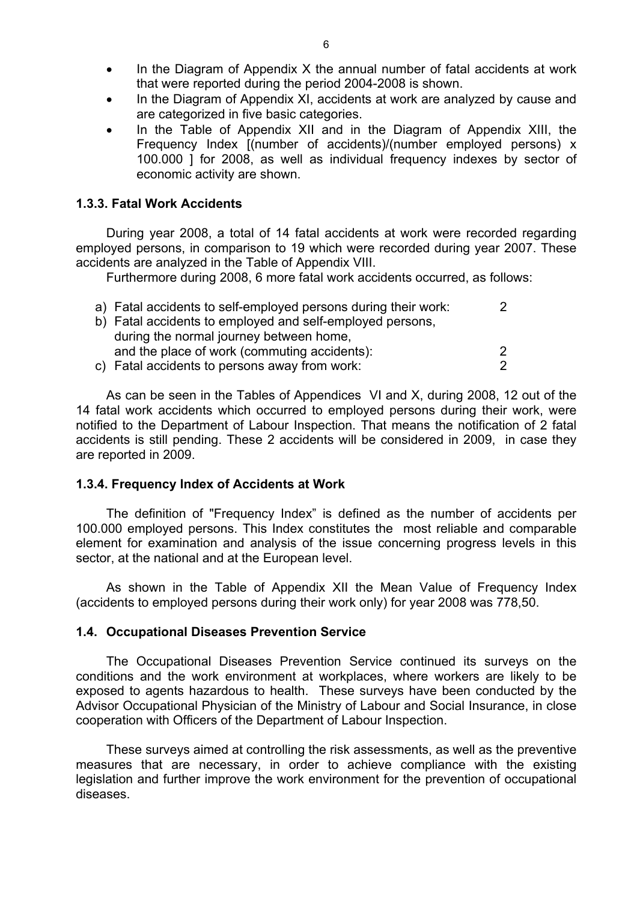- In the Diagram of Appendix X the annual number of fatal accidents at work that were reported during the period 2004-2008 is shown.
- In the Diagram of Appendix XI, accidents at work are analyzed by cause and are categorized in five basic categories.
- In the Table of Appendix XII and in the Diagram of Appendix XIII, the Frequency Index [(number of accidents)/(number employed persons) x 100.000 ] for 2008, as well as individual frequency indexes by sector of economic activity are shown.

### 1.3.3. Fatal Work Accidents

During year 2008, a total of 14 fatal accidents at work were recorded regarding employed persons, in comparison to 19 which were recorded during year 2007. These accidents are analyzed in the Table of Appendix VIII.

Furthermore during 2008, 6 more fatal work accidents occurred, as follows:

a) Fatal accidents to self-employed persons during their work: 2

b) Fatal accidents to employed and self-employed persons, during the normal journey between home, and the place of work (commuting accidents): 2

c) Fatal accidents to persons away from work: 2

As can be seen in the Tables of Appendices VI and X, during 2008, 12 out of the 14 fatal work accidents which occurred to employed persons during their work, were notified to the Department of Labour Inspection. That means the notification of 2 fatal accidents is still pending. These 2 accidents will be considered in 2009, in case they are reported in 2009.

### 1.3.4. Frequency Index of Accidents at Work

The definition of "Frequency Index" is defined as the number of accidents per 100.000 employed persons. This Index constitutes the most reliable and comparable element for examination and analysis of the issue concerning progress levels in this sector, at the national and at the European level.

As shown in the Table of Appendix XII the Mean Value of Frequency Index (accidents to employed persons during their work only) for year 2008 was 778,50.

## 1.4. Occupational Diseases Prevention Service

The Occupational Diseases Prevention Service continued its surveys on the conditions and the work environment at workplaces, where workers are likely to be exposed to agents hazardous to health. These surveys have been conducted by the Advisor Occupational Physician of the Ministry of Labour and Social Insurance, in close cooperation with Officers of the Department of Labour Inspection.

These surveys aimed at controlling the risk assessments, as well as the preventive measures that are necessary, in order to achieve compliance with the existing legislation and further improve the work environment for the prevention of occupational diseases.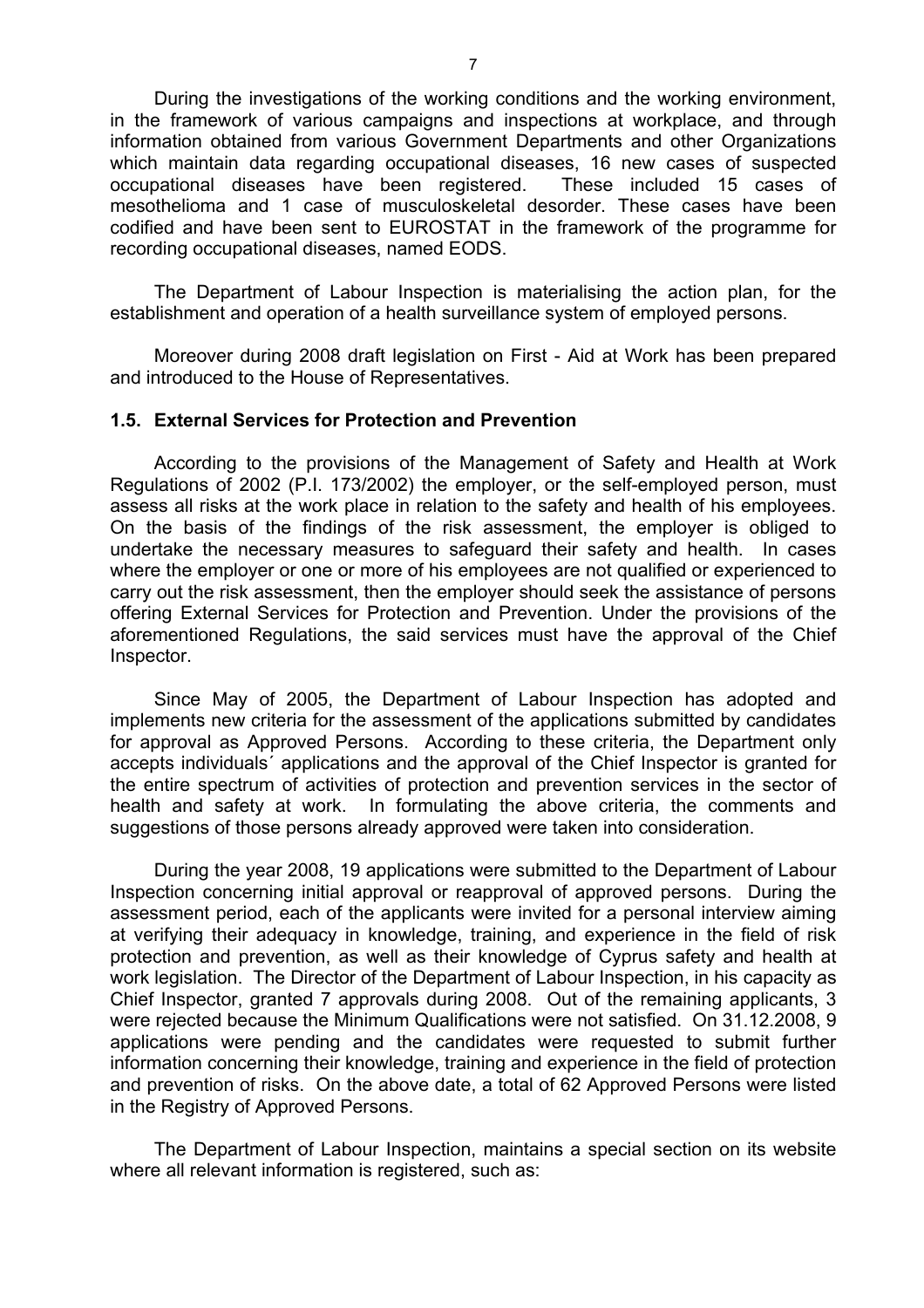During the investigations of the working conditions and the working environment, in the framework of various campaigns and inspections at workplace, and through information obtained from various Government Departments and other Organizations which maintain data regarding occupational diseases, 16 new cases of suspected occupational diseases have been registered. These included 15 cases of mesothelioma and 1 case of musculoskeletal desorder. These cases have been codified and have been sent to EUROSTAT in the framework of the programme for recording occupational diseases, named EODS.

The Department of Labour Inspection is materialising the action plan, for the establishment and operation of a health surveillance system of employed persons.

Moreover during 2008 draft legislation on First - Aid at Work has been prepared and introduced to the House of Representatives.

### 1.5. External Services for Protection and Prevention

According to the provisions of the Management of Safety and Health at Work Regulations of 2002 (P.I. 173/2002) the employer, or the self-employed person, must assess all risks at the work place in relation to the safety and health of his employees. On the basis of the findings of the risk assessment, the employer is obliged to undertake the necessary measures to safeguard their safety and health. In cases where the employer or one or more of his employees are not qualified or experienced to carry out the risk assessment, then the employer should seek the assistance of persons offering External Services for Protection and Prevention. Under the provisions of the aforementioned Regulations, the said services must have the approval of the Chief Inspector.

Since May of 2005, the Department of Labour Inspection has adopted and implements new criteria for the assessment of the applications submitted by candidates for approval as Approved Persons. According to these criteria, the Department only accepts individuals´ applications and the approval of the Chief Inspector is granted for the entire spectrum of activities of protection and prevention services in the sector of health and safety at work. In formulating the above criteria, the comments and suggestions of those persons already approved were taken into consideration.

During the year 2008, 19 applications were submitted to the Department of Labour Inspection concerning initial approval or reapproval of approved persons. During the assessment period, each of the applicants were invited for a personal interview aiming at verifying their adequacy in knowledge, training, and experience in the field of risk protection and prevention, as well as their knowledge of Cyprus safety and health at work legislation. The Director of the Department of Labour Inspection, in his capacity as Chief Inspector, granted 7 approvals during 2008. Out of the remaining applicants, 3 were rejected because the Minimum Qualifications were not satisfied. On 31.12.2008, 9 applications were pending and the candidates were requested to submit further information concerning their knowledge, training and experience in the field of protection and prevention of risks. On the above date, a total of 62 Approved Persons were listed in the Registry of Approved Persons.

The Department of Labour Inspection, maintains a special section on its website where all relevant information is registered, such as: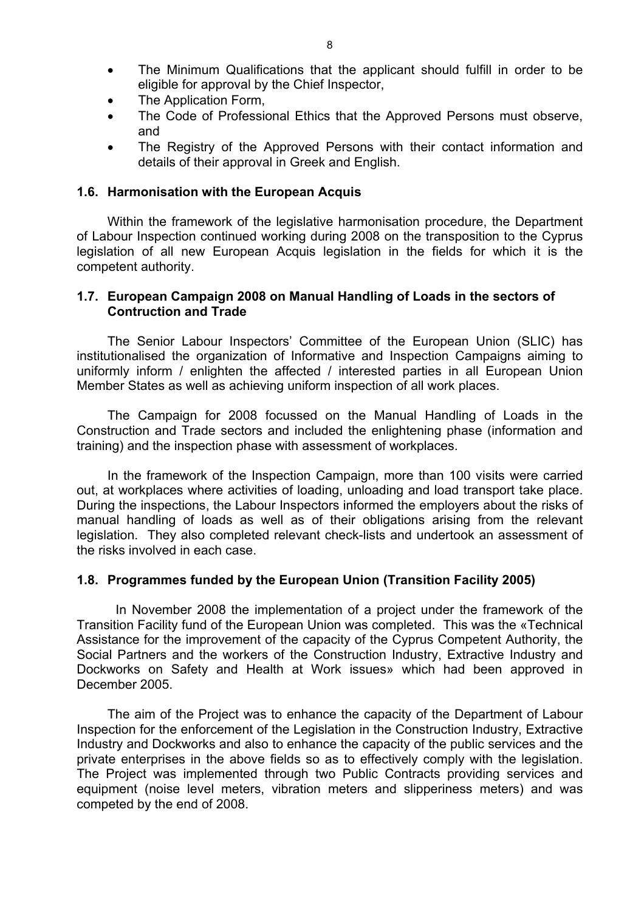- The Minimum Qualifications that the applicant should fulfill in order to be eligible for approval by the Chief Inspector,
- The Application Form,
- The Code of Professional Ethics that the Approved Persons must observe, and
- The Registry of the Approved Persons with their contact information and details of their approval in Greek and English.

### 1.6. Harmonisation with the European Acquis

Within the framework of the legislative harmonisation procedure, the Department of Labour Inspection continued working during 2008 on the transposition to the Cyprus legislation of all new European Acquis legislation in the fields for which it is the competent authority.

### 1.7. European Campaign 2008 on Manual Handling of Loads in the sectors of Contruction and Trade

The Senior Labour Inspectors' Committee of the European Union (SLIC) has institutionalised the organization of Informative and Inspection Campaigns aiming to uniformly inform / enlighten the affected / interested parties in all European Union Member States as well as achieving uniform inspection of all work places.

The Campaign for 2008 focussed on the Manual Handling of Loads in the Construction and Trade sectors and included the enlightening phase (information and training) and the inspection phase with assessment of workplaces.

In the framework of the Inspection Campaign, more than 100 visits were carried out, at workplaces where activities of loading, unloading and load transport take place. During the inspections, the Labour Inspectors informed the employers about the risks of manual handling of loads as well as of their obligations arising from the relevant legislation. They also completed relevant check-lists and undertook an assessment of the risks involved in each case.

### 1.8. Programmes funded by the European Union (Transition Facility 2005)

In November 2008 the implementation of a project under the framework of the Transition Facility fund of the European Union was completed. This was the «Technical Assistance for the improvement of the capacity of the Cyprus Competent Authority, the Social Partners and the workers of the Construction Industry, Extractive Industry and Dockworks on Safety and Health at Work issues» which had been approved in December 2005.

The aim of the Project was to enhance the capacity of the Department of Labour Inspection for the enforcement of the Legislation in the Construction Industry, Extractive Industry and Dockworks and also to enhance the capacity of the public services and the private enterprises in the above fields so as to effectively comply with the legislation. The Project was implemented through two Public Contracts providing services and equipment (noise level meters, vibration meters and slipperiness meters) and was competed by the end of 2008.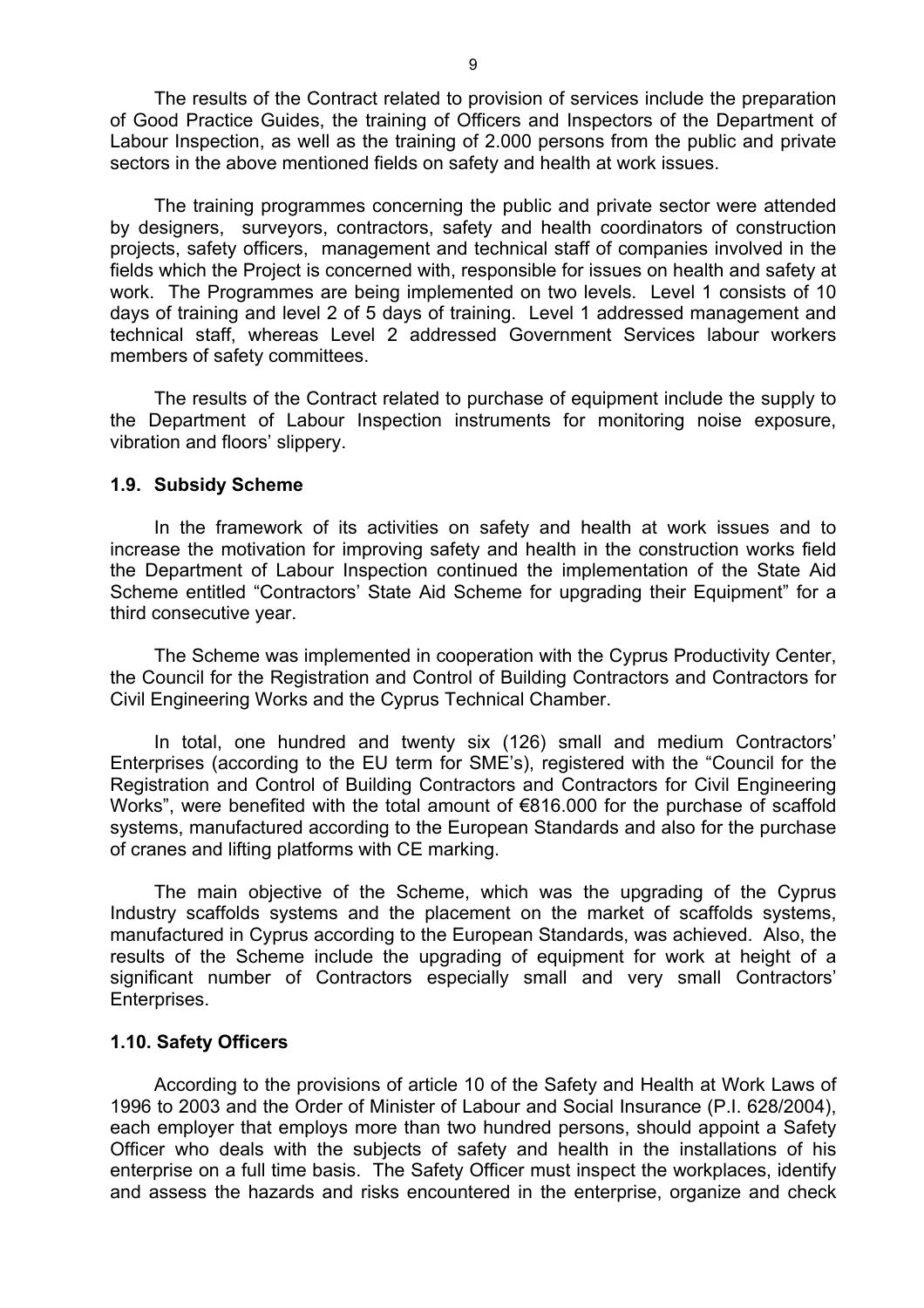The results of the Contract related to provision of services include the preparation of Good Practice Guides, the training of Officers and Inspectors of the Department of Labour Inspection, as well as the training of 2.000 persons from the public and private sectors in the above mentioned fields on safety and health at work issues.

The training programmes concerning the public and private sector were attended by designers, surveyors, contractors, safety and health coordinators of construction projects, safety officers, management and technical staff of companies involved in the fields which the Project is concerned with, responsible for issues on health and safety at work. The Programmes are being implemented on two levels. Level 1 consists of 10 days of training and level 2 of 5 days of training. Level 1 addressed management and technical staff, whereas Level 2 addressed Government Services labour workers members of safety committees.

The results of the Contract related to purchase of equipment include the supply to the Department of Labour Inspection instruments for monitoring noise exposure, vibration and floors' slippery.

### 1.9. Subsidy Scheme

In the framework of its activities on safety and health at work issues and to increase the motivation for improving safety and health in the construction works field the Department of Labour Inspection continued the implementation of the State Aid Scheme entitled "Contractors' State Aid Scheme for upgrading their Equipment" for a third consecutive year.

The Scheme was implemented in cooperation with the Cyprus Productivity Center, the Council for the Registration and Control of Building Contractors and Contractors for Civil Engineering Works and the Cyprus Technical Chamber.

In total, one hundred and twenty six (126) small and medium Contractors' Enterprises (according to the EU term for SME's), registered with the "Council for the Registration and Control of Building Contractors and Contractors for Civil Engineering Works", were benefited with the total amount of €816.000 for the purchase of scaffold systems, manufactured according to the European Standards and also for the purchase of cranes and lifting platforms with CE marking.

The main objective of the Scheme, which was the upgrading of the Cyprus Industry scaffolds systems and the placement on the market of scaffolds systems, manufactured in Cyprus according to the European Standards, was achieved. Also, the results of the Scheme include the upgrading of equipment for work at height of a significant number of Contractors especially small and very small Contractors' Enterprises.

### 1.10. Safety Officers

According to the provisions of article 10 of the Safety and Health at Work Laws of 1996 to 2003 and the Order of Minister of Labour and Social Insurance (P.I. 628/2004), each employer that employs more than two hundred persons, should appoint a Safety Officer who deals with the subjects of safety and health in the installations of his enterprise on a full time basis. The Safety Officer must inspect the workplaces, identify and assess the hazards and risks encountered in the enterprise, organize and check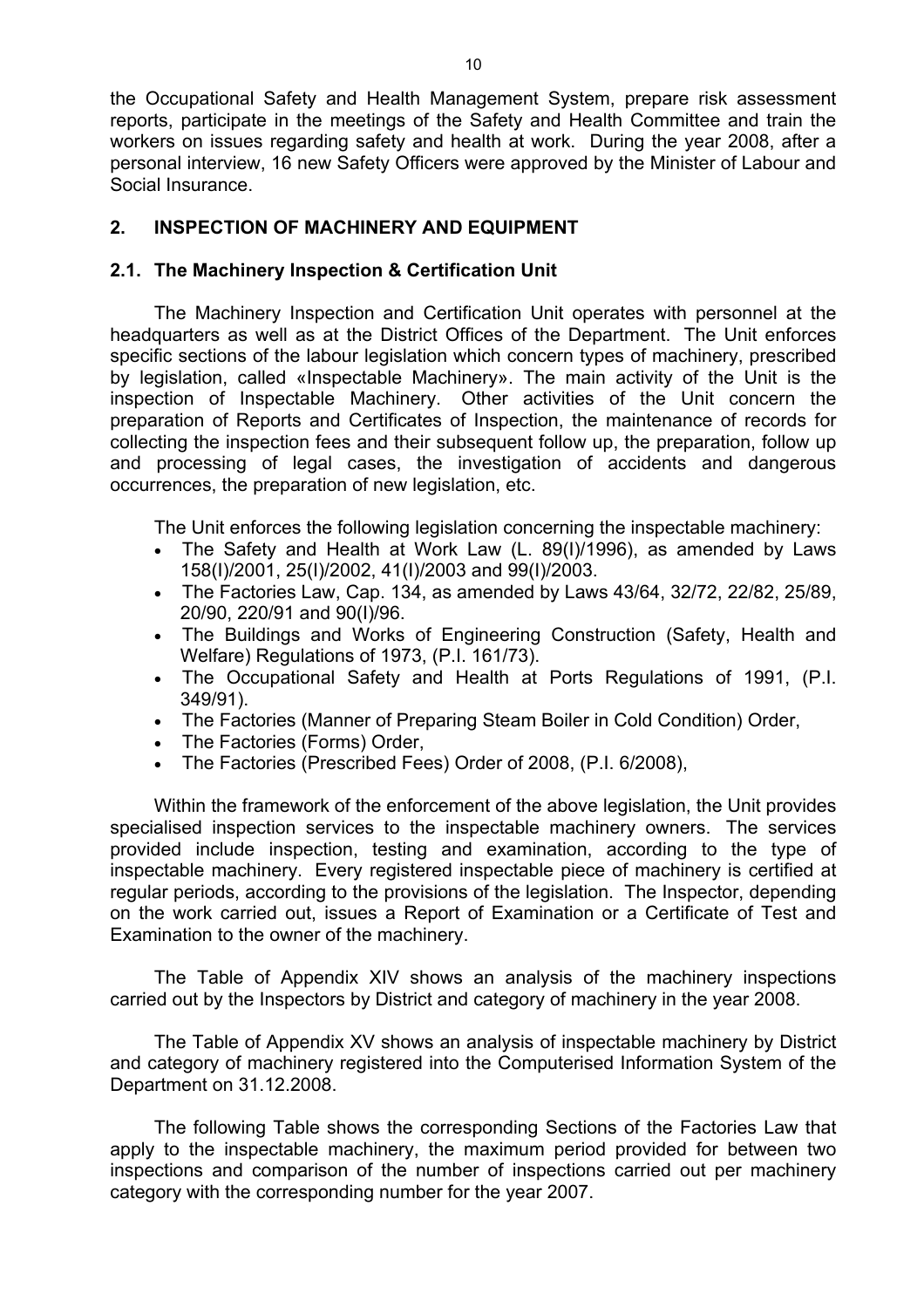the Occupational Safety and Health Management System, prepare risk assessment reports, participate in the meetings of the Safety and Health Committee and train the workers on issues regarding safety and health at work. During the year 2008, after a personal interview, 16 new Safety Officers were approved by the Minister of Labour and Social Insurance.

## 2. INSPECTION OF MACHINERY AND EQUIPMENT

### 2.1. The Machinery Inspection & Certification Unit

The Machinery Inspection and Certification Unit operates with personnel at the headquarters as well as at the District Offices of the Department. The Unit enforces specific sections of the labour legislation which concern types of machinery, prescribed by legislation, called «Inspectable Machinery». The main activity of the Unit is the inspection of Inspectable Machinery. Other activities of the Unit concern the preparation of Reports and Certificates of Inspection, the maintenance of records for collecting the inspection fees and their subsequent follow up, the preparation, follow up and processing of legal cases, the investigation of accidents and dangerous occurrences, the preparation of new legislation, etc.

The Unit enforces the following legislation concerning the inspectable machinery:

- The Safety and Health at Work Law (L. 89(I)/1996), as amended by Laws 158(I)/2001, 25(I)/2002, 41(I)/2003 and 99(I)/2003.
- The Factories Law, Cap. 134, as amended by Laws 43/64, 32/72, 22/82, 25/89, 20/90, 220/91 and 90(I)/96.
- The Buildings and Works of Engineering Construction (Safety, Health and Welfare) Regulations of 1973, (P.I. 161/73).
- The Occupational Safety and Health at Ports Regulations of 1991, (P.I. 349/91).
- The Factories (Manner of Preparing Steam Boiler in Cold Condition) Order,
- The Factories (Forms) Order,
- The Factories (Prescribed Fees) Order of 2008, (P.I. 6/2008),

Within the framework of the enforcement of the above legislation, the Unit provides specialised inspection services to the inspectable machinery owners. The services provided include inspection, testing and examination, according to the type of inspectable machinery. Every registered inspectable piece of machinery is certified at regular periods, according to the provisions of the legislation. The Inspector, depending on the work carried out, issues a Report of Examination or a Certificate of Test and Examination to the owner of the machinery.

The Table of Appendix XIV shows an analysis of the machinery inspections carried out by the Inspectors by District and category of machinery in the year 2008.

The Table of Appendix XV shows an analysis of inspectable machinery by District and category of machinery registered into the Computerised Information System of the Department on 31.12.2008.

The following Table shows the corresponding Sections of the Factories Law that apply to the inspectable machinery, the maximum period provided for between two inspections and comparison of the number of inspections carried out per machinery category with the corresponding number for the year 2007.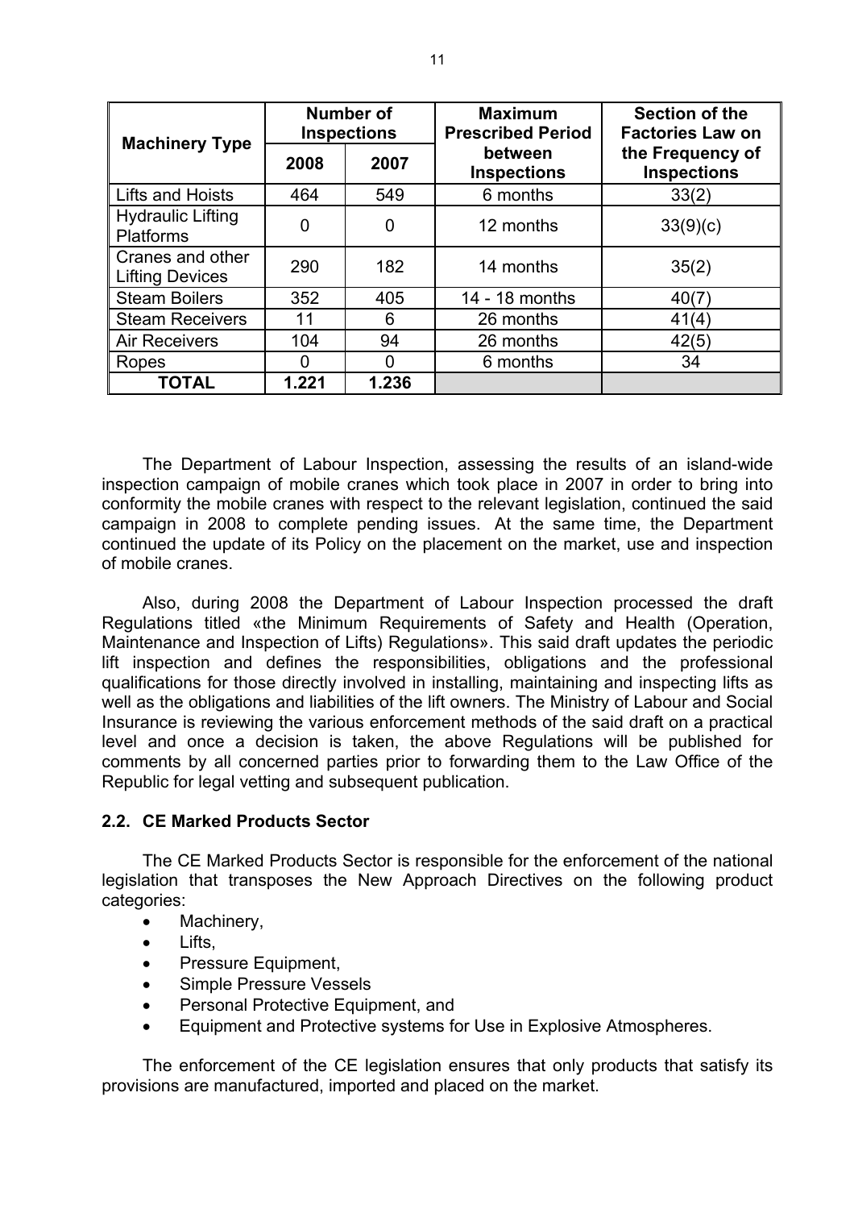| Machinery Type | Number of Inspections | | Maximum Prescribed Period between Inspections | Section of the Factories Law on the Frequency of Inspections |
|---|---|---|---|---|
| | 2008 | 2007 | | |
| Lifts and Hoists | 464 | 549 | 6 months | 33(2) |
| Hydraulic Lifting Platforms | 0 | 0 | 12 months | 33(9)(c) |
| Cranes and other Lifting Devices | 290 | 182 | 14 months | 35(2) |
| Steam Boilers | 352 | 405 | 14 - 18 months | 40(7) |
| Steam Receivers | 11 | 6 | 26 months | 41(4) |
| Air Receivers | 104 | 94 | 26 months | 42(5) |
| Ropes | 0 | 0 | 6 months | 34 |
| **TOTAL** | **1.221** | **1.236** | | |

The Department of Labour Inspection, assessing the results of an island-wide inspection campaign of mobile cranes which took place in 2007 in order to bring into conformity the mobile cranes with respect to the relevant legislation, continued the said campaign in 2008 to complete pending issues. At the same time, the Department continued the update of its Policy on the placement on the market, use and inspection of mobile cranes.

Also, during 2008 the Department of Labour Inspection processed the draft Regulations titled «the Minimum Requirements of Safety and Health (Operation, Maintenance and Inspection of Lifts) Regulations». This said draft updates the periodic lift inspection and defines the responsibilities, obligations and the professional qualifications for those directly involved in installing, maintaining and inspecting lifts as well as the obligations and liabilities of the lift owners. The Ministry of Labour and Social Insurance is reviewing the various enforcement methods of the said draft on a practical level and once a decision is taken, the above Regulations will be published for comments by all concerned parties prior to forwarding them to the Law Office of the Republic for legal vetting and subsequent publication.

### 2.2. CE Marked Products Sector

The CE Marked Products Sector is responsible for the enforcement of the national legislation that transposes the New Approach Directives on the following product categories:

- Machinery,
- Lifts,
- Pressure Equipment,
- Simple Pressure Vessels
- Personal Protective Equipment, and
- Equipment and Protective systems for Use in Explosive Atmospheres.

The enforcement of the CE legislation ensures that only products that satisfy its provisions are manufactured, imported and placed on the market.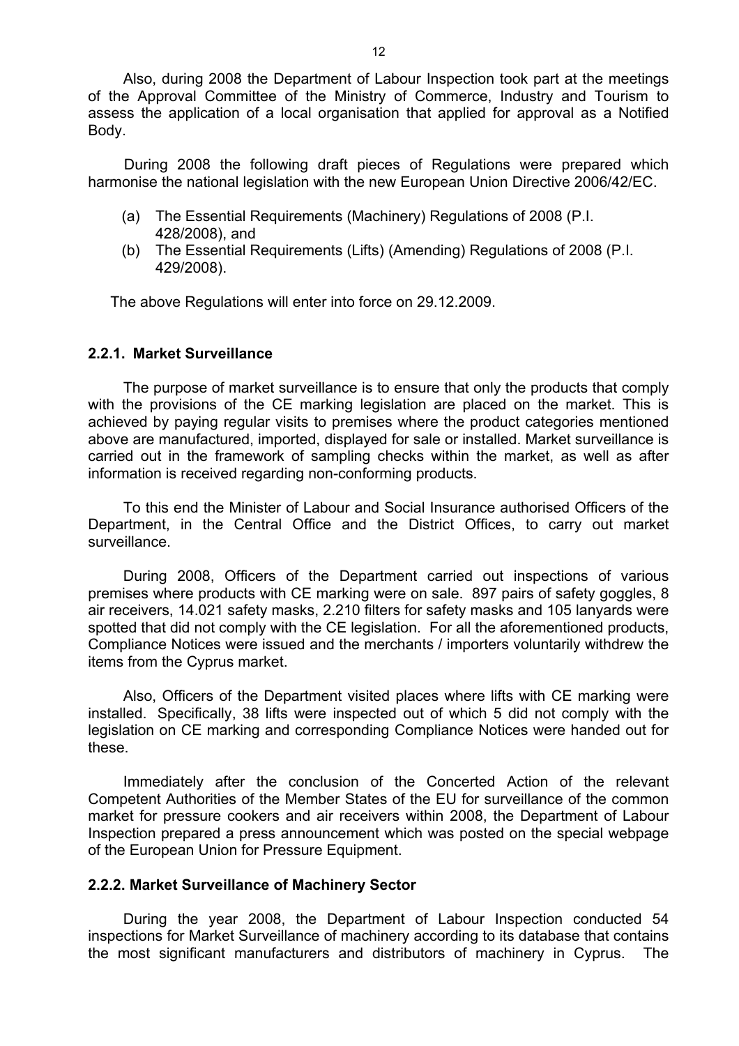Also, during 2008 the Department of Labour Inspection took part at the meetings of the Approval Committee of the Ministry of Commerce, Industry and Tourism to assess the application of a local organisation that applied for approval as a Notified Body.

During 2008 the following draft pieces of Regulations were prepared which harmonise the national legislation with the new European Union Directive 2006/42/EC.

(a) The Essential Requirements (Machinery) Regulations of 2008 (P.I. 428/2008), and
(b) The Essential Requirements (Lifts) (Amending) Regulations of 2008 (P.I. 429/2008).

The above Regulations will enter into force on 29.12.2009.

### 2.2.1. Market Surveillance

The purpose of market surveillance is to ensure that only the products that comply with the provisions of the CE marking legislation are placed on the market. This is achieved by paying regular visits to premises where the product categories mentioned above are manufactured, imported, displayed for sale or installed. Market surveillance is carried out in the framework of sampling checks within the market, as well as after information is received regarding non-conforming products.

To this end the Minister of Labour and Social Insurance authorised Officers of the Department, in the Central Office and the District Offices, to carry out market surveillance.

During 2008, Officers of the Department carried out inspections of various premises where products with CE marking were on sale. 897 pairs of safety goggles, 8 air receivers, 14.021 safety masks, 2.210 filters for safety masks and 105 lanyards were spotted that did not comply with the CE legislation. For all the aforementioned products, Compliance Notices were issued and the merchants / importers voluntarily withdrew the items from the Cyprus market.

Also, Officers of the Department visited places where lifts with CE marking were installed. Specifically, 38 lifts were inspected out of which 5 did not comply with the legislation on CE marking and corresponding Compliance Notices were handed out for these.

Immediately after the conclusion of the Concerted Action of the relevant Competent Authorities of the Member States of the EU for surveillance of the common market for pressure cookers and air receivers within 2008, the Department of Labour Inspection prepared a press announcement which was posted on the special webpage of the European Union for Pressure Equipment.

### 2.2.2. Market Surveillance of Machinery Sector

During the year 2008, the Department of Labour Inspection conducted 54 inspections for Market Surveillance of machinery according to its database that contains the most significant manufacturers and distributors of machinery in Cyprus. The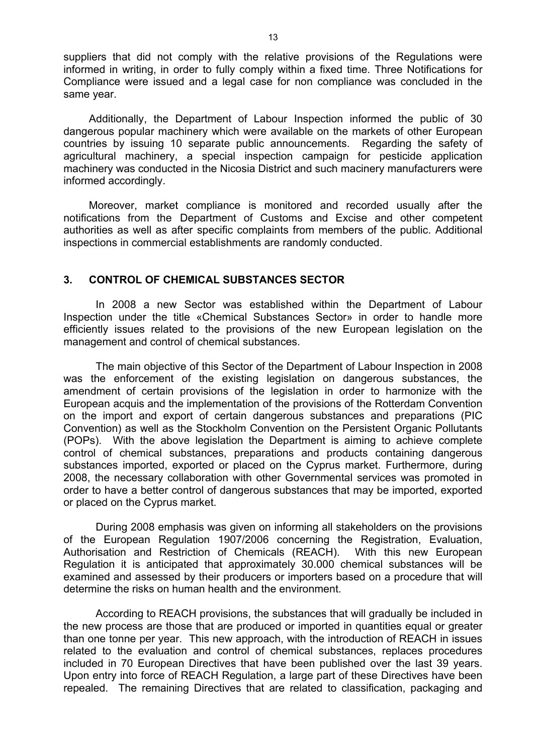suppliers that did not comply with the relative provisions of the Regulations were informed in writing, in order to fully comply within a fixed time. Three Notifications for Compliance were issued and a legal case for non compliance was concluded in the same year.

Additionally, the Department of Labour Inspection informed the public of 30 dangerous popular machinery which were available on the markets of other European countries by issuing 10 separate public announcements. Regarding the safety of agricultural machinery, a special inspection campaign for pesticide application machinery was conducted in the Nicosia District and such macinery manufacturers were informed accordingly.

Moreover, market compliance is monitored and recorded usually after the notifications from the Department of Customs and Excise and other competent authorities as well as after specific complaints from members of the public. Additional inspections in commercial establishments are randomly conducted.

## 3. CONTROL OF CHEMICAL SUBSTANCES SECTOR

In 2008 a new Sector was established within the Department of Labour Inspection under the title «Chemical Substances Sector» in order to handle more efficiently issues related to the provisions of the new European legislation on the management and control of chemical substances.

The main objective of this Sector of the Department of Labour Inspection in 2008 was the enforcement of the existing legislation on dangerous substances, the amendment of certain provisions of the legislation in order to harmonize with the European acquis and the implementation of the provisions of the Rotterdam Convention on the import and export of certain dangerous substances and preparations (PIC Convention) as well as the Stockholm Convention on the Persistent Organic Pollutants (POPs). With the above legislation the Department is aiming to achieve complete control of chemical substances, preparations and products containing dangerous substances imported, exported or placed on the Cyprus market. Furthermore, during 2008, the necessary collaboration with other Governmental services was promoted in order to have a better control of dangerous substances that may be imported, exported or placed on the Cyprus market.

During 2008 emphasis was given on informing all stakeholders on the provisions of the European Regulation 1907/2006 concerning the Registration, Evaluation, Authorisation and Restriction of Chemicals (REACH). With this new European Regulation it is anticipated that approximately 30.000 chemical substances will be examined and assessed by their producers or importers based on a procedure that will determine the risks on human health and the environment.

According to REACH provisions, the substances that will gradually be included in the new process are those that are produced or imported in quantities equal or greater than one tonne per year. This new approach, with the introduction of REACH in issues related to the evaluation and control of chemical substances, replaces procedures included in 70 European Directives that have been published over the last 39 years. Upon entry into force of REACH Regulation, a large part of these Directives have been repealed. The remaining Directives that are related to classification, packaging and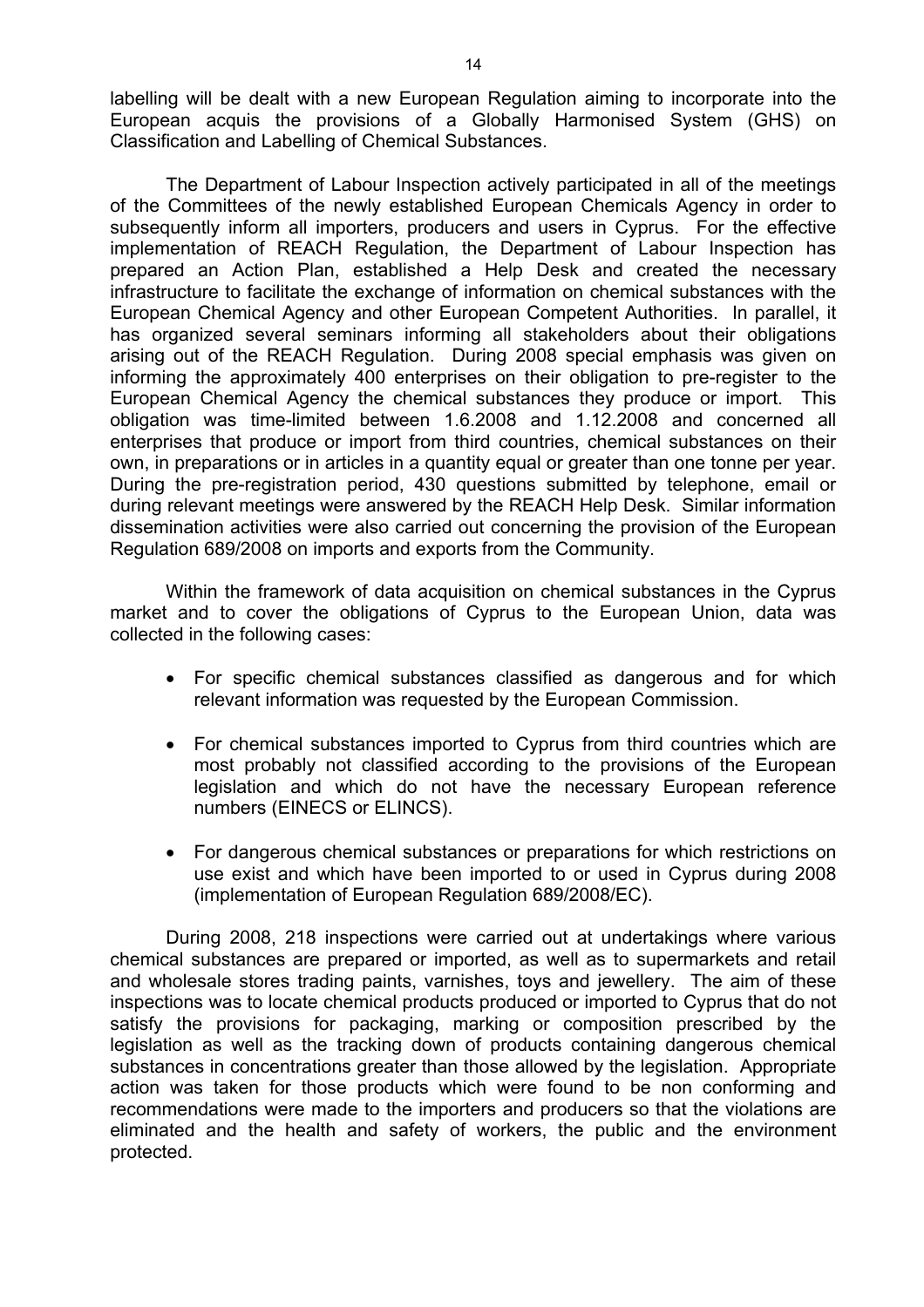labelling will be dealt with a new European Regulation aiming to incorporate into the European acquis the provisions of a Globally Harmonised System (GHS) on Classification and Labelling of Chemical Substances.

The Department of Labour Inspection actively participated in all of the meetings of the Committees of the newly established European Chemicals Agency in order to subsequently inform all importers, producers and users in Cyprus. For the effective implementation of REACH Regulation, the Department of Labour Inspection has prepared an Action Plan, established a Help Desk and created the necessary infrastructure to facilitate the exchange of information on chemical substances with the European Chemical Agency and other European Competent Authorities. In parallel, it has organized several seminars informing all stakeholders about their obligations arising out of the REACH Regulation. During 2008 special emphasis was given on informing the approximately 400 enterprises on their obligation to pre-register to the European Chemical Agency the chemical substances they produce or import. This obligation was time-limited between 1.6.2008 and 1.12.2008 and concerned all enterprises that produce or import from third countries, chemical substances on their own, in preparations or in articles in a quantity equal or greater than one tonne per year. During the pre-registration period, 430 questions submitted by telephone, email or during relevant meetings were answered by the REACH Help Desk. Similar information dissemination activities were also carried out concerning the provision of the European Regulation 689/2008 on imports and exports from the Community.

Within the framework of data acquisition on chemical substances in the Cyprus market and to cover the obligations of Cyprus to the European Union, data was collected in the following cases:

- For specific chemical substances classified as dangerous and for which relevant information was requested by the European Commission.
- For chemical substances imported to Cyprus from third countries which are most probably not classified according to the provisions of the European legislation and which do not have the necessary European reference numbers (EINECS or ELINCS).
- For dangerous chemical substances or preparations for which restrictions on use exist and which have been imported to or used in Cyprus during 2008 (implementation of European Regulation 689/2008/EC).

During 2008, 218 inspections were carried out at undertakings where various chemical substances are prepared or imported, as well as to supermarkets and retail and wholesale stores trading paints, varnishes, toys and jewellery. The aim of these inspections was to locate chemical products produced or imported to Cyprus that do not satisfy the provisions for packaging, marking or composition prescribed by the legislation as well as the tracking down of products containing dangerous chemical substances in concentrations greater than those allowed by the legislation. Appropriate action was taken for those products which were found to be non conforming and recommendations were made to the importers and producers so that the violations are eliminated and the health and safety of workers, the public and the environment protected.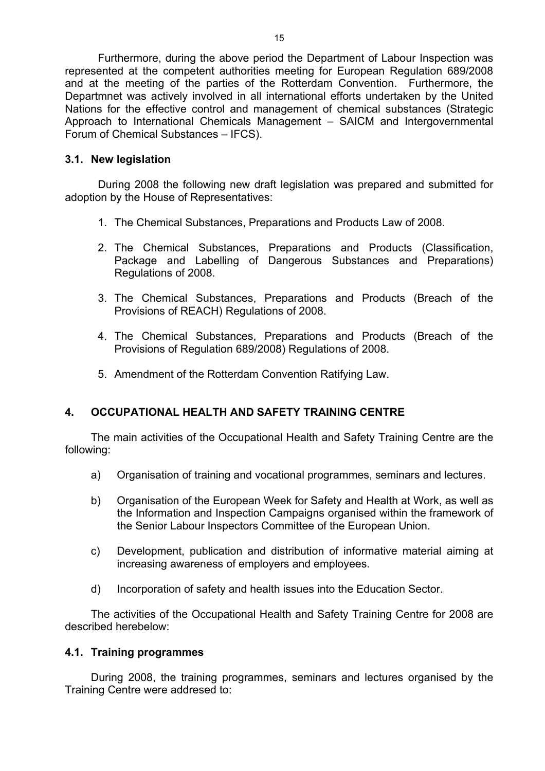Furthermore, during the above period the Department of Labour Inspection was represented at the competent authorities meeting for European Regulation 689/2008 and at the meeting of the parties of the Rotterdam Convention. Furthermore, the Departmnet was actively involved in all international efforts undertaken by the United Nations for the effective control and management of chemical substances (Strategic Approach to International Chemicals Management – SAICM and Intergovernmental Forum of Chemical Substances – IFCS).

### 3.1. New legislation

During 2008 the following new draft legislation was prepared and submitted for adoption by the House of Representatives:

1. The Chemical Substances, Preparations and Products Law of 2008.
2. The Chemical Substances, Preparations and Products (Classification, Package and Labelling of Dangerous Substances and Preparations) Regulations of 2008.
3. The Chemical Substances, Preparations and Products (Breach of the Provisions of REACH) Regulations of 2008.
4. The Chemical Substances, Preparations and Products (Breach of the Provisions of Regulation 689/2008) Regulations of 2008.
5. Amendment of the Rotterdam Convention Ratifying Law.

## 4. OCCUPATIONAL HEALTH AND SAFETY TRAINING CENTRE

The main activities of the Occupational Health and Safety Training Centre are the following:

a) Organisation of training and vocational programmes, seminars and lectures.

b) Organisation of the European Week for Safety and Health at Work, as well as the Information and Inspection Campaigns organised within the framework of the Senior Labour Inspectors Committee of the European Union.

c) Development, publication and distribution of informative material aiming at increasing awareness of employers and employees.

d) Incorporation of safety and health issues into the Education Sector.

The activities of the Occupational Health and Safety Training Centre for 2008 are described herebelow:

### 4.1. Training programmes

During 2008, the training programmes, seminars and lectures organised by the Training Centre were addresed to: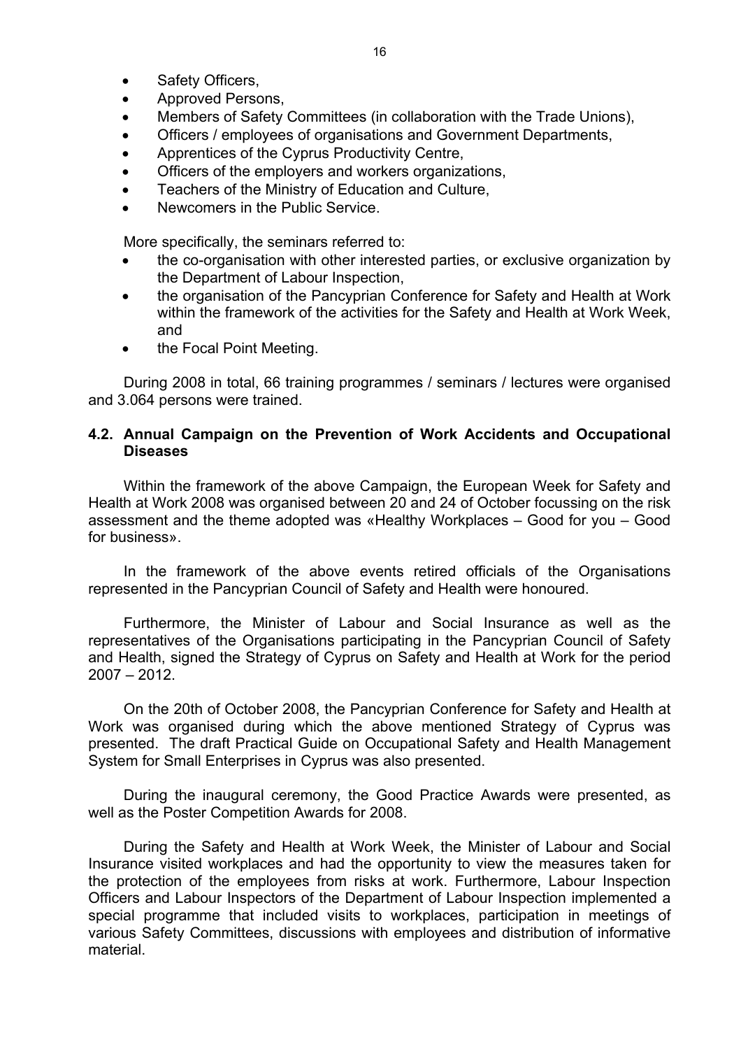- Safety Officers,
- Approved Persons,
- Members of Safety Committees (in collaboration with the Trade Unions),
- Officers / employees of organisations and Government Departments,
- Apprentices of the Cyprus Productivity Centre,
- Officers of the employers and workers organizations,
- Teachers of the Ministry of Education and Culture,
- Newcomers in the Public Service.

More specifically, the seminars referred to:

- the co-organisation with other interested parties, or exclusive organization by the Department of Labour Inspection,
- the organisation of the Pancyprian Conference for Safety and Health at Work within the framework of the activities for the Safety and Health at Work Week, and
- the Focal Point Meeting.

During 2008 in total, 66 training programmes / seminars / lectures were organised and 3.064 persons were trained.

### 4.2. Annual Campaign on the Prevention of Work Accidents and Occupational Diseases

Within the framework of the above Campaign, the European Week for Safety and Health at Work 2008 was organised between 20 and 24 of October focussing on the risk assessment and the theme adopted was «Healthy Workplaces – Good for you – Good for business».

In the framework of the above events retired officials of the Organisations represented in the Pancyprian Council of Safety and Health were honoured.

Furthermore, the Minister of Labour and Social Insurance as well as the representatives of the Organisations participating in the Pancyprian Council of Safety and Health, signed the Strategy of Cyprus on Safety and Health at Work for the period 2007 – 2012.

On the 20th of October 2008, the Pancyprian Conference for Safety and Health at Work was organised during which the above mentioned Strategy of Cyprus was presented. The draft Practical Guide on Occupational Safety and Health Management System for Small Enterprises in Cyprus was also presented.

During the inaugural ceremony, the Good Practice Awards were presented, as well as the Poster Competition Awards for 2008.

During the Safety and Health at Work Week, the Minister of Labour and Social Insurance visited workplaces and had the opportunity to view the measures taken for the protection of the employees from risks at work. Furthermore, Labour Inspection Officers and Labour Inspectors of the Department of Labour Inspection implemented a special programme that included visits to workplaces, participation in meetings of various Safety Committees, discussions with employees and distribution of informative material.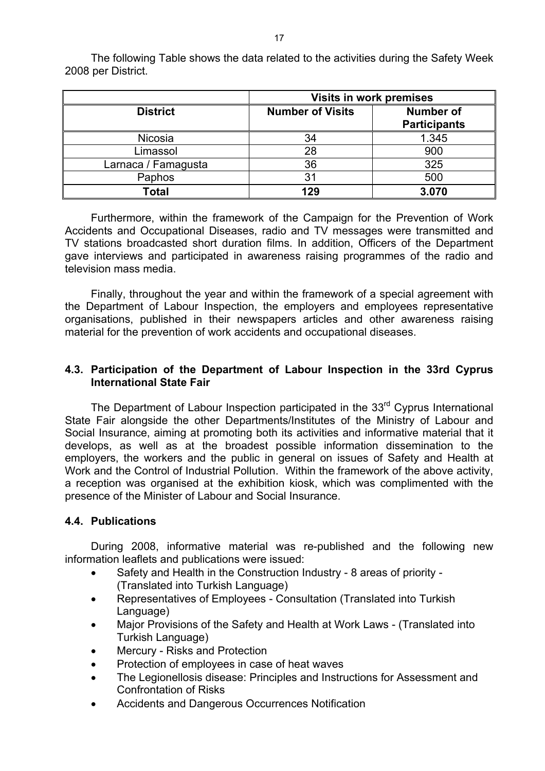The following Table shows the data related to the activities during the Safety Week 2008 per District.

| District | Visits in work premises | |
|---|---|---|
| | **Number of Visits** | **Number of Participants** |
| Nicosia | 34 | 1.345 |
| Limassol | 28 | 900 |
| Larnaca / Famagusta | 36 | 325 |
| Paphos | 31 | 500 |
| **Total** | **129** | **3.070** |

Furthermore, within the framework of the Campaign for the Prevention of Work Accidents and Occupational Diseases, radio and TV messages were transmitted and TV stations broadcasted short duration films. In addition, Officers of the Department gave interviews and participated in awareness raising programmes of the radio and television mass media.

Finally, throughout the year and within the framework of a special agreement with the Department of Labour Inspection, the employers and employees representative organisations, published in their newspapers articles and other awareness raising material for the prevention of work accidents and occupational diseases.

### 4.3. Participation of the Department of Labour Inspection in the 33rd Cyprus International State Fair

The Department of Labour Inspection participated in the 33rd Cyprus International State Fair alongside the other Departments/Institutes of the Ministry of Labour and Social Insurance, aiming at promoting both its activities and informative material that it develops, as well as at the broadest possible information dissemination to the employers, the workers and the public in general on issues of Safety and Health at Work and the Control of Industrial Pollution. Within the framework of the above activity, a reception was organised at the exhibition kiosk, which was complimented with the presence of the Minister of Labour and Social Insurance.

### 4.4. Publications

During 2008, informative material was re-published and the following new information leaflets and publications were issued:

- Safety and Health in the Construction Industry - 8 areas of priority - (Translated into Turkish Language)
- Representatives of Employees - Consultation (Translated into Turkish Language)
- Major Provisions of the Safety and Health at Work Laws - (Translated into Turkish Language)
- Mercury - Risks and Protection
- Protection of employees in case of heat waves
- The Legionellosis disease: Principles and Instructions for Assessment and Confrontation of Risks
- Accidents and Dangerous Occurrences Notification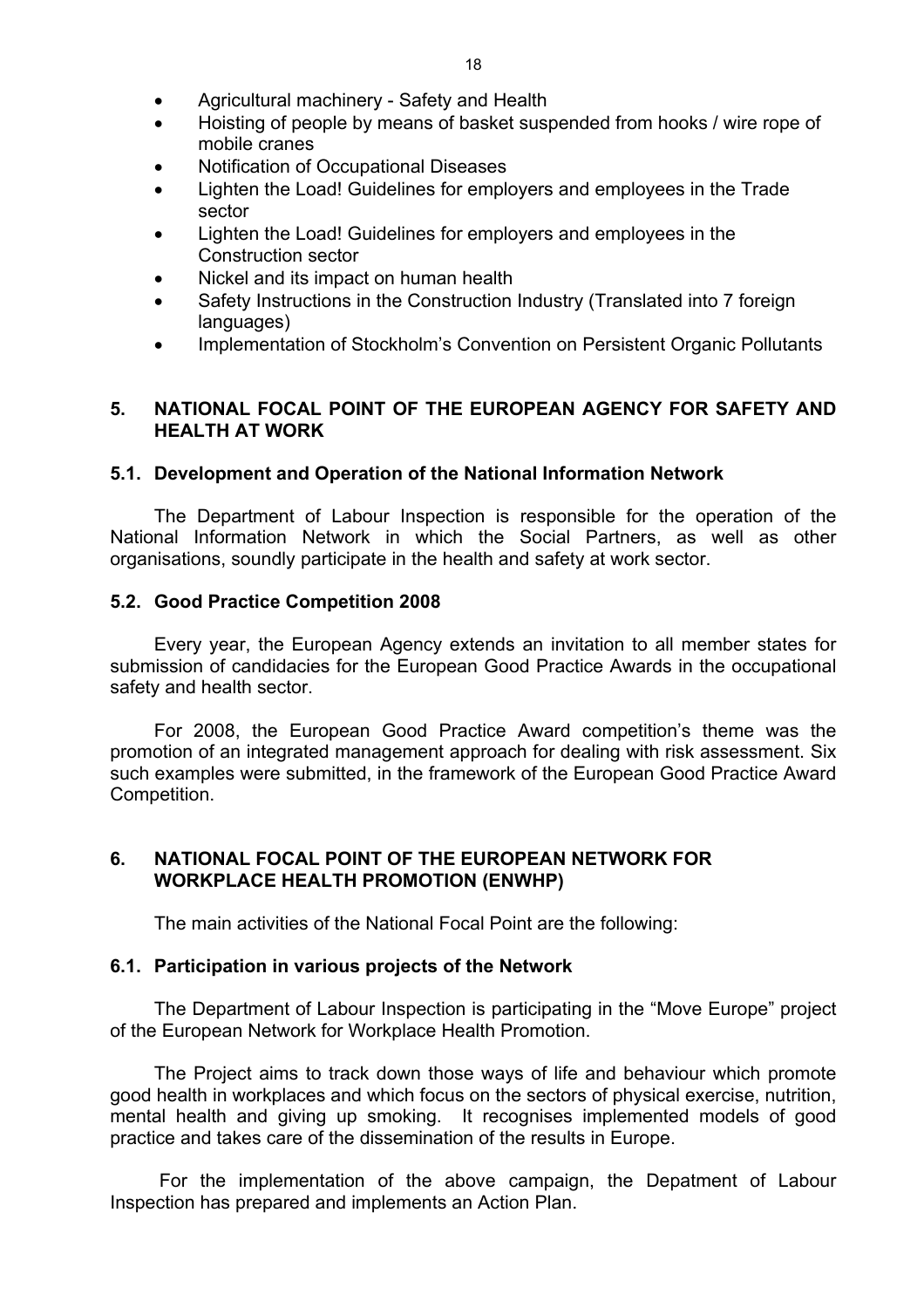- Agricultural machinery - Safety and Health
- Hoisting of people by means of basket suspended from hooks / wire rope of mobile cranes
- Notification of Occupational Diseases
- Lighten the Load! Guidelines for employers and employees in the Trade sector
- Lighten the Load! Guidelines for employers and employees in the Construction sector
- Nickel and its impact on human health
- Safety Instructions in the Construction Industry (Translated into 7 foreign languages)
- Implementation of Stockholm's Convention on Persistent Organic Pollutants

## 5. NATIONAL FOCAL POINT OF THE EUROPEAN AGENCY FOR SAFETY AND HEALTH AT WORK

### 5.1. Development and Operation of the National Information Network

The Department of Labour Inspection is responsible for the operation of the National Information Network in which the Social Partners, as well as other organisations, soundly participate in the health and safety at work sector.

### 5.2. Good Practice Competition 2008

Every year, the European Agency extends an invitation to all member states for submission of candidacies for the European Good Practice Awards in the occupational safety and health sector.

For 2008, the European Good Practice Award competition's theme was the promotion of an integrated management approach for dealing with risk assessment. Six such examples were submitted, in the framework of the European Good Practice Award Competition.

## 6. NATIONAL FOCAL POINT OF THE EUROPEAN NETWORK FOR WORKPLACE HEALTH PROMOTION (ENWHP)

The main activities of the National Focal Point are the following:

### 6.1. Participation in various projects of the Network

The Department of Labour Inspection is participating in the "Move Europe" project of the European Network for Workplace Health Promotion.

The Project aims to track down those ways of life and behaviour which promote good health in workplaces and which focus on the sectors of physical exercise, nutrition, mental health and giving up smoking. It recognises implemented models of good practice and takes care of the dissemination of the results in Europe.

For the implementation of the above campaign, the Depatment of Labour Inspection has prepared and implements an Action Plan.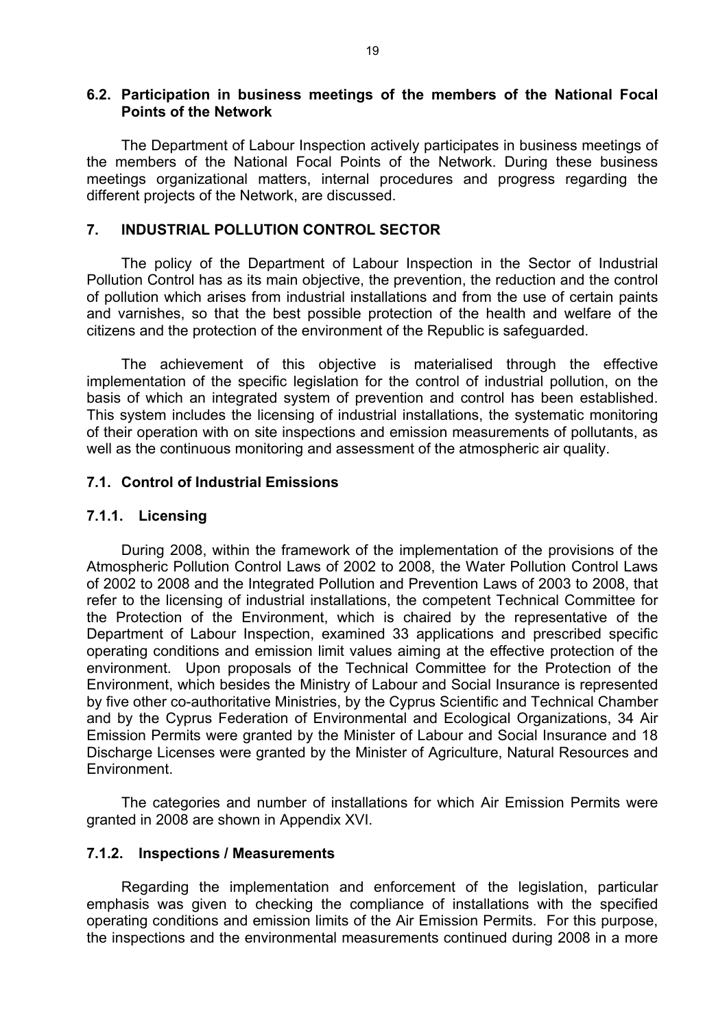### 6.2. Participation in business meetings of the members of the National Focal Points of the Network

The Department of Labour Inspection actively participates in business meetings of the members of the National Focal Points of the Network. During these business meetings organizational matters, internal procedures and progress regarding the different projects of the Network, are discussed.

## 7. INDUSTRIAL POLLUTION CONTROL SECTOR

The policy of the Department of Labour Inspection in the Sector of Industrial Pollution Control has as its main objective, the prevention, the reduction and the control of pollution which arises from industrial installations and from the use of certain paints and varnishes, so that the best possible protection of the health and welfare of the citizens and the protection of the environment of the Republic is safeguarded.

The achievement of this objective is materialised through the effective implementation of the specific legislation for the control of industrial pollution, on the basis of which an integrated system of prevention and control has been established. This system includes the licensing of industrial installations, the systematic monitoring of their operation with on site inspections and emission measurements of pollutants, as well as the continuous monitoring and assessment of the atmospheric air quality.

### 7.1. Control of Industrial Emissions

#### 7.1.1. Licensing

During 2008, within the framework of the implementation of the provisions of the Atmospheric Pollution Control Laws of 2002 to 2008, the Water Pollution Control Laws of 2002 to 2008 and the Integrated Pollution and Prevention Laws of 2003 to 2008, that refer to the licensing of industrial installations, the competent Technical Committee for the Protection of the Environment, which is chaired by the representative of the Department of Labour Inspection, examined 33 applications and prescribed specific operating conditions and emission limit values aiming at the effective protection of the environment. Upon proposals of the Technical Committee for the Protection of the Environment, which besides the Ministry of Labour and Social Insurance is represented by five other co-authoritative Ministries, by the Cyprus Scientific and Technical Chamber and by the Cyprus Federation of Environmental and Ecological Organizations, 34 Air Emission Permits were granted by the Minister of Labour and Social Insurance and 18 Discharge Licenses were granted by the Minister of Agriculture, Natural Resources and Environment.

The categories and number of installations for which Air Emission Permits were granted in 2008 are shown in Appendix XVI.

#### 7.1.2. Inspections / Measurements

Regarding the implementation and enforcement of the legislation, particular emphasis was given to checking the compliance of installations with the specified operating conditions and emission limits of the Air Emission Permits. For this purpose, the inspections and the environmental measurements continued during 2008 in a more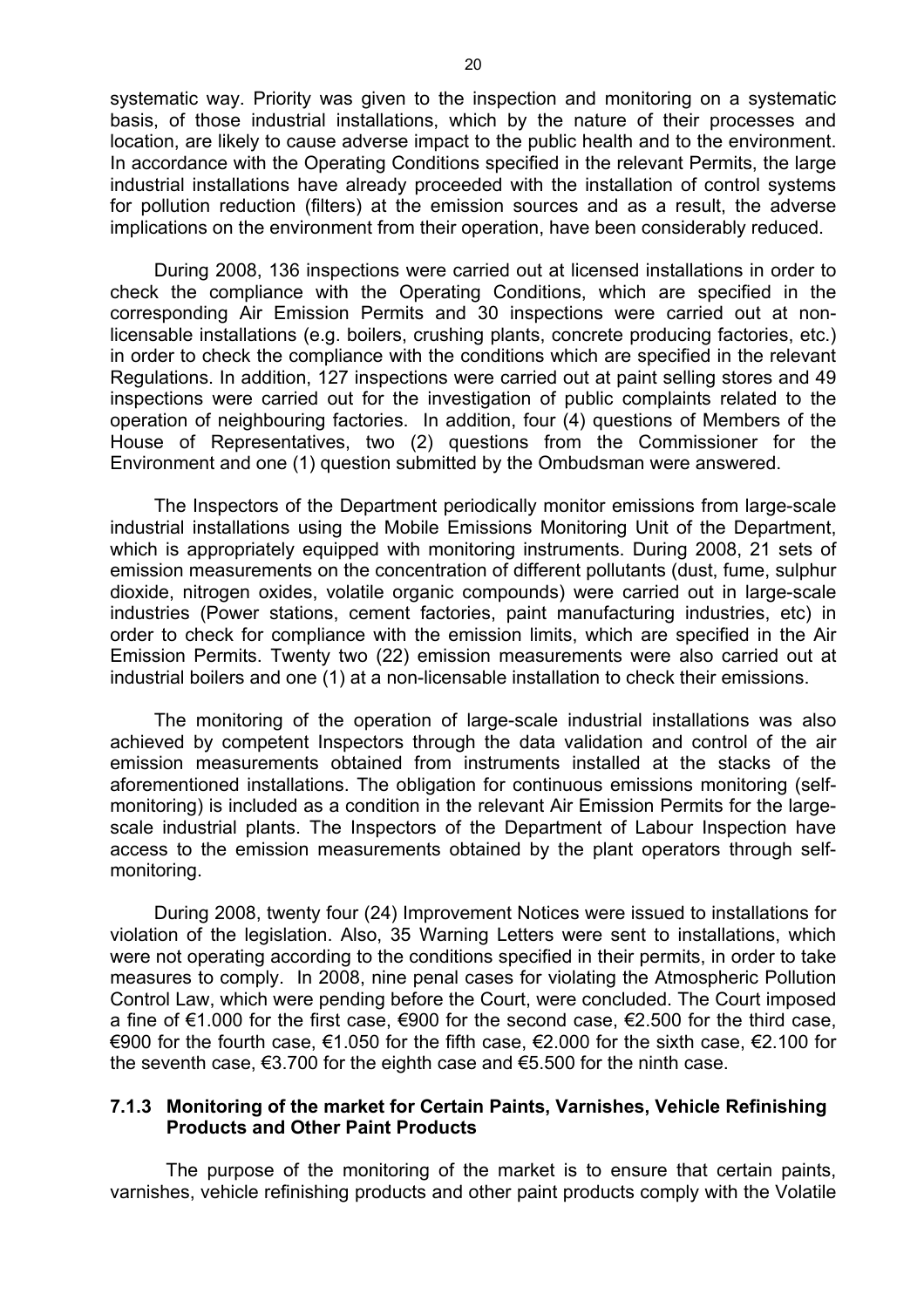systematic way. Priority was given to the inspection and monitoring on a systematic basis, of those industrial installations, which by the nature of their processes and location, are likely to cause adverse impact to the public health and to the environment. In accordance with the Operating Conditions specified in the relevant Permits, the large industrial installations have already proceeded with the installation of control systems for pollution reduction (filters) at the emission sources and as a result, the adverse implications on the environment from their operation, have been considerably reduced.

During 2008, 136 inspections were carried out at licensed installations in order to check the compliance with the Operating Conditions, which are specified in the corresponding Air Emission Permits and 30 inspections were carried out at non-licensable installations (e.g. boilers, crushing plants, concrete producing factories, etc.) in order to check the compliance with the conditions which are specified in the relevant Regulations. In addition, 127 inspections were carried out at paint selling stores and 49 inspections were carried out for the investigation of public complaints related to the operation of neighbouring factories. In addition, four (4) questions of Members of the House of Representatives, two (2) questions from the Commissioner for the Environment and one (1) question submitted by the Ombudsman were answered.

The Inspectors of the Department periodically monitor emissions from large-scale industrial installations using the Mobile Emissions Monitoring Unit of the Department, which is appropriately equipped with monitoring instruments. During 2008, 21 sets of emission measurements on the concentration of different pollutants (dust, fume, sulphur dioxide, nitrogen oxides, volatile organic compounds) were carried out in large-scale industries (Power stations, cement factories, paint manufacturing industries, etc) in order to check for compliance with the emission limits, which are specified in the Air Emission Permits. Twenty two (22) emission measurements were also carried out at industrial boilers and one (1) at a non-licensable installation to check their emissions.

The monitoring of the operation of large-scale industrial installations was also achieved by competent Inspectors through the data validation and control of the air emission measurements obtained from instruments installed at the stacks of the aforementioned installations. The obligation for continuous emissions monitoring (self-monitoring) is included as a condition in the relevant Air Emission Permits for the large-scale industrial plants. The Inspectors of the Department of Labour Inspection have access to the emission measurements obtained by the plant operators through self-monitoring.

During 2008, twenty four (24) Improvement Notices were issued to installations for violation of the legislation. Also, 35 Warning Letters were sent to installations, which were not operating according to the conditions specified in their permits, in order to take measures to comply. In 2008, nine penal cases for violating the Atmospheric Pollution Control Law, which were pending before the Court, were concluded. The Court imposed a fine of €1.000 for the first case, €900 for the second case, €2.500 for the third case, €900 for the fourth case, €1.050 for the fifth case, €2.000 for the sixth case, €2.100 for the seventh case, €3.700 for the eighth case and €5.500 for the ninth case.

### 7.1.3 Monitoring of the market for Certain Paints, Varnishes, Vehicle Refinishing Products and Other Paint Products

The purpose of the monitoring of the market is to ensure that certain paints, varnishes, vehicle refinishing products and other paint products comply with the Volatile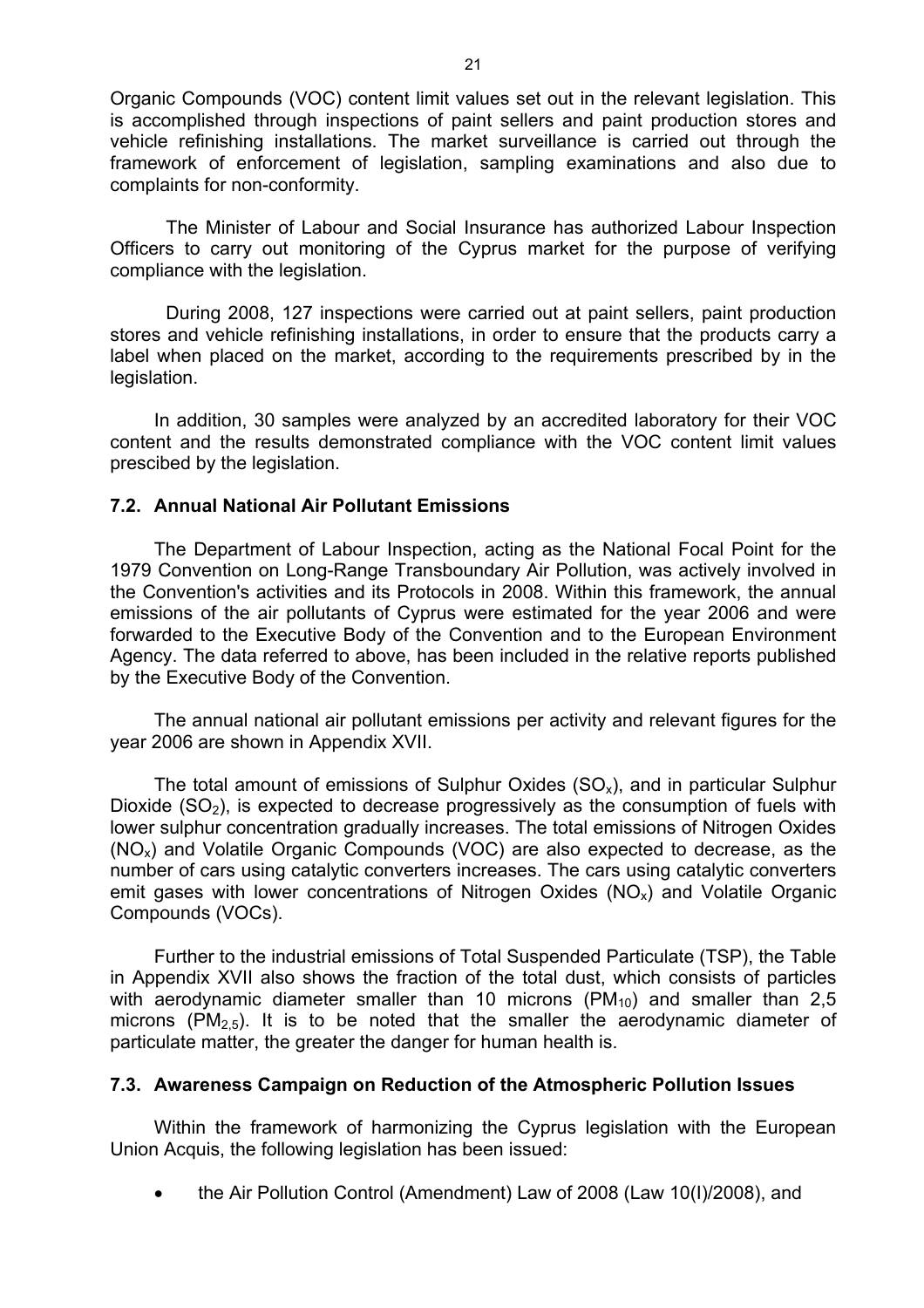Organic Compounds (VOC) content limit values set out in the relevant legislation. This is accomplished through inspections of paint sellers and paint production stores and vehicle refinishing installations. The market surveillance is carried out through the framework of enforcement of legislation, sampling examinations and also due to complaints for non-conformity.

The Minister of Labour and Social Insurance has authorized Labour Inspection Officers to carry out monitoring of the Cyprus market for the purpose of verifying compliance with the legislation.

During 2008, 127 inspections were carried out at paint sellers, paint production stores and vehicle refinishing installations, in order to ensure that the products carry a label when placed on the market, according to the requirements prescribed by in the legislation.

In addition, 30 samples were analyzed by an accredited laboratory for their VOC content and the results demonstrated compliance with the VOC content limit values prescibed by the legislation.

### 7.2. Annual National Air Pollutant Emissions

The Department of Labour Inspection, acting as the National Focal Point for the 1979 Convention on Long-Range Transboundary Air Pollution, was actively involved in the Convention's activities and its Protocols in 2008. Within this framework, the annual emissions of the air pollutants of Cyprus were estimated for the year 2006 and were forwarded to the Executive Body of the Convention and to the European Environment Agency. The data referred to above, has been included in the relative reports published by the Executive Body of the Convention.

The annual national air pollutant emissions per activity and relevant figures for the year 2006 are shown in Appendix XVII.

The total amount of emissions of Sulphur Oxides ($SO_x$), and in particular Sulphur Dioxide ($SO_2$), is expected to decrease progressively as the consumption of fuels with lower sulphur concentration gradually increases. The total emissions of Nitrogen Oxides ($NO_x$) and Volatile Organic Compounds (VOC) are also expected to decrease, as the number of cars using catalytic converters increases. The cars using catalytic converters emit gases with lower concentrations of Nitrogen Oxides ($NO_x$) and Volatile Organic Compounds (VOCs).

Further to the industrial emissions of Total Suspended Particulate (TSP), the Table in Appendix XVII also shows the fraction of the total dust, which consists of particles with aerodynamic diameter smaller than 10 microns ($PM_{10}$) and smaller than 2,5 microns ($PM_{2,5}$). It is to be noted that the smaller the aerodynamic diameter of particulate matter, the greater the danger for human health is.

### 7.3. Awareness Campaign on Reduction of the Atmospheric Pollution Issues

Within the framework of harmonizing the Cyprus legislation with the European Union Acquis, the following legislation has been issued:

- the Air Pollution Control (Amendment) Law of 2008 (Law 10(I)/2008), and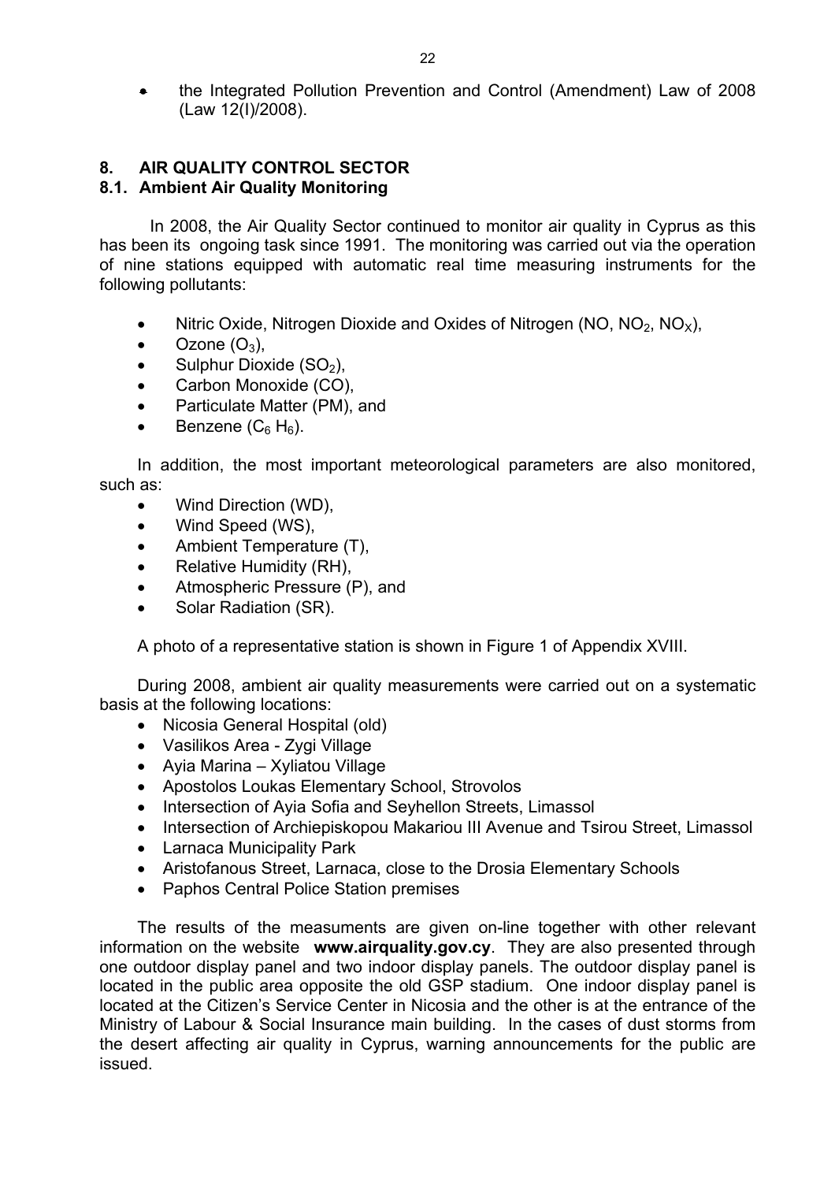- the Integrated Pollution Prevention and Control (Amendment) Law of 2008 (Law 12(I)/2008).

## 8. AIR QUALITY CONTROL SECTOR

### 8.1. Ambient Air Quality Monitoring

In 2008, the Air Quality Sector continued to monitor air quality in Cyprus as this has been its ongoing task since 1991. The monitoring was carried out via the operation of nine stations equipped with automatic real time measuring instruments for the following pollutants:

- Nitric Oxide, Nitrogen Dioxide and Oxides of Nitrogen (NO, $NO_2$, $NO_X$),
- Ozone ($O_3$),
- Sulphur Dioxide ($SO_2$),
- Carbon Monoxide (CO),
- Particulate Matter (PM), and
- Benzene ($C_6 H_6$).

In addition, the most important meteorological parameters are also monitored, such as:

- Wind Direction (WD),
- Wind Speed (WS),
- Ambient Temperature (T),
- Relative Humidity (RH),
- Atmospheric Pressure (P), and
- Solar Radiation (SR).

A photo of a representative station is shown in Figure 1 of Appendix XVIII.

During 2008, ambient air quality measurements were carried out on a systematic basis at the following locations:

- Nicosia General Hospital (old)
- Vasilikos Area - Zygi Village
- Ayia Marina – Xyliatou Village
- Apostolos Loukas Elementary School, Strovolos
- Intersection of Ayia Sofia and Seyhellon Streets, Limassol
- Intersection of Archiepiskopou Makariou III Avenue and Tsirou Street, Limassol
- Larnaca Municipality Park
- Aristofanous Street, Larnaca, close to the Drosia Elementary Schools
- Paphos Central Police Station premises

The results of the measuments are given on-line together with other relevant information on the website **www.airquality.gov.cy**. They are also presented through one outdoor display panel and two indoor display panels. The outdoor display panel is located in the public area opposite the old GSP stadium. One indoor display panel is located at the Citizen's Service Center in Nicosia and the other is at the entrance of the Ministry of Labour & Social Insurance main building. In the cases of dust storms from the desert affecting air quality in Cyprus, warning announcements for the public are issued.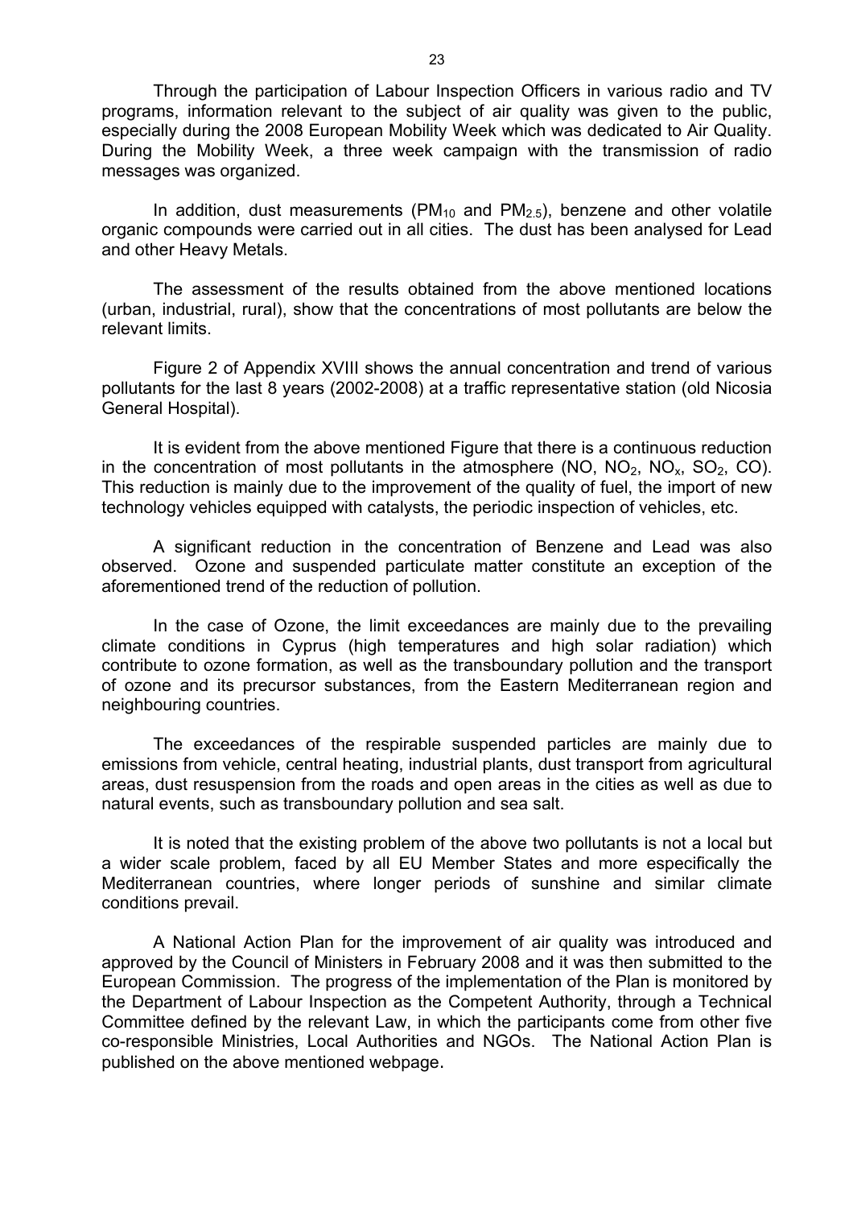Through the participation of Labour Inspection Officers in various radio and TV programs, information relevant to the subject of air quality was given to the public, especially during the 2008 European Mobility Week which was dedicated to Air Quality. During the Mobility Week, a three week campaign with the transmission of radio messages was organized.

In addition, dust measurements ($PM_{10}$ and $PM_{2.5}$), benzene and other volatile organic compounds were carried out in all cities. The dust has been analysed for Lead and other Heavy Metals.

The assessment of the results obtained from the above mentioned locations (urban, industrial, rural), show that the concentrations of most pollutants are below the relevant limits.

Figure 2 of Appendix XVIII shows the annual concentration and trend of various pollutants for the last 8 years (2002-2008) at a traffic representative station (old Nicosia General Hospital).

It is evident from the above mentioned Figure that there is a continuous reduction in the concentration of most pollutants in the atmosphere (NO, $NO_2$, $NO_x$, $SO_2$, CO). This reduction is mainly due to the improvement of the quality of fuel, the import of new technology vehicles equipped with catalysts, the periodic inspection of vehicles, etc.

A significant reduction in the concentration of Benzene and Lead was also observed. Ozone and suspended particulate matter constitute an exception of the aforementioned trend of the reduction of pollution.

In the case of Ozone, the limit exceedances are mainly due to the prevailing climate conditions in Cyprus (high temperatures and high solar radiation) which contribute to ozone formation, as well as the transboundary pollution and the transport of ozone and its precursor substances, from the Eastern Mediterranean region and neighbouring countries.

The exceedances of the respirable suspended particles are mainly due to emissions from vehicle, central heating, industrial plants, dust transport from agricultural areas, dust resuspension from the roads and open areas in the cities as well as due to natural events, such as transboundary pollution and sea salt.

It is noted that the existing problem of the above two pollutants is not a local but a wider scale problem, faced by all EU Member States and more especifically the Mediterranean countries, where longer periods of sunshine and similar climate conditions prevail.

A National Action Plan for the improvement of air quality was introduced and approved by the Council of Ministers in February 2008 and it was then submitted to the European Commission. The progress of the implementation of the Plan is monitored by the Department of Labour Inspection as the Competent Authority, through a Technical Committee defined by the relevant Law, in which the participants come from other five co-responsible Ministries, Local Authorities and NGOs. The National Action Plan is published on the above mentioned webpage.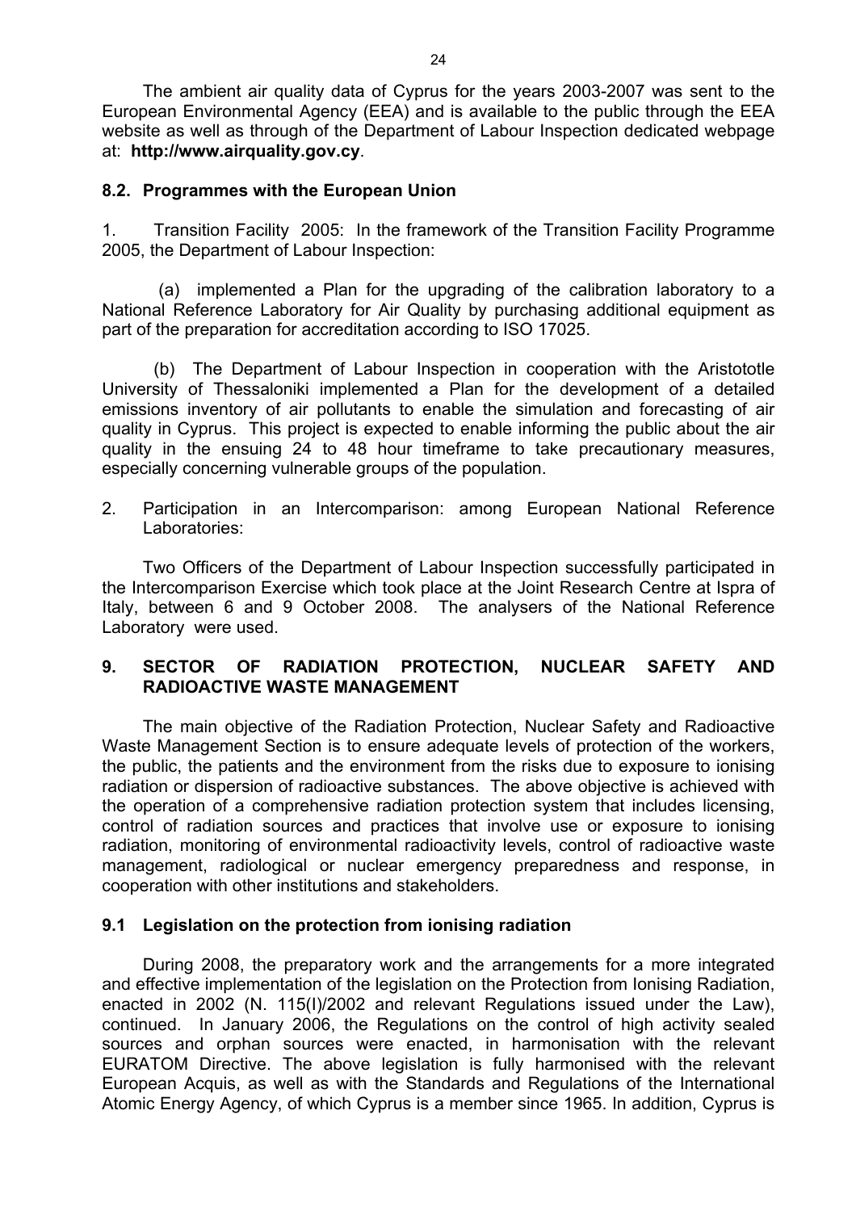The ambient air quality data of Cyprus for the years 2003-2007 was sent to the European Environmental Agency (EEA) and is available to the public through the EEA website as well as through of the Department of Labour Inspection dedicated webpage at: **http://www.airquality.gov.cy**.

### 8.2. Programmes with the European Union

1. Transition Facility 2005: In the framework of the Transition Facility Programme 2005, the Department of Labour Inspection:

   (a) implemented a Plan for the upgrading of the calibration laboratory to a National Reference Laboratory for Air Quality by purchasing additional equipment as part of the preparation for accreditation according to ISO 17025.

   (b) The Department of Labour Inspection in cooperation with the Aristototle University of Thessaloniki implemented a Plan for the development of a detailed emissions inventory of air pollutants to enable the simulation and forecasting of air quality in Cyprus. This project is expected to enable informing the public about the air quality in the ensuing 24 to 48 hour timeframe to take precautionary measures, especially concerning vulnerable groups of the population.

2. Participation in an Intercomparison: among European National Reference Laboratories:

   Two Officers of the Department of Labour Inspection successfully participated in the Intercomparison Exercise which took place at the Joint Research Centre at Ispra of Italy, between 6 and 9 October 2008. The analysers of the National Reference Laboratory were used.

## 9. SECTOR OF RADIATION PROTECTION, NUCLEAR SAFETY AND RADIOACTIVE WASTE MANAGEMENT

The main objective of the Radiation Protection, Nuclear Safety and Radioactive Waste Management Section is to ensure adequate levels of protection of the workers, the public, the patients and the environment from the risks due to exposure to ionising radiation or dispersion of radioactive substances. The above objective is achieved with the operation of a comprehensive radiation protection system that includes licensing, control of radiation sources and practices that involve use or exposure to ionising radiation, monitoring of environmental radioactivity levels, control of radioactive waste management, radiological or nuclear emergency preparedness and response, in cooperation with other institutions and stakeholders.

### 9.1 Legislation on the protection from ionising radiation

During 2008, the preparatory work and the arrangements for a more integrated and effective implementation of the legislation on the Protection from Ionising Radiation, enacted in 2002 (N. 115(I)/2002 and relevant Regulations issued under the Law), continued. In January 2006, the Regulations on the control of high activity sealed sources and orphan sources were enacted, in harmonisation with the relevant EURATOM Directive. The above legislation is fully harmonised with the relevant European Acquis, as well as with the Standards and Regulations of the International Atomic Energy Agency, of which Cyprus is a member since 1965. In addition, Cyprus is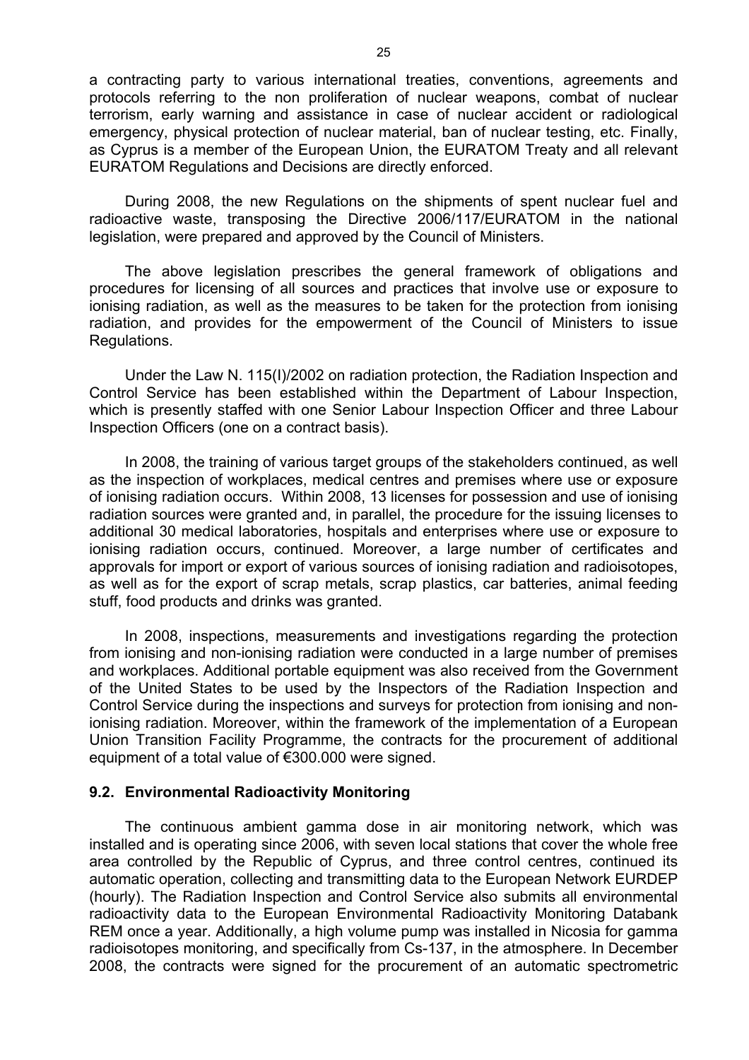a contracting party to various international treaties, conventions, agreements and protocols referring to the non proliferation of nuclear weapons, combat of nuclear terrorism, early warning and assistance in case of nuclear accident or radiological emergency, physical protection of nuclear material, ban of nuclear testing, etc. Finally, as Cyprus is a member of the European Union, the EURATOM Treaty and all relevant EURATOM Regulations and Decisions are directly enforced.

During 2008, the new Regulations on the shipments of spent nuclear fuel and radioactive waste, transposing the Directive 2006/117/EURATOM in the national legislation, were prepared and approved by the Council of Ministers.

The above legislation prescribes the general framework of obligations and procedures for licensing of all sources and practices that involve use or exposure to ionising radiation, as well as the measures to be taken for the protection from ionising radiation, and provides for the empowerment of the Council of Ministers to issue Regulations.

Under the Law N. 115(I)/2002 on radiation protection, the Radiation Inspection and Control Service has been established within the Department of Labour Inspection, which is presently staffed with one Senior Labour Inspection Officer and three Labour Inspection Officers (one on a contract basis).

In 2008, the training of various target groups of the stakeholders continued, as well as the inspection of workplaces, medical centres and premises where use or exposure of ionising radiation occurs. Within 2008, 13 licenses for possession and use of ionising radiation sources were granted and, in parallel, the procedure for the issuing licenses to additional 30 medical laboratories, hospitals and enterprises where use or exposure to ionising radiation occurs, continued. Moreover, a large number of certificates and approvals for import or export of various sources of ionising radiation and radioisotopes, as well as for the export of scrap metals, scrap plastics, car batteries, animal feeding stuff, food products and drinks was granted.

In 2008, inspections, measurements and investigations regarding the protection from ionising and non-ionising radiation were conducted in a large number of premises and workplaces. Additional portable equipment was also received from the Government of the United States to be used by the Inspectors of the Radiation Inspection and Control Service during the inspections and surveys for protection from ionising and non-ionising radiation. Moreover, within the framework of the implementation of a European Union Transition Facility Programme, the contracts for the procurement of additional equipment of a total value of €300.000 were signed.

### 9.2. Environmental Radioactivity Monitoring

The continuous ambient gamma dose in air monitoring network, which was installed and is operating since 2006, with seven local stations that cover the whole free area controlled by the Republic of Cyprus, and three control centres, continued its automatic operation, collecting and transmitting data to the European Network EURDEP (hourly). The Radiation Inspection and Control Service also submits all environmental radioactivity data to the European Environmental Radioactivity Monitoring Databank REM once a year. Additionally, a high volume pump was installed in Nicosia for gamma radioisotopes monitoring, and specifically from Cs-137, in the atmosphere. In December 2008, the contracts were signed for the procurement of an automatic spectrometric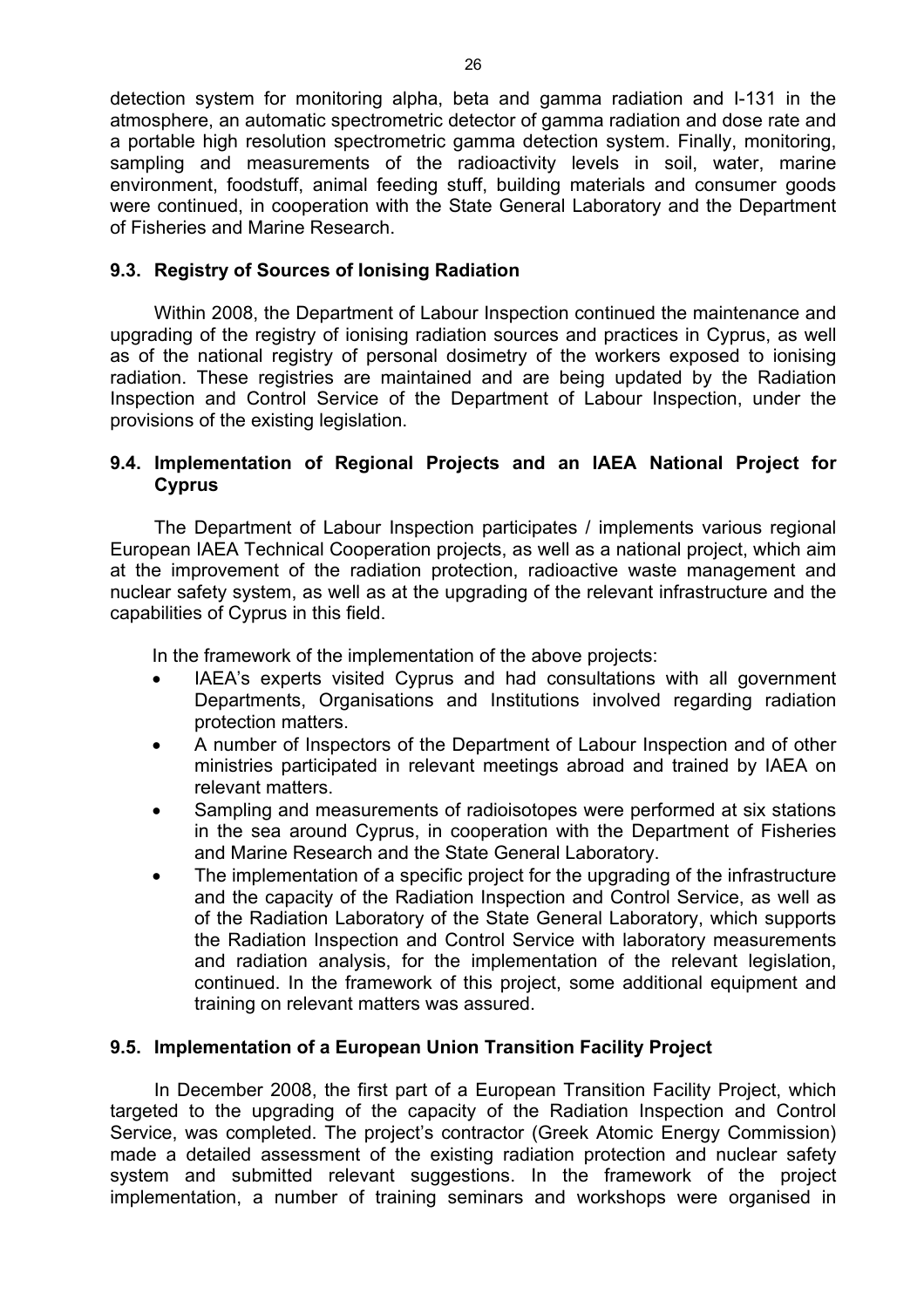detection system for monitoring alpha, beta and gamma radiation and I-131 in the atmosphere, an automatic spectrometric detector of gamma radiation and dose rate and a portable high resolution spectrometric gamma detection system. Finally, monitoring, sampling and measurements of the radioactivity levels in soil, water, marine environment, foodstuff, animal feeding stuff, building materials and consumer goods were continued, in cooperation with the State General Laboratory and the Department of Fisheries and Marine Research.

### 9.3. Registry of Sources of Ionising Radiation

Within 2008, the Department of Labour Inspection continued the maintenance and upgrading of the registry of ionising radiation sources and practices in Cyprus, as well as of the national registry of personal dosimetry of the workers exposed to ionising radiation. These registries are maintained and are being updated by the Radiation Inspection and Control Service of the Department of Labour Inspection, under the provisions of the existing legislation.

### 9.4. Implementation of Regional Projects and an IAEA National Project for Cyprus

The Department of Labour Inspection participates / implements various regional European IAEA Technical Cooperation projects, as well as a national project, which aim at the improvement of the radiation protection, radioactive waste management and nuclear safety system, as well as at the upgrading of the relevant infrastructure and the capabilities of Cyprus in this field.

In the framework of the implementation of the above projects:

- IAEA's experts visited Cyprus and had consultations with all government Departments, Organisations and Institutions involved regarding radiation protection matters.
- A number of Inspectors of the Department of Labour Inspection and of other ministries participated in relevant meetings abroad and trained by IAEA on relevant matters.
- Sampling and measurements of radioisotopes were performed at six stations in the sea around Cyprus, in cooperation with the Department of Fisheries and Marine Research and the State General Laboratory.
- The implementation of a specific project for the upgrading of the infrastructure and the capacity of the Radiation Inspection and Control Service, as well as of the Radiation Laboratory of the State General Laboratory, which supports the Radiation Inspection and Control Service with laboratory measurements and radiation analysis, for the implementation of the relevant legislation, continued. In the framework of this project, some additional equipment and training on relevant matters was assured.

### 9.5. Implementation of a European Union Transition Facility Project

In December 2008, the first part of a European Transition Facility Project, which targeted to the upgrading of the capacity of the Radiation Inspection and Control Service, was completed. The project's contractor (Greek Atomic Energy Commission) made a detailed assessment of the existing radiation protection and nuclear safety system and submitted relevant suggestions. In the framework of the project implementation, a number of training seminars and workshops were organised in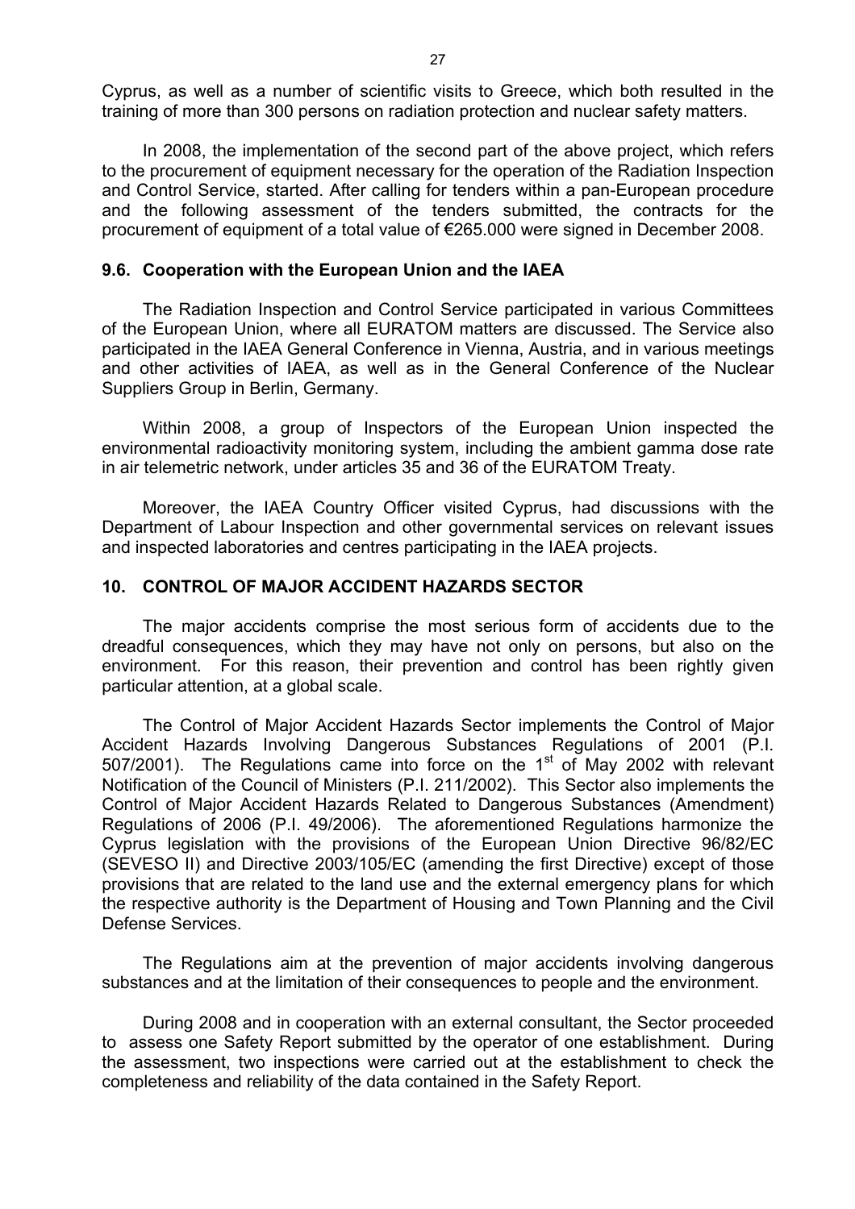Cyprus, as well as a number of scientific visits to Greece, which both resulted in the training of more than 300 persons on radiation protection and nuclear safety matters.

In 2008, the implementation of the second part of the above project, which refers to the procurement of equipment necessary for the operation of the Radiation Inspection and Control Service, started. After calling for tenders within a pan-European procedure and the following assessment of the tenders submitted, the contracts for the procurement of equipment of a total value of €265.000 were signed in December 2008.

### 9.6. Cooperation with the European Union and the IAEA

The Radiation Inspection and Control Service participated in various Committees of the European Union, where all EURATOM matters are discussed. The Service also participated in the IAEA General Conference in Vienna, Austria, and in various meetings and other activities of IAEA, as well as in the General Conference of the Nuclear Suppliers Group in Berlin, Germany.

Within 2008, a group of Inspectors of the European Union inspected the environmental radioactivity monitoring system, including the ambient gamma dose rate in air telemetric network, under articles 35 and 36 of the EURATOM Treaty.

Moreover, the IAEA Country Officer visited Cyprus, had discussions with the Department of Labour Inspection and other governmental services on relevant issues and inspected laboratories and centres participating in the IAEA projects.

## 10. CONTROL OF MAJOR ACCIDENT HAZARDS SECTOR

The major accidents comprise the most serious form of accidents due to the dreadful consequences, which they may have not only on persons, but also on the environment. For this reason, their prevention and control has been rightly given particular attention, at a global scale.

The Control of Major Accident Hazards Sector implements the Control of Major Accident Hazards Involving Dangerous Substances Regulations of 2001 (P.I. 507/2001). The Regulations came into force on the 1st of May 2002 with relevant Notification of the Council of Ministers (P.I. 211/2002). This Sector also implements the Control of Major Accident Hazards Related to Dangerous Substances (Amendment) Regulations of 2006 (P.I. 49/2006). The aforementioned Regulations harmonize the Cyprus legislation with the provisions of the European Union Directive 96/82/EC (SEVESO II) and Directive 2003/105/EC (amending the first Directive) except of those provisions that are related to the land use and the external emergency plans for which the respective authority is the Department of Housing and Town Planning and the Civil Defense Services.

The Regulations aim at the prevention of major accidents involving dangerous substances and at the limitation of their consequences to people and the environment.

During 2008 and in cooperation with an external consultant, the Sector proceeded to assess one Safety Report submitted by the operator of one establishment. During the assessment, two inspections were carried out at the establishment to check the completeness and reliability of the data contained in the Safety Report.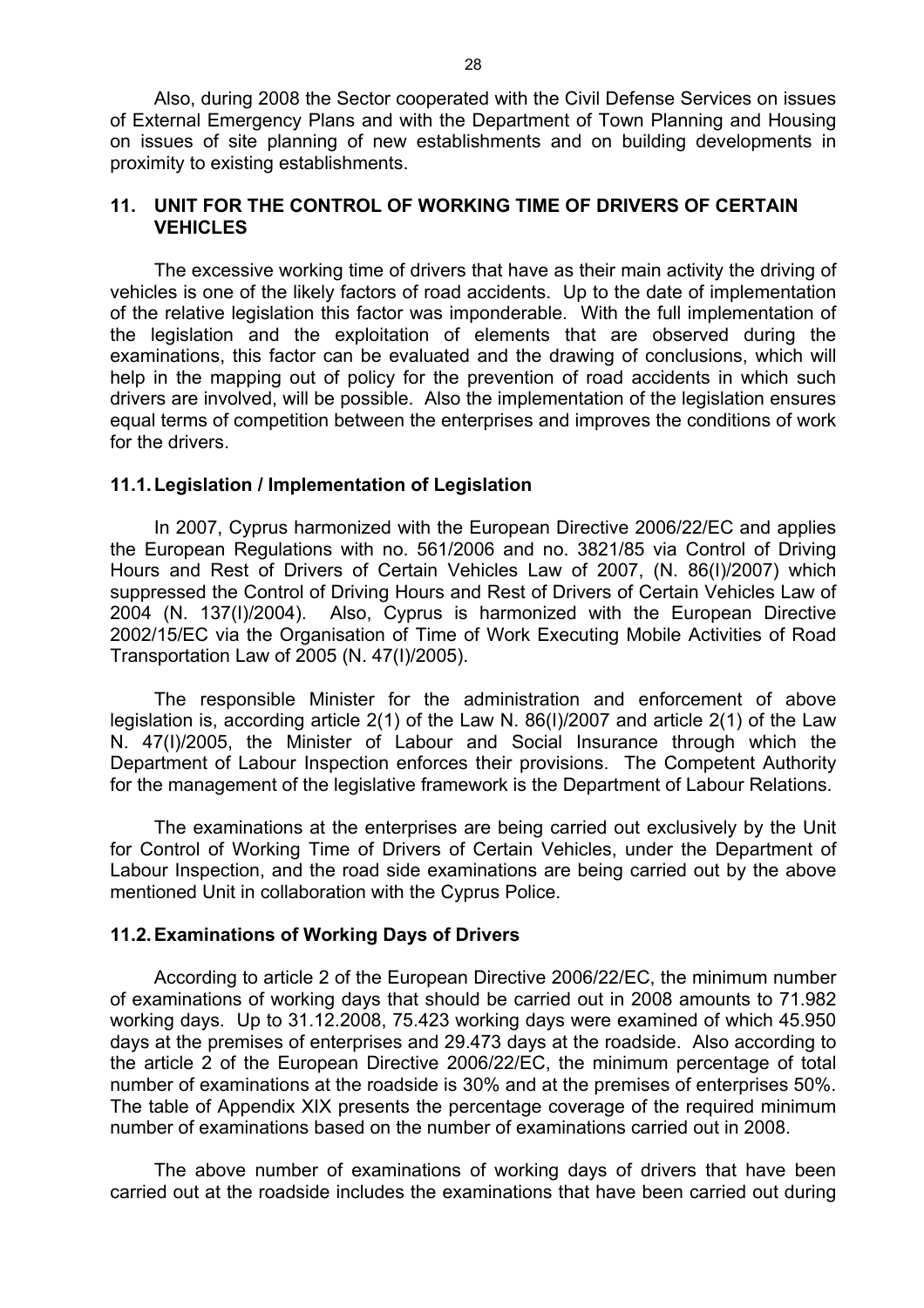Also, during 2008 the Sector cooperated with the Civil Defense Services on issues of External Emergency Plans and with the Department of Town Planning and Housing on issues of site planning of new establishments and on building developments in proximity to existing establishments.

## 11. UNIT FOR THE CONTROL OF WORKING TIME OF DRIVERS OF CERTAIN VEHICLES

The excessive working time of drivers that have as their main activity the driving of vehicles is one of the likely factors of road accidents. Up to the date of implementation of the relative legislation this factor was imponderable. With the full implementation of the legislation and the exploitation of elements that are observed during the examinations, this factor can be evaluated and the drawing of conclusions, which will help in the mapping out of policy for the prevention of road accidents in which such drivers are involved, will be possible. Also the implementation of the legislation ensures equal terms of competition between the enterprises and improves the conditions of work for the drivers.

### 11.1. Legislation / Implementation of Legislation

In 2007, Cyprus harmonized with the European Directive 2006/22/EC and applies the European Regulations with no. 561/2006 and no. 3821/85 via Control of Driving Hours and Rest of Drivers of Certain Vehicles Law of 2007, (N. 86(I)/2007) which suppressed the Control of Driving Hours and Rest of Drivers of Certain Vehicles Law of 2004 (N. 137(I)/2004). Also, Cyprus is harmonized with the European Directive 2002/15/EC via the Organisation of Time of Work Executing Mobile Activities of Road Transportation Law of 2005 (N. 47(I)/2005).

The responsible Minister for the administration and enforcement of above legislation is, according article 2(1) of the Law N. 86(I)/2007 and article 2(1) of the Law N. 47(I)/2005, the Minister of Labour and Social Insurance through which the Department of Labour Inspection enforces their provisions. The Competent Authority for the management of the legislative framework is the Department of Labour Relations.

The examinations at the enterprises are being carried out exclusively by the Unit for Control of Working Time of Drivers of Certain Vehicles, under the Department of Labour Inspection, and the road side examinations are being carried out by the above mentioned Unit in collaboration with the Cyprus Police.

### 11.2. Examinations of Working Days of Drivers

According to article 2 of the European Directive 2006/22/EC, the minimum number of examinations of working days that should be carried out in 2008 amounts to 71.982 working days. Up to 31.12.2008, 75.423 working days were examined of which 45.950 days at the premises of enterprises and 29.473 days at the roadside. Also according to the article 2 of the European Directive 2006/22/EC, the minimum percentage of total number of examinations at the roadside is 30% and at the premises of enterprises 50%. The table of Appendix XIX presents the percentage coverage of the required minimum number of examinations based on the number of examinations carried out in 2008.

The above number of examinations of working days of drivers that have been carried out at the roadside includes the examinations that have been carried out during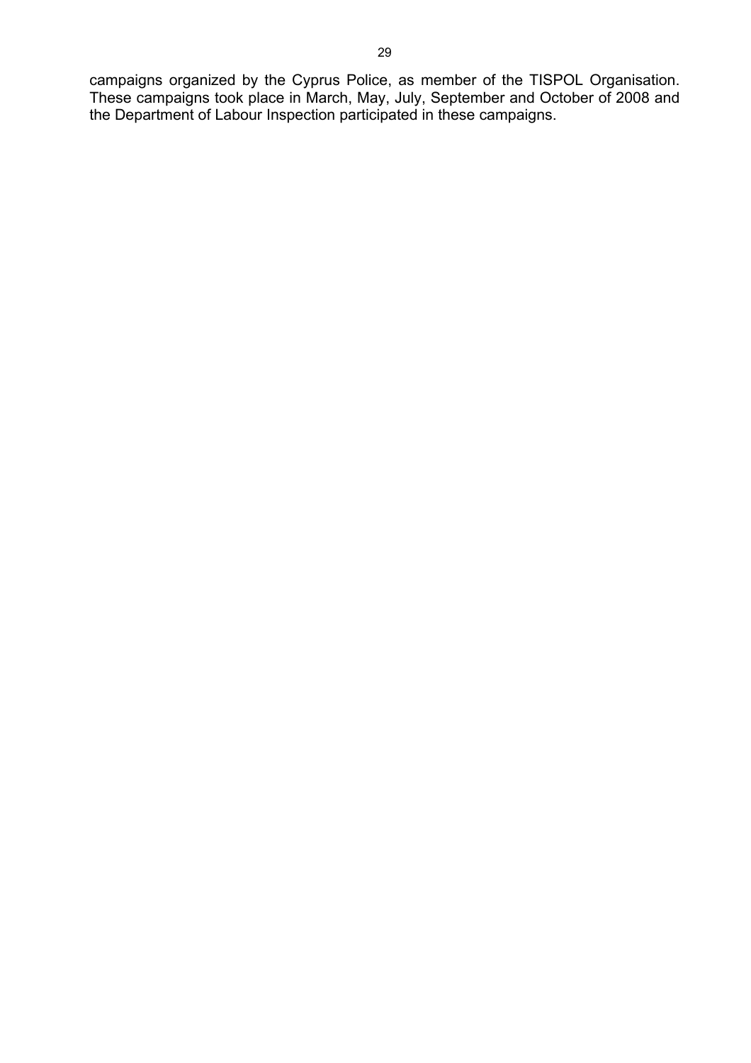campaigns organized by the Cyprus Police, as member of the TISPOL Organisation. These campaigns took place in March, May, July, September and October of 2008 and the Department of Labour Inspection participated in these campaigns.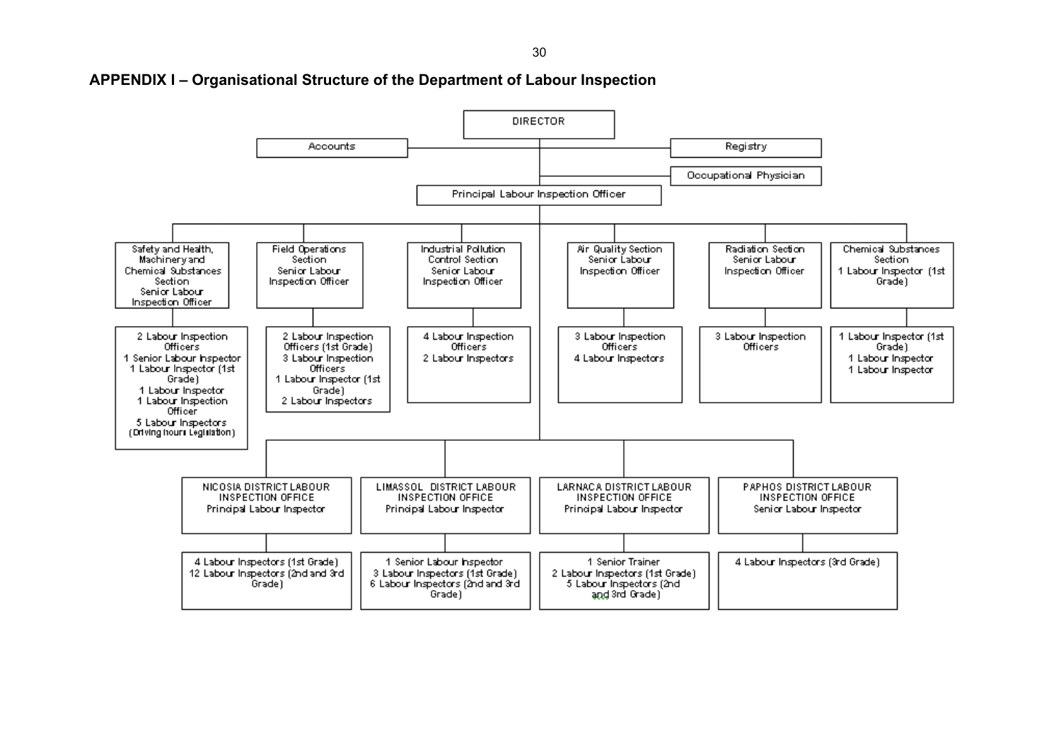## APPENDIX I – Organisational Structure of the Department of Labour Inspection

**DIRECTOR**

- Accounts
- Registry
- Occupational Physician

**Principal Labour Inspection Officer**

**Safety and Health, Machinery and Chemical Substances Section**
Senior Labour Inspection Officer
- 2 Labour Inspection Officers
- 1 Senior Labour Inspector
- 1 Labour Inspector (1st Grade)
- 1 Labour Inspector
- 1 Labour Inspection Officer
- 5 Labour Inspectors (Driving hours Legislation)

**Field Operations Section**
Senior Labour Inspection Officer
- 2 Labour Inspection Officers (1st Grade)
- 3 Labour Inspection Officers
- 1 Labour Inspector (1st Grade)
- 2 Labour Inspectors

**Industrial Pollution Control Section**
Senior Labour Inspection Officer
- 4 Labour Inspection Officers
- 2 Labour Inspectors

**Air Quality Section**
Senior Labour Inspection Officer
- 3 Labour Inspection Officers
- 4 Labour Inspectors

**Radiation Section**
Senior Labour Inspection Officer
- 3 Labour Inspection Officers

**Chemical Substances Section**
1 Labour Inspector (1st Grade)
- 1 Labour Inspector (1st Grade)
- 1 Labour Inspector
- 1 Labour Inspector

**NICOSIA DISTRICT LABOUR INSPECTION OFFICE**
Principal Labour Inspector
- 4 Labour Inspectors (1st Grade)
- 12 Labour Inspectors (2nd and 3rd Grade)

**LIMASSOL DISTRICT LABOUR INSPECTION OFFICE**
Principal Labour Inspector
- 1 Senior Labour Inspector
- 3 Labour Inspectors (1st Grade)
- 6 Labour Inspectors (2nd and 3rd Grade)

**LARNACA DISTRICT LABOUR INSPECTION OFFICE**
Principal Labour Inspector
- 1 Senior Trainer
- 2 Labour Inspectors (1st Grade)
- 5 Labour Inspectors (2nd and 3rd Grade)

**PAPHOS DISTRICT LABOUR INSPECTION OFFICE**
Senior Labour Inspector
- 4 Labour Inspectors (3rd Grade)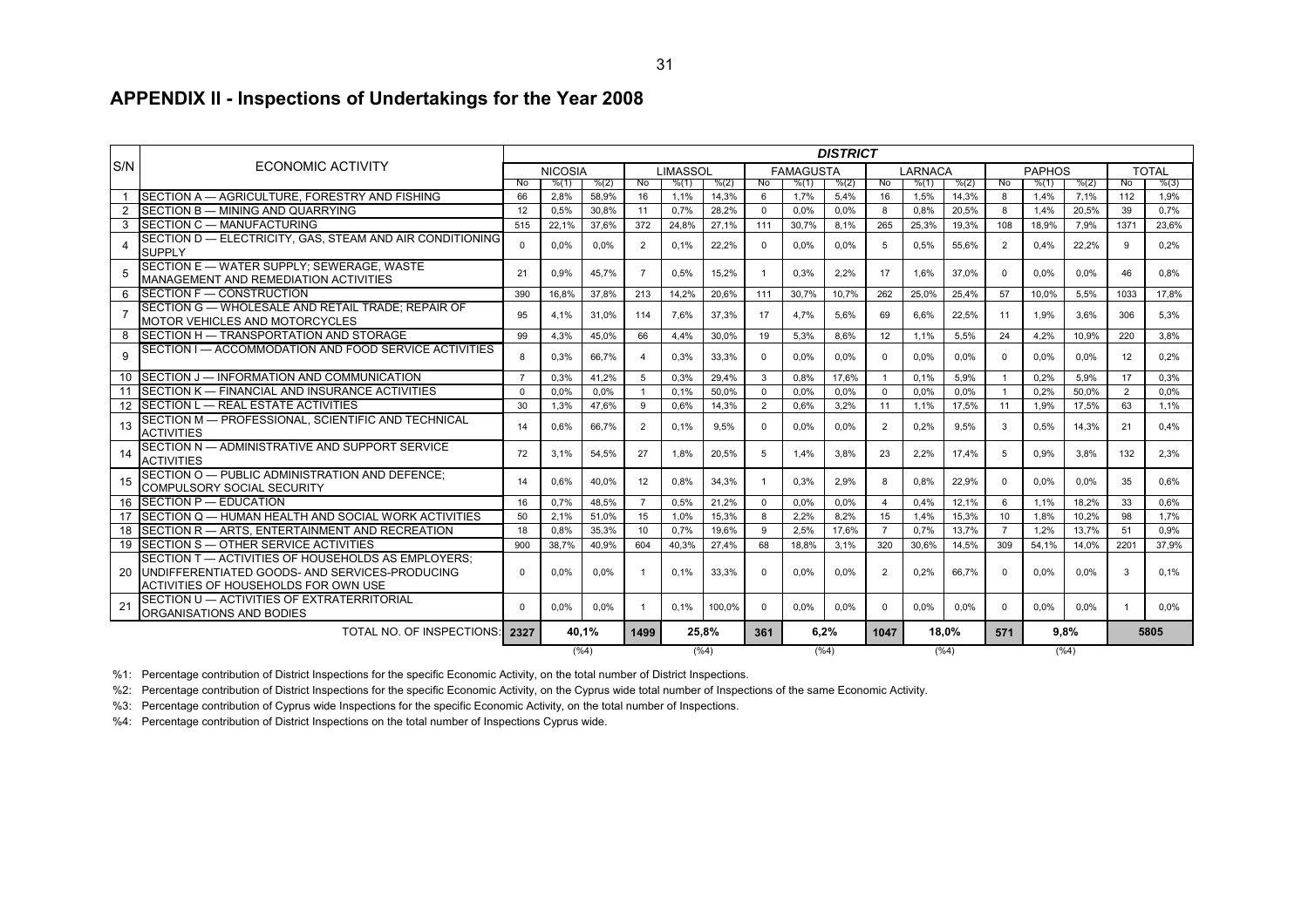## APPENDIX II - Inspections of Undertakings for the Year 2008

| S/N | ECONOMIC ACTIVITY | DISTRICT | | | | | | | | | | | | | | | | |
|---|---|---|---|---|---|---|---|---|---|---|---|---|---|---|---|---|---|---|
| | | NICOSIA | | | LIMASSOL | | | FAMAGUSTA | | | LARNACA | | | PAPHOS | | | TOTAL | |
| | | No | %(1) | %(2) | No | %(1) | %(2) | No | %(1) | %(2) | No | %(1) | %(2) | No | %(1) | %(2) | No | %(3) |
| 1 | SECTION A — AGRICULTURE, FORESTRY AND FISHING | 66 | 2,8% | 58,9% | 16 | 1,1% | 14,3% | 6 | 1,7% | 5,4% | 16 | 1,5% | 14,3% | 8 | 1,4% | 7,1% | 112 | 1,9% |
| 2 | SECTION B — MINING AND QUARRYING | 12 | 0,5% | 30,8% | 11 | 0,7% | 28,2% | 0 | 0,0% | 0,0% | 8 | 0,8% | 20,5% | 8 | 1,4% | 20,5% | 39 | 0,7% |
| 3 | SECTION C — MANUFACTURING | 515 | 22,1% | 37,6% | 372 | 24,8% | 27,1% | 111 | 30,7% | 8,1% | 265 | 25,3% | 19,3% | 108 | 18,9% | 7,9% | 1371 | 23,6% |
| 4 | SECTION D — ELECTRICITY, GAS, STEAM AND AIR CONDITIONING SUPPLY | 0 | 0,0% | 0,0% | 2 | 0,1% | 22,2% | 0 | 0,0% | 0,0% | 5 | 0,5% | 55,6% | 2 | 0,4% | 22,2% | 9 | 0,2% |
| 5 | SECTION E — WATER SUPPLY; SEWERAGE, WASTE MANAGEMENT AND REMEDIATION ACTIVITIES | 21 | 0,9% | 45,7% | 7 | 0,5% | 15,2% | 1 | 0,3% | 2,2% | 17 | 1,6% | 37,0% | 0 | 0,0% | 0,0% | 46 | 0,8% |
| 6 | SECTION F — CONSTRUCTION | 390 | 16,8% | 37,8% | 213 | 14,2% | 20,6% | 111 | 30,7% | 10,7% | 262 | 25,0% | 25,4% | 57 | 10,0% | 5,5% | 1033 | 17,8% |
| 7 | SECTION G — WHOLESALE AND RETAIL TRADE; REPAIR OF MOTOR VEHICLES AND MOTORCYCLES | 95 | 4,1% | 31,0% | 114 | 7,6% | 37,3% | 17 | 4,7% | 5,6% | 69 | 6,6% | 22,5% | 11 | 1,9% | 3,6% | 306 | 5,3% |
| 8 | SECTION H — TRANSPORTATION AND STORAGE | 99 | 4,3% | 45,0% | 66 | 4,4% | 30,0% | 19 | 5,3% | 8,6% | 12 | 1,1% | 5,5% | 24 | 4,2% | 10,9% | 220 | 3,8% |
| 9 | SECTION I — ACCOMMODATION AND FOOD SERVICE ACTIVITIES | 8 | 0,3% | 66,7% | 4 | 0,3% | 33,3% | 0 | 0,0% | 0,0% | 0 | 0,0% | 0,0% | 0 | 0,0% | 0,0% | 12 | 0,2% |
| 10 | SECTION J — INFORMATION AND COMMUNICATION | 7 | 0,3% | 41,2% | 5 | 0,3% | 29,4% | 3 | 0,8% | 17,6% | 1 | 0,1% | 5,9% | 1 | 0,2% | 5,9% | 17 | 0,3% |
| 11 | SECTION K — FINANCIAL AND INSURANCE ACTIVITIES | 0 | 0,0% | 0,0% | 1 | 0,1% | 50,0% | 0 | 0,0% | 0,0% | 0 | 0,0% | 0,0% | 1 | 0,2% | 50,0% | 2 | 0,0% |
| 12 | SECTION L — REAL ESTATE ACTIVITIES | 30 | 1,3% | 47,6% | 9 | 0,6% | 14,3% | 2 | 0,6% | 3,2% | 11 | 1,1% | 17,5% | 11 | 1,9% | 17,5% | 63 | 1,1% |
| 13 | SECTION M — PROFESSIONAL, SCIENTIFIC AND TECHNICAL ACTIVITIES | 14 | 0,6% | 66,7% | 2 | 0,1% | 9,5% | 0 | 0,0% | 0,0% | 2 | 0,2% | 9,5% | 3 | 0,5% | 14,3% | 21 | 0,4% |
| 14 | SECTION N — ADMINISTRATIVE AND SUPPORT SERVICE ACTIVITIES | 72 | 3,1% | 54,5% | 27 | 1,8% | 20,5% | 5 | 1,4% | 3,8% | 23 | 2,2% | 17,4% | 5 | 0,9% | 3,8% | 132 | 2,3% |
| 15 | SECTION O — PUBLIC ADMINISTRATION AND DEFENCE; COMPULSORY SOCIAL SECURITY | 14 | 0,6% | 40,0% | 12 | 0,8% | 34,3% | 1 | 0,3% | 2,9% | 8 | 0,8% | 22,9% | 0 | 0,0% | 0,0% | 35 | 0,6% |
| 16 | SECTION P — EDUCATION | 16 | 0,7% | 48,5% | 7 | 0,5% | 21,2% | 0 | 0,0% | 0,0% | 4 | 0,4% | 12,1% | 6 | 1,1% | 18,2% | 33 | 0,6% |
| 17 | SECTION Q — HUMAN HEALTH AND SOCIAL WORK ACTIVITIES | 50 | 2,1% | 51,0% | 15 | 1,0% | 15,3% | 8 | 2,2% | 8,2% | 15 | 1,4% | 15,3% | 10 | 1,8% | 10,2% | 98 | 1,7% |
| 18 | SECTION R — ARTS, ENTERTAINMENT AND RECREATION | 18 | 0,8% | 35,3% | 10 | 0,7% | 19,6% | 9 | 2,5% | 17,6% | 7 | 0,7% | 13,7% | 7 | 1,2% | 13,7% | 51 | 0,9% |
| 19 | SECTION S — OTHER SERVICE ACTIVITIES | 900 | 38,7% | 40,9% | 604 | 40,3% | 27,4% | 68 | 18,8% | 3,1% | 320 | 30,6% | 14,5% | 309 | 54,1% | 14,0% | 2201 | 37,9% |
| 20 | SECTION T — ACTIVITIES OF HOUSEHOLDS AS EMPLOYERS; UNDIFFERENTIATED GOODS- AND SERVICES-PRODUCING ACTIVITIES OF HOUSEHOLDS FOR OWN USE | 0 | 0,0% | 0,0% | 1 | 0,1% | 33,3% | 0 | 0,0% | 0,0% | 2 | 0,2% | 66,7% | 0 | 0,0% | 0,0% | 3 | 0,1% |
| 21 | SECTION U — ACTIVITIES OF EXTRATERRITORIAL ORGANISATIONS AND BODIES | 0 | 0,0% | 0,0% | 1 | 0,1% | 100,0% | 0 | 0,0% | 0,0% | 0 | 0,0% | 0,0% | 0 | 0,0% | 0,0% | 1 | 0,0% |
| | TOTAL NO. OF INSPECTIONS: | 2327 | 40,1% | | 1499 | 25,8% | | 361 | 6,2% | | 1047 | 18,0% | | 571 | 9,8% | | 5805 | |
| | | | (%4) | | | (%4) | | | (%4) | | | (%4) | | | (%4) | | | |

%1: Percentage contribution of District Inspections for the specific Economic Activity, on the total number of District Inspections.

%2: Percentage contribution of District Inspections for the specific Economic Activity, on the Cyprus wide total number of Inspections of the same Economic Activity.

%3: Percentage contribution of Cyprus wide Inspections for the specific Economic Activity, on the total number of Inspections.

%4: Percentage contribution of District Inspections on the total number of Inspections Cyprus wide.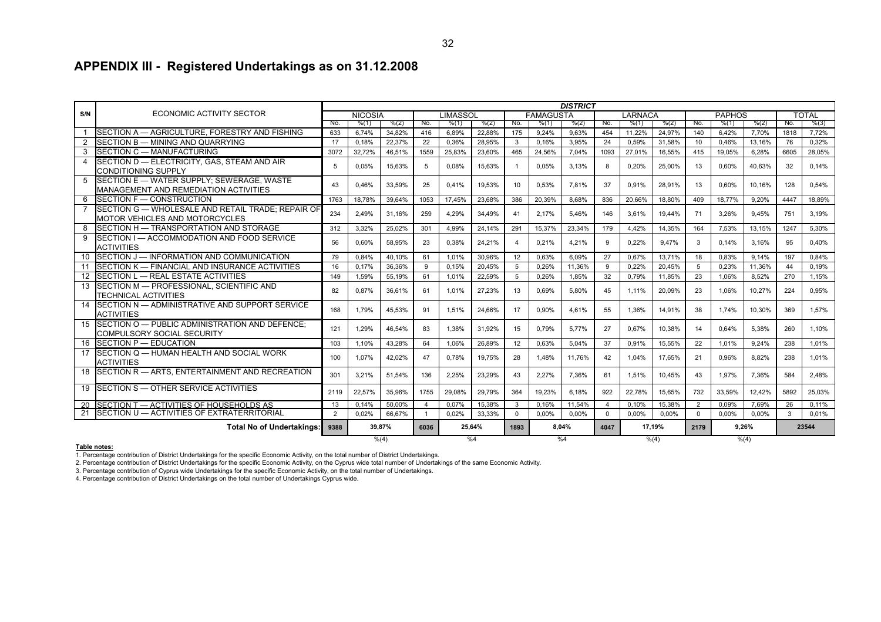## APPENDIX III - Registered Undertakings as on 31.12.2008

| S/N | ECONOMIC ACTIVITY SECTOR | DISTRICT | | | | | | | | | | | | | | | | |
|---|---|---|---|---|---|---|---|---|---|---|---|---|---|---|---|---|---|---|
| | | NICOSIA | | | LIMASSOL | | | FAMAGUSTA | | | LARNACA | | | PAPHOS | | | TOTAL | |
| | | No. | %(1) | %(2) | No. | %(1) | %(2) | No. | %(1) | %(2) | No. | %(1) | %(2) | No. | %(1) | %(2) | No. | %(3) |
| 1 | SECTION A — AGRICULTURE, FORESTRY AND FISHING | 633 | 6,74% | 34,82% | 416 | 6,89% | 22,88% | 175 | 9,24% | 9,63% | 454 | 11,22% | 24,97% | 140 | 6,42% | 7,70% | 1818 | 7,72% |
| 2 | SECTION B — MINING AND QUARRYING | 17 | 0,18% | 22,37% | 22 | 0,36% | 28,95% | 3 | 0,16% | 3,95% | 24 | 0,59% | 31,58% | 10 | 0,46% | 13,16% | 76 | 0,32% |
| 3 | SECTION C — MANUFACTURING | 3072 | 32,72% | 46,51% | 1559 | 25,83% | 23,60% | 465 | 24,56% | 7,04% | 1093 | 27,01% | 16,55% | 415 | 19,05% | 6,28% | 6605 | 28,05% |
| 4 | SECTION D — ELECTRICITY, GAS, STEAM AND AIR CONDITIONING SUPPLY | 5 | 0,05% | 15,63% | 5 | 0,08% | 15,63% | 1 | 0,05% | 3,13% | 8 | 0,20% | 25,00% | 13 | 0,60% | 40,63% | 32 | 0,14% |
| 5 | SECTION E — WATER SUPPLY; SEWERAGE, WASTE MANAGEMENT AND REMEDIATION ACTIVITIES | 43 | 0,46% | 33,59% | 25 | 0,41% | 19,53% | 10 | 0,53% | 7,81% | 37 | 0,91% | 28,91% | 13 | 0,60% | 10,16% | 128 | 0,54% |
| 6 | SECTION F — CONSTRUCTION | 1763 | 18,78% | 39,64% | 1053 | 17,45% | 23,68% | 386 | 20,39% | 8,68% | 836 | 20,66% | 18,80% | 409 | 18,77% | 9,20% | 4447 | 18,89% |
| 7 | SECTION G — WHOLESALE AND RETAIL TRADE; REPAIR OF MOTOR VEHICLES AND MOTORCYCLES | 234 | 2,49% | 31,16% | 259 | 4,29% | 34,49% | 41 | 2,17% | 5,46% | 146 | 3,61% | 19,44% | 71 | 3,26% | 9,45% | 751 | 3,19% |
| 8 | SECTION H — TRANSPORTATION AND STORAGE | 312 | 3,32% | 25,02% | 301 | 4,99% | 24,14% | 291 | 15,37% | 23,34% | 179 | 4,42% | 14,35% | 164 | 7,53% | 13,15% | 1247 | 5,30% |
| 9 | SECTION I — ACCOMMODATION AND FOOD SERVICE ACTIVITIES | 56 | 0,60% | 58,95% | 23 | 0,38% | 24,21% | 4 | 0,21% | 4,21% | 9 | 0,22% | 9,47% | 3 | 0,14% | 3,16% | 95 | 0,40% |
| 10 | SECTION J — INFORMATION AND COMMUNICATION | 79 | 0,84% | 40,10% | 61 | 1,01% | 30,96% | 12 | 0,63% | 6,09% | 27 | 0,67% | 13,71% | 18 | 0,83% | 9,14% | 197 | 0,84% |
| 11 | SECTION K — FINANCIAL AND INSURANCE ACTIVITIES | 16 | 0,17% | 36,36% | 9 | 0,15% | 20,45% | 5 | 0,26% | 11,36% | 9 | 0,22% | 20,45% | 5 | 0,23% | 11,36% | 44 | 0,19% |
| 12 | SECTION L — REAL ESTATE ACTIVITIES | 149 | 1,59% | 55,19% | 61 | 1,01% | 22,59% | 5 | 0,26% | 1,85% | 32 | 0,79% | 11,85% | 23 | 1,06% | 8,52% | 270 | 1,15% |
| 13 | SECTION M — PROFESSIONAL, SCIENTIFIC AND TECHNICAL ACTIVITIES | 82 | 0,87% | 36,61% | 61 | 1,01% | 27,23% | 13 | 0,69% | 5,80% | 45 | 1,11% | 20,09% | 23 | 1,06% | 10,27% | 224 | 0,95% |
| 14 | SECTION N — ADMINISTRATIVE AND SUPPORT SERVICE ACTIVITIES | 168 | 1,79% | 45,53% | 91 | 1,51% | 24,66% | 17 | 0,90% | 4,61% | 55 | 1,36% | 14,91% | 38 | 1,74% | 10,30% | 369 | 1,57% |
| 15 | SECTION O — PUBLIC ADMINISTRATION AND DEFENCE; COMPULSORY SOCIAL SECURITY | 121 | 1,29% | 46,54% | 83 | 1,38% | 31,92% | 15 | 0,79% | 5,77% | 27 | 0,67% | 10,38% | 14 | 0,64% | 5,38% | 260 | 1,10% |
| 16 | SECTION P — EDUCATION | 103 | 1,10% | 43,28% | 64 | 1,06% | 26,89% | 12 | 0,63% | 5,04% | 37 | 0,91% | 15,55% | 22 | 1,01% | 9,24% | 238 | 1,01% |
| 17 | SECTION Q — HUMAN HEALTH AND SOCIAL WORK ACTIVITIES | 100 | 1,07% | 42,02% | 47 | 0,78% | 19,75% | 28 | 1,48% | 11,76% | 42 | 1,04% | 17,65% | 21 | 0,96% | 8,82% | 238 | 1,01% |
| 18 | SECTION R — ARTS, ENTERTAINMENT AND RECREATION | 301 | 3,21% | 51,54% | 136 | 2,25% | 23,29% | 43 | 2,27% | 7,36% | 61 | 1,51% | 10,45% | 43 | 1,97% | 7,36% | 584 | 2,48% |
| 19 | SECTION S — OTHER SERVICE ACTIVITIES | 2119 | 22,57% | 35,96% | 1755 | 29,08% | 29,79% | 364 | 19,23% | 6,18% | 922 | 22,78% | 15,65% | 732 | 33,59% | 12,42% | 5892 | 25,03% |
| 20 | SECTION T — ACTIVITIES OF HOUSEHOLDS AS | 13 | 0,14% | 50,00% | 4 | 0,07% | 15,38% | 3 | 0,16% | 11,54% | 4 | 0,10% | 15,38% | 2 | 0,09% | 7,69% | 26 | 0,11% |
| 21 | SECTION U — ACTIVITIES OF EXTRATERRITORIAL | 2 | 0,02% | 66,67% | 1 | 0,02% | 33,33% | 0 | 0,00% | 0,00% | 0 | 0,00% | 0,00% | 0 | 0,00% | 0,00% | 3 | 0,01% |
| | **Total No of Undertakings:** | **9388** | **39,87%** | | **6036** | **25,64%** | | **1893** | **8,04%** | | **4047** | **17,19%** | | **2179** | **9,26%** | | **23544** | |
| | | | %(4) | | | %4 | | | %4 | | | %(4) | | | %(4) | | | |

**Table notes:**

1. Percentage contribution of District Undertakings for the specific Economic Activity, on the total number of District Undertakings.
2. Percentage contribution of District Undertakings for the specific Economic Activity, on the Cyprus wide total number of Undertakings of the same Economic Activity.
3. Percentage contribution of Cyprus wide Undertakings for the specific Economic Activity, on the total number of Undertakings.
4. Percentage contribution of District Undertakings on the total number of Undertakings Cyprus wide.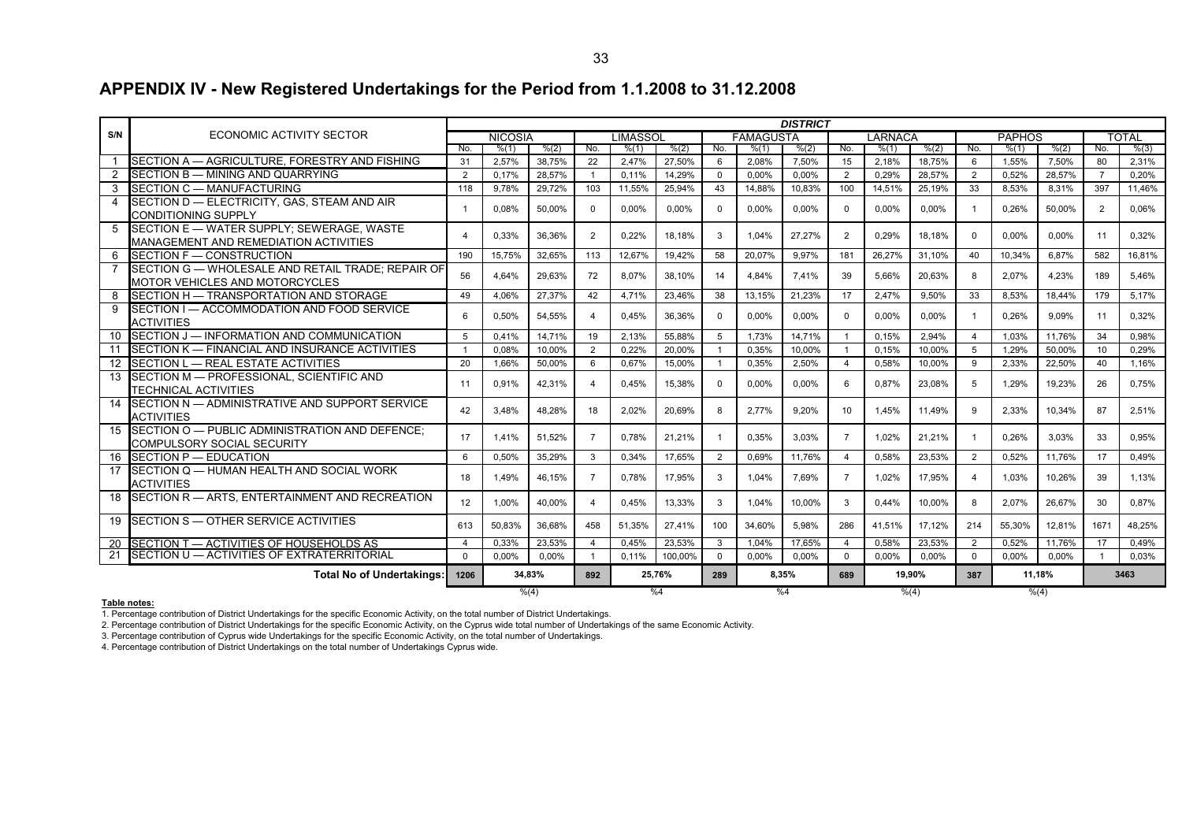## APPENDIX IV - New Registered Undertakings for the Period from 1.1.2008 to 31.12.2008

| S/N | ECONOMIC ACTIVITY SECTOR | DISTRICT | | | | | | | | | | | | | | | | |
|---|---|---|---|---|---|---|---|---|---|---|---|---|---|---|---|---|---|---|
| | | NICOSIA | | | LIMASSOL | | | FAMAGUSTA | | | LARNACA | | | PAPHOS | | | TOTAL | |
| | | No. | %(1) | %(2) | No. | %(1) | %(2) | No. | %(1) | %(2) | No. | %(1) | %(2) | No. | %(1) | %(2) | No. | %(3) |
| 1 | SECTION A — AGRICULTURE, FORESTRY AND FISHING | 31 | 2,57% | 38,75% | 22 | 2,47% | 27,50% | 6 | 2,08% | 7,50% | 15 | 2,18% | 18,75% | 6 | 1,55% | 7,50% | 80 | 2,31% |
| 2 | SECTION B — MINING AND QUARRYING | 2 | 0,17% | 28,57% | 1 | 0,11% | 14,29% | 0 | 0,00% | 0,00% | 2 | 0,29% | 28,57% | 2 | 0,52% | 28,57% | 7 | 0,20% |
| 3 | SECTION C — MANUFACTURING | 118 | 9,78% | 29,72% | 103 | 11,55% | 25,94% | 43 | 14,88% | 10,83% | 100 | 14,51% | 25,19% | 33 | 8,53% | 8,31% | 397 | 11,46% |
| 4 | SECTION D — ELECTRICITY, GAS, STEAM AND AIR CONDITIONING SUPPLY | 1 | 0,08% | 50,00% | 0 | 0,00% | 0,00% | 0 | 0,00% | 0,00% | 0 | 0,00% | 0,00% | 1 | 0,26% | 50,00% | 2 | 0,06% |
| 5 | SECTION E — WATER SUPPLY; SEWERAGE, WASTE MANAGEMENT AND REMEDIATION ACTIVITIES | 4 | 0,33% | 36,36% | 2 | 0,22% | 18,18% | 3 | 1,04% | 27,27% | 2 | 0,29% | 18,18% | 0 | 0,00% | 0,00% | 11 | 0,32% |
| 6 | SECTION F — CONSTRUCTION | 190 | 15,75% | 32,65% | 113 | 12,67% | 19,42% | 58 | 20,07% | 9,97% | 181 | 26,27% | 31,10% | 40 | 10,34% | 6,87% | 582 | 16,81% |
| 7 | SECTION G — WHOLESALE AND RETAIL TRADE; REPAIR OF MOTOR VEHICLES AND MOTORCYCLES | 56 | 4,64% | 29,63% | 72 | 8,07% | 38,10% | 14 | 4,84% | 7,41% | 39 | 5,66% | 20,63% | 8 | 2,07% | 4,23% | 189 | 5,46% |
| 8 | SECTION H — TRANSPORTATION AND STORAGE | 49 | 4,06% | 27,37% | 42 | 4,71% | 23,46% | 38 | 13,15% | 21,23% | 17 | 2,47% | 9,50% | 33 | 8,53% | 18,44% | 179 | 5,17% |
| 9 | SECTION I — ACCOMMODATION AND FOOD SERVICE ACTIVITIES | 6 | 0,50% | 54,55% | 4 | 0,45% | 36,36% | 0 | 0,00% | 0,00% | 0 | 0,00% | 0,00% | 1 | 0,26% | 9,09% | 11 | 0,32% |
| 10 | SECTION J — INFORMATION AND COMMUNICATION | 5 | 0,41% | 14,71% | 19 | 2,13% | 55,88% | 5 | 1,73% | 14,71% | 1 | 0,15% | 2,94% | 4 | 1,03% | 11,76% | 34 | 0,98% |
| 11 | SECTION K — FINANCIAL AND INSURANCE ACTIVITIES | 1 | 0,08% | 10,00% | 2 | 0,22% | 20,00% | 1 | 0,35% | 10,00% | 1 | 0,15% | 10,00% | 5 | 1,29% | 50,00% | 10 | 0,29% |
| 12 | SECTION L — REAL ESTATE ACTIVITIES | 20 | 1,66% | 50,00% | 6 | 0,67% | 15,00% | 1 | 0,35% | 2,50% | 4 | 0,58% | 10,00% | 9 | 2,33% | 22,50% | 40 | 1,16% |
| 13 | SECTION M — PROFESSIONAL, SCIENTIFIC AND TECHNICAL ACTIVITIES | 11 | 0,91% | 42,31% | 4 | 0,45% | 15,38% | 0 | 0,00% | 0,00% | 6 | 0,87% | 23,08% | 5 | 1,29% | 19,23% | 26 | 0,75% |
| 14 | SECTION N — ADMINISTRATIVE AND SUPPORT SERVICE ACTIVITIES | 42 | 3,48% | 48,28% | 18 | 2,02% | 20,69% | 8 | 2,77% | 9,20% | 10 | 1,45% | 11,49% | 9 | 2,33% | 10,34% | 87 | 2,51% |
| 15 | SECTION O — PUBLIC ADMINISTRATION AND DEFENCE; COMPULSORY SOCIAL SECURITY | 17 | 1,41% | 51,52% | 7 | 0,78% | 21,21% | 1 | 0,35% | 3,03% | 7 | 1,02% | 21,21% | 1 | 0,26% | 3,03% | 33 | 0,95% |
| 16 | SECTION P — EDUCATION | 6 | 0,50% | 35,29% | 3 | 0,34% | 17,65% | 2 | 0,69% | 11,76% | 4 | 0,58% | 23,53% | 2 | 0,52% | 11,76% | 17 | 0,49% |
| 17 | SECTION Q — HUMAN HEALTH AND SOCIAL WORK ACTIVITIES | 18 | 1,49% | 46,15% | 7 | 0,78% | 17,95% | 3 | 1,04% | 7,69% | 7 | 1,02% | 17,95% | 4 | 1,03% | 10,26% | 39 | 1,13% |
| 18 | SECTION R — ARTS, ENTERTAINMENT AND RECREATION | 12 | 1,00% | 40,00% | 4 | 0,45% | 13,33% | 3 | 1,04% | 10,00% | 3 | 0,44% | 10,00% | 8 | 2,07% | 26,67% | 30 | 0,87% |
| 19 | SECTION S — OTHER SERVICE ACTIVITIES | 613 | 50,83% | 36,68% | 458 | 51,35% | 27,41% | 100 | 34,60% | 5,98% | 286 | 41,51% | 17,12% | 214 | 55,30% | 12,81% | 1671 | 48,25% |
| 20 | SECTION T — ACTIVITIES OF HOUSEHOLDS AS | 4 | 0,33% | 23,53% | 4 | 0,45% | 23,53% | 3 | 1,04% | 17,65% | 4 | 0,58% | 23,53% | 2 | 0,52% | 11,76% | 17 | 0,49% |
| 21 | SECTION U — ACTIVITIES OF EXTRATERRITORIAL | 0 | 0,00% | 0,00% | 1 | 0,11% | 100,00% | 0 | 0,00% | 0,00% | 0 | 0,00% | 0,00% | 0 | 0,00% | 0,00% | 1 | 0,03% |
| | **Total No of Undertakings:** | **1206** | **34,83%** | | **892** | **25,76%** | | **289** | **8,35%** | | **689** | **19,90%** | | **387** | **11,18%** | | **3463** | |
| | | | %(4) | | | %4 | | | %4 | | | %(4) | | | %(4) | | | |

**Table notes:**

1. Percentage contribution of District Undertakings for the specific Economic Activity, on the total number of District Undertakings.
2. Percentage contribution of District Undertakings for the specific Economic Activity, on the Cyprus wide total number of Undertakings of the same Economic Activity.
3. Percentage contribution of Cyprus wide Undertakings for the specific Economic Activity, on the total number of Undertakings.
4. Percentage contribution of District Undertakings on the total number of Undertakings Cyprus wide.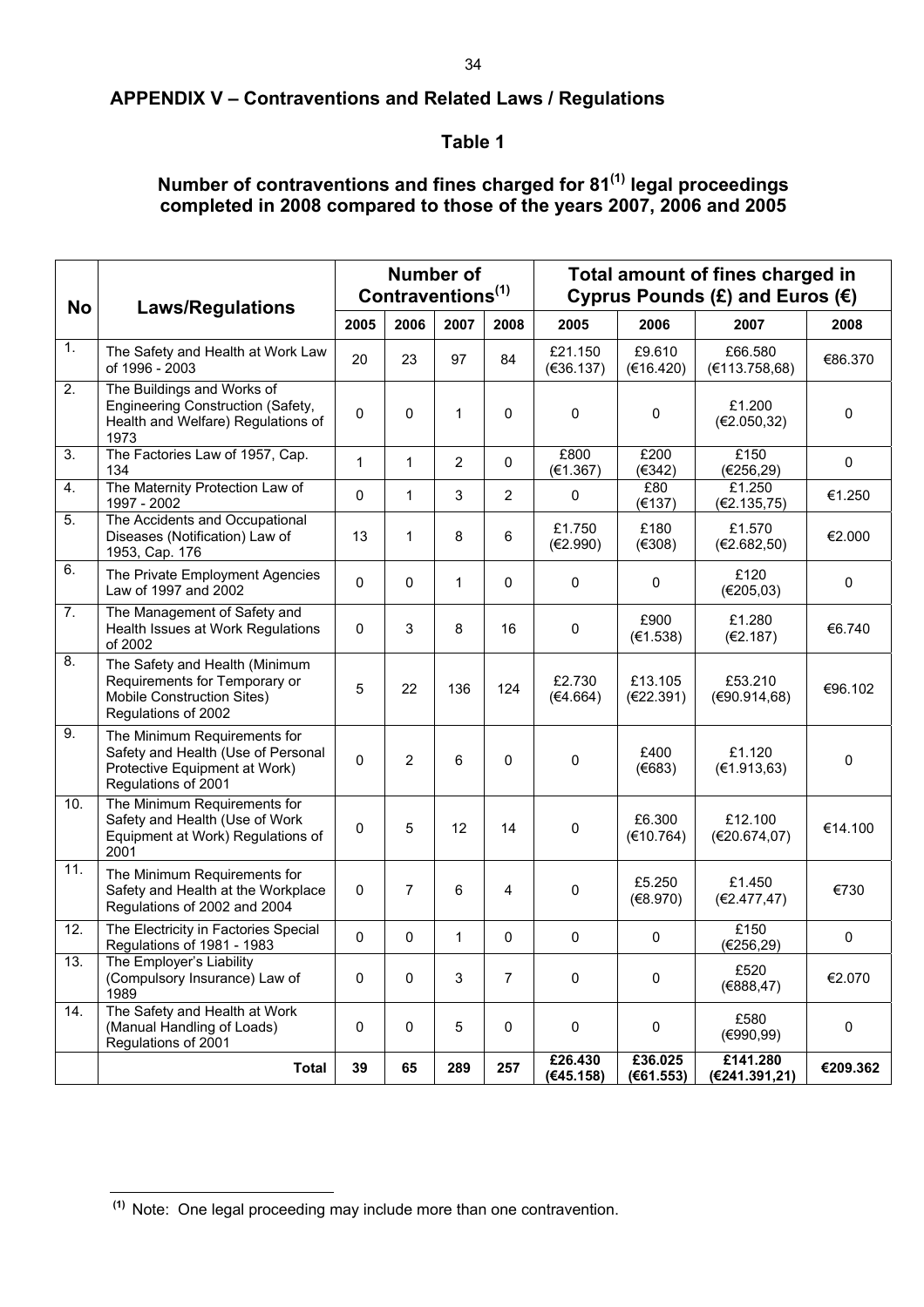## APPENDIX V – Contraventions and Related Laws / Regulations

### Table 1

### Number of contraventions and fines charged for 81[(1)] legal proceedings completed in 2008 compared to those of the years 2007, 2006 and 2005

| No | Laws/Regulations | Number of Contraventions[(1)] | | | | Total amount of fines charged in Cyprus Pounds (£) and Euros (€) | | | |
|---|---|---|---|---|---|---|---|---|---|
| | | 2005 | 2006 | 2007 | 2008 | 2005 | 2006 | 2007 | 2008 |
| 1. | The Safety and Health at Work Law of 1996 - 2003 | 20 | 23 | 97 | 84 | £21.150 (€36.137) | £9.610 (€16.420) | £66.580 (€113.758,68) | €86.370 |
| 2. | The Buildings and Works of Engineering Construction (Safety, Health and Welfare) Regulations of 1973 | 0 | 0 | 1 | 0 | 0 | 0 | £1.200 (€2.050,32) | 0 |
| 3. | The Factories Law of 1957, Cap. 134 | 1 | 1 | 2 | 0 | £800 (€1.367) | £200 (€342) | £150 (€256,29) | 0 |
| 4. | The Maternity Protection Law of 1997 - 2002 | 0 | 1 | 3 | 2 | 0 | £80 (€137) | £1.250 (€2.135,75) | €1.250 |
| 5. | The Accidents and Occupational Diseases (Notification) Law of 1953, Cap. 176 | 13 | 1 | 8 | 6 | £1.750 (€2.990) | £180 (€308) | £1.570 (€2.682,50) | €2.000 |
| 6. | The Private Employment Agencies Law of 1997 and 2002 | 0 | 0 | 1 | 0 | 0 | 0 | £120 (€205,03) | 0 |
| 7. | The Management of Safety and Health Issues at Work Regulations of 2002 | 0 | 3 | 8 | 16 | 0 | £900 (€1.538) | £1.280 (€2.187) | €6.740 |
| 8. | The Safety and Health (Minimum Requirements for Temporary or Mobile Construction Sites) Regulations of 2002 | 5 | 22 | 136 | 124 | £2.730 (€4.664) | £13.105 (€22.391) | £53.210 (€90.914,68) | €96.102 |
| 9. | The Minimum Requirements for Safety and Health (Use of Personal Protective Equipment at Work) Regulations of 2001 | 0 | 2 | 6 | 0 | 0 | £400 (€683) | £1.120 (€1.913,63) | 0 |
| 10. | The Minimum Requirements for Safety and Health (Use of Work Equipment at Work) Regulations of 2001 | 0 | 5 | 12 | 14 | 0 | £6.300 (€10.764) | £12.100 (€20.674,07) | €14.100 |
| 11. | The Minimum Requirements for Safety and Health at the Workplace Regulations of 2002 and 2004 | 0 | 7 | 6 | 4 | 0 | £5.250 (€8.970) | £1.450 (€2.477,47) | €730 |
| 12. | The Electricity in Factories Special Regulations of 1981 - 1983 | 0 | 0 | 1 | 0 | 0 | 0 | £150 (€256,29) | 0 |
| 13. | The Employer's Liability (Compulsory Insurance) Law of 1989 | 0 | 0 | 3 | 7 | 0 | 0 | £520 (€888,47) | €2.070 |
| 14. | The Safety and Health at Work (Manual Handling of Loads) Regulations of 2001 | 0 | 0 | 5 | 0 | 0 | 0 | £580 (€990,99) | 0 |
| | **Total** | **39** | **65** | **289** | **257** | **£26.430 (€45.158)** | **£36.025 (€61.553)** | **£141.280 (€241.391,21)** | **€209.362** |

[(1)] Note: One legal proceeding may include more than one contravention.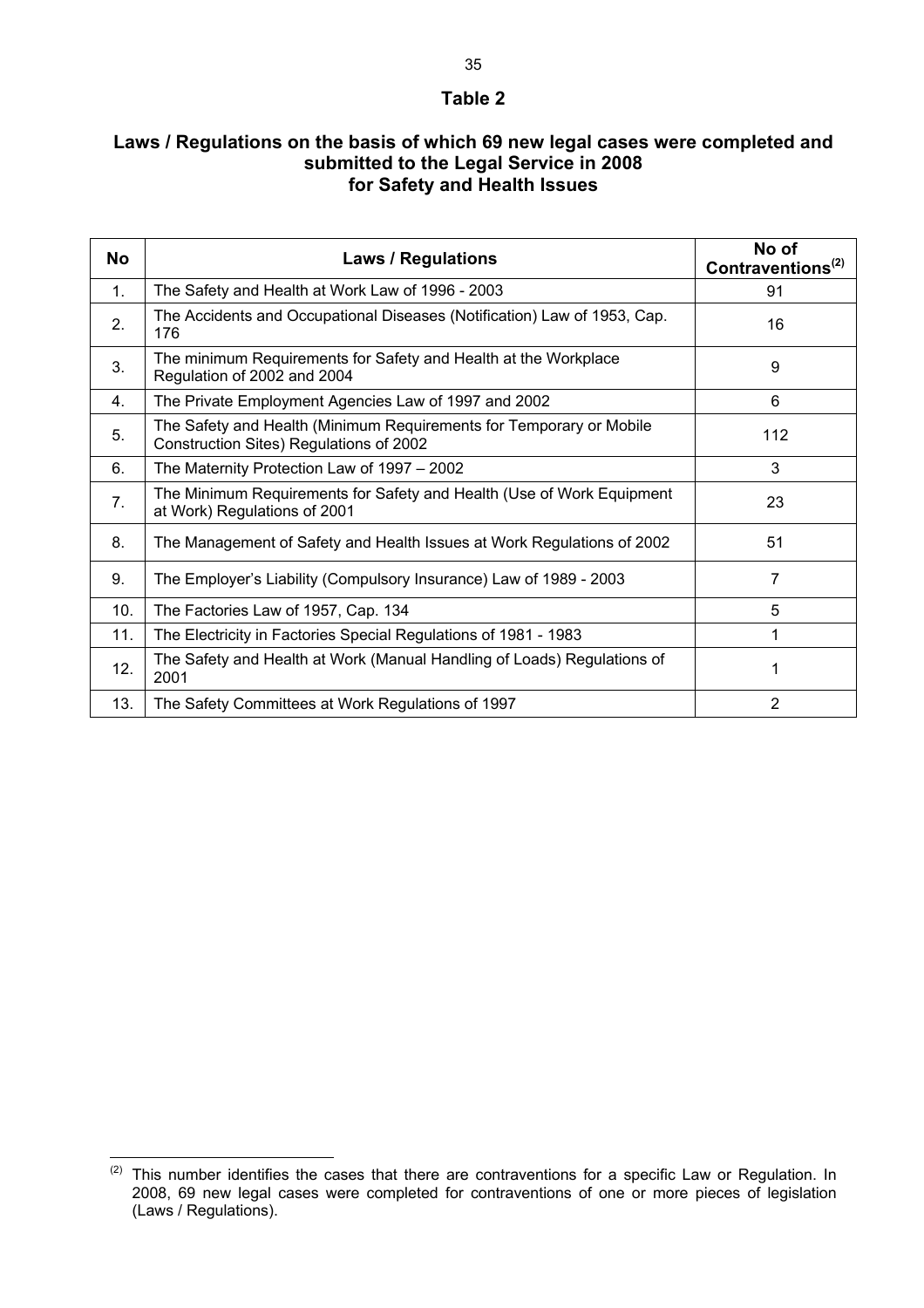## Table 2

### Laws / Regulations on the basis of which 69 new legal cases were completed and submitted to the Legal Service in 2008 for Safety and Health Issues

| No | Laws / Regulations | No of Contraventions[(2)] |
|---|---|---|
| 1. | The Safety and Health at Work Law of 1996 - 2003 | 91 |
| 2. | The Accidents and Occupational Diseases (Notification) Law of 1953, Cap. 176 | 16 |
| 3. | The minimum Requirements for Safety and Health at the Workplace Regulation of 2002 and 2004 | 9 |
| 4. | The Private Employment Agencies Law of 1997 and 2002 | 6 |
| 5. | The Safety and Health (Minimum Requirements for Temporary or Mobile Construction Sites) Regulations of 2002 | 112 |
| 6. | The Maternity Protection Law of 1997 – 2002 | 3 |
| 7. | The Minimum Requirements for Safety and Health (Use of Work Equipment at Work) Regulations of 2001 | 23 |
| 8. | The Management of Safety and Health Issues at Work Regulations of 2002 | 51 |
| 9. | The Employer's Liability (Compulsory Insurance) Law of 1989 - 2003 | 7 |
| 10. | The Factories Law of 1957, Cap. 134 | 5 |
| 11. | The Electricity in Factories Special Regulations of 1981 - 1983 | 1 |
| 12. | The Safety and Health at Work (Manual Handling of Loads) Regulations of 2001 | 1 |
| 13. | The Safety Committees at Work Regulations of 1997 | 2 |

[(2)] This number identifies the cases that there are contraventions for a specific Law or Regulation. In 2008, 69 new legal cases were completed for contraventions of one or more pieces of legislation (Laws / Regulations).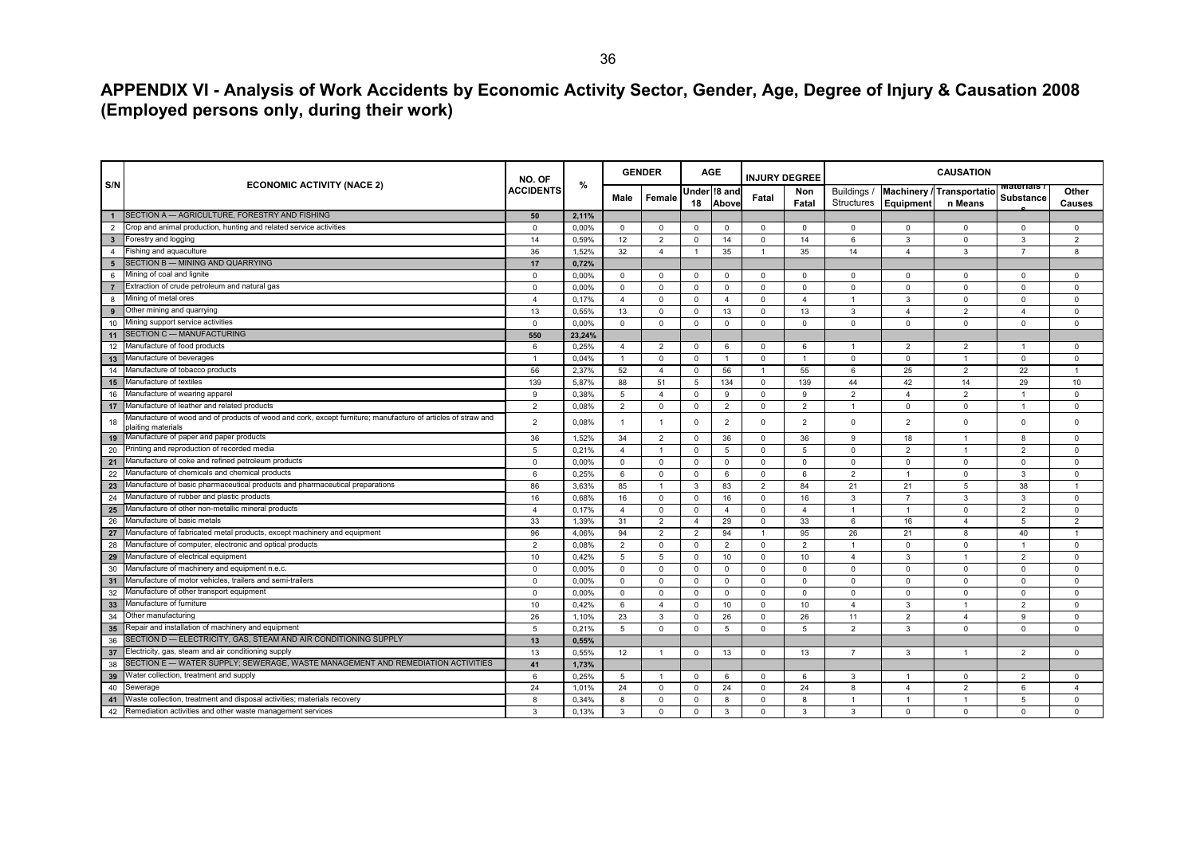# APPENDIX VI - Analysis of Work Accidents by Economic Activity Sector, Gender, Age, Degree of Injury & Causation 2008 (Employed persons only, during their work)

| S/N | ECONOMIC ACTIVITY (NACE 2) | NO. OF ACCIDENTS | % | GENDER | | AGE | | INJURY DEGREE | | CAUSATION | | | | |
|---|---|---|---|---|---|---|---|---|---|---|---|---|---|---|
| | | | | Male | Female | Under 18 | !8 and Above | Fatal | Non Fatal | Buildings / Structures | Machinery / Equipment | Transportation Means | Materials / Substances | Other Causes |
| 1 | SECTION A — AGRICULTURE, FORESTRY AND FISHING | 50 | 2,11% | | | | | | | | | | | |
| 2 | Crop and animal production, hunting and related service activities | 0 | 0,00% | 0 | 0 | 0 | 0 | 0 | 0 | 0 | 0 | 0 | 0 | 0 |
| 3 | Forestry and logging | 14 | 0,59% | 12 | 2 | 0 | 14 | 0 | 14 | 6 | 3 | 0 | 3 | 2 |
| 4 | Fishing and aquaculture | 36 | 1,52% | 32 | 4 | 1 | 35 | 1 | 35 | 14 | 4 | 3 | 7 | 8 |
| 5 | SECTION B — MINING AND QUARRYING | 17 | 0,72% | | | | | | | | | | | |
| 6 | Mining of coal and lignite | 0 | 0,00% | 0 | 0 | 0 | 0 | 0 | 0 | 0 | 0 | 0 | 0 | 0 |
| 7 | Extraction of crude petroleum and natural gas | 0 | 0,00% | 0 | 0 | 0 | 0 | 0 | 0 | 0 | 0 | 0 | 0 | 0 |
| 8 | Mining of metal ores | 4 | 0,17% | 4 | 0 | 0 | 4 | 0 | 4 | 1 | 3 | 0 | 0 | 0 |
| 9 | Other mining and quarrying | 13 | 0,55% | 13 | 0 | 0 | 13 | 0 | 13 | 3 | 4 | 2 | 4 | 0 |
| 10 | Mining support service activities | 0 | 0,00% | 0 | 0 | 0 | 0 | 0 | 0 | 0 | 0 | 0 | 0 | 0 |
| 11 | SECTION C — MANUFACTURING | 550 | 23,24% | | | | | | | | | | | |
| 12 | Manufacture of food products | 6 | 0,25% | 4 | 2 | 0 | 6 | 0 | 6 | 1 | 2 | 2 | 1 | 0 |
| 13 | Manufacture of beverages | 1 | 0,04% | 1 | 0 | 0 | 1 | 0 | 1 | 0 | 0 | 1 | 0 | 0 |
| 14 | Manufacture of tobacco products | 56 | 2,37% | 52 | 4 | 0 | 56 | 1 | 55 | 6 | 25 | 2 | 22 | 1 |
| 15 | Manufacture of textiles | 139 | 5,87% | 88 | 51 | 5 | 134 | 0 | 139 | 44 | 42 | 14 | 29 | 10 |
| 16 | Manufacture of wearing apparel | 9 | 0,38% | 5 | 4 | 0 | 9 | 0 | 9 | 2 | 4 | 2 | 1 | 0 |
| 17 | Manufacture of leather and related products | 2 | 0,08% | 2 | 0 | 0 | 2 | 0 | 2 | 1 | 0 | 0 | 1 | 0 |
| 18 | Manufacture of wood and of products of wood and cork, except furniture; manufacture of articles of straw and plaiting materials | 2 | 0,08% | 1 | 1 | 0 | 2 | 0 | 2 | 0 | 2 | 0 | 0 | 0 |
| 19 | Manufacture of paper and paper products | 36 | 1,52% | 34 | 2 | 0 | 36 | 0 | 36 | 9 | 18 | 1 | 8 | 0 |
| 20 | Printing and reproduction of recorded media | 5 | 0,21% | 4 | 1 | 0 | 5 | 0 | 5 | 0 | 2 | 1 | 2 | 0 |
| 21 | Manufacture of coke and refined petroleum products | 0 | 0,00% | 0 | 0 | 0 | 0 | 0 | 0 | 0 | 0 | 0 | 0 | 0 |
| 22 | Manufacture of chemicals and chemical products | 6 | 0,25% | 6 | 0 | 0 | 6 | 0 | 6 | 2 | 1 | 0 | 3 | 0 |
| 23 | Manufacture of basic pharmaceutical products and pharmaceutical preparations | 86 | 3,63% | 85 | 1 | 3 | 83 | 2 | 84 | 21 | 21 | 5 | 38 | 1 |
| 24 | Manufacture of rubber and plastic products | 16 | 0,68% | 16 | 0 | 0 | 16 | 0 | 16 | 3 | 7 | 3 | 3 | 0 |
| 25 | Manufacture of other non-metallic mineral products | 4 | 0,17% | 4 | 0 | 0 | 4 | 0 | 4 | 1 | 1 | 0 | 2 | 0 |
| 26 | Manufacture of basic metals | 33 | 1,39% | 31 | 2 | 4 | 29 | 0 | 33 | 6 | 16 | 4 | 5 | 2 |
| 27 | Manufacture of fabricated metal products, except machinery and equipment | 96 | 4,06% | 94 | 2 | 2 | 94 | 1 | 95 | 26 | 21 | 8 | 40 | 1 |
| 28 | Manufacture of computer, electronic and optical products | 2 | 0,08% | 2 | 0 | 0 | 2 | 0 | 2 | 1 | 0 | 0 | 1 | 0 |
| 29 | Manufacture of electrical equipment | 10 | 0,42% | 5 | 5 | 0 | 10 | 0 | 10 | 4 | 3 | 1 | 2 | 0 |
| 30 | Manufacture of machinery and equipment n.e.c. | 0 | 0,00% | 0 | 0 | 0 | 0 | 0 | 0 | 0 | 0 | 0 | 0 | 0 |
| 31 | Manufacture of motor vehicles, trailers and semi-trailers | 0 | 0,00% | 0 | 0 | 0 | 0 | 0 | 0 | 0 | 0 | 0 | 0 | 0 |
| 32 | Manufacture of other transport equipment | 0 | 0,00% | 0 | 0 | 0 | 0 | 0 | 0 | 0 | 0 | 0 | 0 | 0 |
| 33 | Manufacture of furniture | 10 | 0,42% | 6 | 4 | 0 | 10 | 0 | 10 | 4 | 3 | 1 | 2 | 0 |
| 34 | Other manufacturing | 26 | 1,10% | 23 | 3 | 0 | 26 | 0 | 26 | 11 | 2 | 4 | 9 | 0 |
| 35 | Repair and installation of machinery and equipment | 5 | 0,21% | 5 | 0 | 0 | 5 | 0 | 5 | 2 | 3 | 0 | 0 | 0 |
| 36 | SECTION D — ELECTRICITY, GAS, STEAM AND AIR CONDITIONING SUPPLY | 13 | 0,55% | | | | | | | | | | | |
| 37 | Electricity, gas, steam and air conditioning supply | 13 | 0,55% | 12 | 1 | 0 | 13 | 0 | 13 | 7 | 3 | 1 | 2 | 0 |
| 38 | SECTION E — WATER SUPPLY; SEWERAGE, WASTE MANAGEMENT AND REMEDIATION ACTIVITIES | 41 | 1,73% | | | | | | | | | | | |
| 39 | Water collection, treatment and supply | 6 | 0,25% | 5 | 1 | 0 | 6 | 0 | 6 | 3 | 1 | 0 | 2 | 0 |
| 40 | Sewerage | 24 | 1,01% | 24 | 0 | 0 | 24 | 0 | 24 | 8 | 4 | 2 | 6 | 4 |
| 41 | Waste collection, treatment and disposal activities; materials recovery | 8 | 0,34% | 8 | 0 | 0 | 8 | 0 | 8 | 1 | 1 | 1 | 5 | 0 |
| 42 | Remediation activities and other waste management services | 3 | 0,13% | 3 | 0 | 0 | 3 | 0 | 3 | 3 | 0 | 0 | 0 | 0 |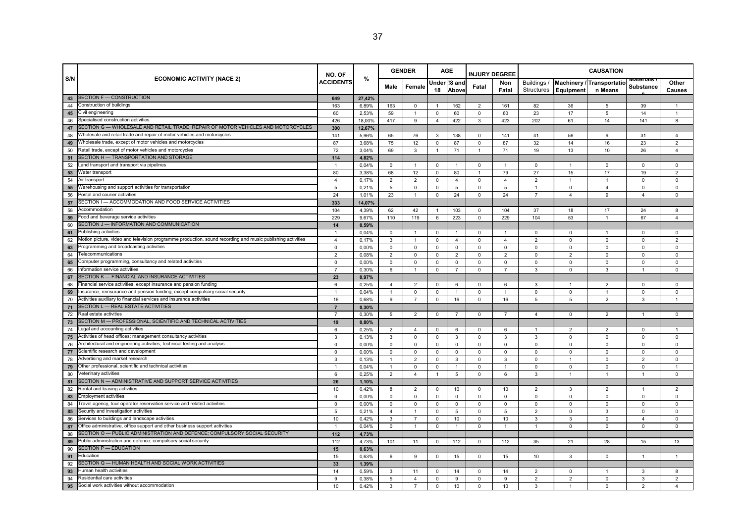| S/N | ECONOMIC ACTIVITY (NACE 2) | NO. OF ACCIDENTS | % | GENDER | | AGE | | INJURY DEGREE | | CAUSATION | | | | |
|---|---|---|---|---|---|---|---|---|---|---|---|---|---|---|
| | | | | Male | Female | Under 18 | !8 and Above | Fatal | Non Fatal | Buildings / Structures | Machinery / Equipment | Transportation Means | Materials / Substances | Other Causes |
| 43 | SECTION F — CONSTRUCTION | 649 | 27,42% | | | | | | | | | | | |
| 44 | Construction of buildings | 163 | 6,89% | 163 | 0 | 1 | 162 | 2 | 161 | 82 | 36 | 5 | 39 | 1 |
| 45 | Civil engineering | 60 | 2,53% | 59 | 1 | 0 | 60 | 0 | 60 | 23 | 17 | 5 | 14 | 1 |
| 46 | Specialised construction activities | 426 | 18,00% | 417 | 9 | 4 | 422 | 3 | 423 | 202 | 61 | 14 | 141 | 8 |
| 47 | SECTION G — WHOLESALE AND RETAIL TRADE; REPAIR OF MOTOR VEHICLES AND MOTORCYCLES | 300 | 12,67% | | | | | | | | | | | |
| 48 | Wholesale and retail trade and repair of motor vehicles and motorcycles | 141 | 5,96% | 65 | 76 | 3 | 138 | 0 | 141 | 41 | 56 | 9 | 31 | 4 |
| 49 | Wholesale trade, except of motor vehicles and motorcycles | 87 | 3,68% | 75 | 12 | 0 | 87 | 0 | 87 | 32 | 14 | 16 | 23 | 2 |
| 50 | Retail trade, except of motor vehicles and motorcycles | 72 | 3,04% | 69 | 3 | 1 | 71 | 1 | 71 | 19 | 13 | 10 | 26 | 4 |
| 51 | SECTION H — TRANSPORTATION AND STORAGE | 114 | 4,82% | | | | | | | | | | | |
| 52 | Land transport and transport via pipelines | 1 | 0,04% | 0 | 1 | 0 | 1 | 0 | 1 | 0 | 1 | 0 | 0 | 0 |
| 53 | Water transport | 80 | 3,38% | 68 | 12 | 0 | 80 | 1 | 79 | 27 | 15 | 17 | 19 | 2 |
| 54 | Air transport | 4 | 0,17% | 2 | 2 | 0 | 4 | 0 | 4 | 2 | 1 | 1 | 0 | 0 |
| 55 | Warehousing and support activities for transportation | 5 | 0,21% | 5 | 0 | 0 | 5 | 0 | 5 | 1 | 0 | 4 | 0 | 0 |
| 56 | Postal and courier activities | 24 | 1,01% | 23 | 1 | 0 | 24 | 0 | 24 | 7 | 4 | 9 | 4 | 0 |
| 57 | SECTION I — ACCOMMODATION AND FOOD SERVICE ACTIVITIES | 333 | 14,07% | | | | | | | | | | | |
| 58 | Accommodation | 104 | 4,39% | 62 | 42 | 1 | 103 | 0 | 104 | 37 | 18 | 17 | 24 | 8 |
| 59 | Food and beverage service activities | 229 | 9,67% | 110 | 119 | 6 | 223 | 0 | 229 | 104 | 53 | 1 | 67 | 4 |
| 60 | SECTION J — INFORMATION AND COMMUNICATION | 14 | 0,59% | | | | | | | | | | | |
| 61 | Publishing activities | 1 | 0,04% | 0 | 1 | 0 | 1 | 0 | 1 | 0 | 0 | 1 | 0 | 0 |
| 62 | Motion picture, video and television programme production, sound recording and music publishing activities | 4 | 0,17% | 3 | 1 | 0 | 4 | 0 | 4 | 2 | 0 | 0 | 0 | 2 |
| 63 | Programming and broadcasting activities | 0 | 0,00% | 0 | 0 | 0 | 0 | 0 | 0 | 0 | 0 | 0 | 0 | 0 |
| 64 | Telecommunications | 2 | 0,08% | 2 | 0 | 0 | 2 | 0 | 2 | 0 | 2 | 0 | 0 | 0 |
| 65 | Computer programming, consultancy and related activities | 0 | 0,00% | 0 | 0 | 0 | 0 | 0 | 0 | 0 | 0 | 0 | 0 | 0 |
| 66 | Information service activities | 7 | 0,30% | 6 | 1 | 0 | 7 | 0 | 7 | 3 | 0 | 3 | 1 | 0 |
| 67 | SECTION K — FINANCIAL AND INSURANCE ACTIVITIES | 23 | 0,97% | | | | | | | | | | | |
| 68 | Financial service activities, except insurance and pension funding | 6 | 0,25% | 4 | 2 | 0 | 6 | 0 | 6 | 3 | 1 | 2 | 0 | 0 |
| 69 | Insurance, reinsurance and pension funding, except compulsory social security | 1 | 0,04% | 1 | 0 | 0 | 1 | 0 | 1 | 0 | 0 | 1 | 0 | 0 |
| 70 | Activities auxiliary to financial services and insurance activities | 16 | 0,68% | 9 | 7 | 0 | 16 | 0 | 16 | 5 | 5 | 2 | 3 | 1 |
| 71 | SECTION L — REAL ESTATE ACTIVITIES | 7 | 0,30% | | | | | | | | | | | |
| 72 | Real estate activities | 7 | 0,30% | 5 | 2 | 0 | 7 | 0 | 7 | 4 | 0 | 2 | 1 | 0 |
| 73 | SECTION M — PROFESSIONAL, SCIENTIFIC AND TECHNICAL ACTIVITIES | 19 | 0,80% | | | | | | | | | | | |
| 74 | Legal and accounting activities | 6 | 0,25% | 2 | 4 | 0 | 6 | 0 | 6 | 1 | 2 | 2 | 0 | 1 |
| 75 | Activities of head offices; management consultancy activities | 3 | 0,13% | 3 | 0 | 0 | 3 | 0 | 3 | 3 | 0 | 0 | 0 | 0 |
| 76 | Architectural and engineering activities; technical testing and analysis | 0 | 0,00% | 0 | 0 | 0 | 0 | 0 | 0 | 0 | 0 | 0 | 0 | 0 |
| 77 | Scientific research and development | 0 | 0,00% | 0 | 0 | 0 | 0 | 0 | 0 | 0 | 0 | 0 | 0 | 0 |
| 78 | Advertising and market research | 3 | 0,13% | 1 | 2 | 0 | 3 | 0 | 3 | 0 | 1 | 0 | 2 | 0 |
| 79 | Other professional, scientific and technical activities | 1 | 0,04% | 1 | 0 | 0 | 1 | 0 | 1 | 0 | 0 | 0 | 0 | 1 |
| 80 | Veterinary activities | 6 | 0,25% | 2 | 4 | 1 | 5 | 0 | 6 | 3 | 1 | 1 | 1 | 0 |
| 81 | SECTION N — ADMINISTRATIVE AND SUPPORT SERVICE ACTIVITIES | 26 | 1,10% | | | | | | | | | | | |
| 82 | Rental and leasing activities | 10 | 0,42% | 8 | 2 | 0 | 10 | 0 | 10 | 2 | 3 | 2 | 1 | 2 |
| 83 | Employment activities | 0 | 0,00% | 0 | 0 | 0 | 0 | 0 | 0 | 0 | 0 | 0 | 0 | 0 |
| 84 | Travel agency, tour operator reservation service and related activities | 0 | 0,00% | 0 | 0 | 0 | 0 | 0 | 0 | 0 | 0 | 0 | 0 | 0 |
| 85 | Security and investigation activities | 5 | 0,21% | 4 | 1 | 0 | 5 | 0 | 5 | 2 | 0 | 3 | 0 | 0 |
| 86 | Services to buildings and landscape activities | 10 | 0,42% | 3 | 7 | 0 | 10 | 0 | 10 | 3 | 3 | 0 | 4 | 0 |
| 87 | Office administrative, office support and other business support activities | 1 | 0,04% | 0 | 1 | 0 | 1 | 0 | 1 | 1 | 0 | 0 | 0 | 0 |
| 88 | SECTION O — PUBLIC ADMINISTRATION AND DEFENCE; COMPULSORY SOCIAL SECURITY | 112 | 4,73% | | | | | | | | | | | |
| 89 | Public administration and defence; compulsory social security | 112 | 4,73% | 101 | 11 | 0 | 112 | 0 | 112 | 35 | 21 | 28 | 15 | 13 |
| 90 | SECTION P — EDUCATION | 15 | 0,63% | | | | | | | | | | | |
| 91 | Education | 15 | 0,63% | 6 | 9 | 0 | 15 | 0 | 15 | 10 | 3 | 0 | 1 | 1 |
| 92 | SECTION Q — HUMAN HEALTH AND SOCIAL WORK ACTIVITIES | 33 | 1,39% | | | | | | | | | | | |
| 93 | Human health activities | 14 | 0,59% | 3 | 11 | 0 | 14 | 0 | 14 | 2 | 0 | 1 | 3 | 8 |
| 94 | Residential care activities | 9 | 0,38% | 5 | 4 | 0 | 9 | 0 | 9 | 2 | 2 | 0 | 3 | 2 |
| 95 | Social work activities without accommodation | 10 | 0,42% | 3 | 7 | 0 | 10 | 0 | 10 | 3 | 1 | 0 | 2 | 4 |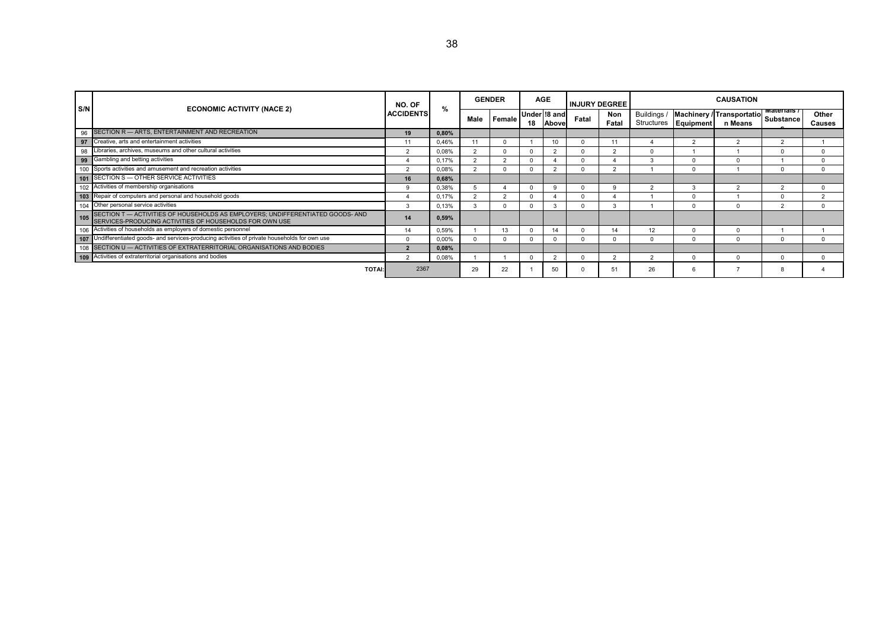| S/N | ECONOMIC ACTIVITY (NACE 2) | NO. OF ACCIDENTS | % | GENDER | | AGE | | INJURY DEGREE | | CAUSATION | | | | |
|---|---|---|---|---|---|---|---|---|---|---|---|---|---|---|
| | | | | Male | Female | Under 18 | !8 and Above | Fatal | Non Fatal | Buildings / Structures | Machinery / Equipment | Transportation Means | Materials / Substances | Other Causes |
| 96 | SECTION R — ARTS, ENTERTAINMENT AND RECREATION | 19 | 0,80% | | | | | | | | | | | |
| 97 | Creative, arts and entertainment activities | 11 | 0,46% | 11 | 0 | 1 | 10 | 0 | 11 | 4 | 2 | 2 | 2 | 1 |
| 98 | Libraries, archives, museums and other cultural activities | 2 | 0,08% | 2 | 0 | 0 | 2 | 0 | 2 | 0 | 1 | 1 | 0 | 0 |
| 99 | Gambling and betting activities | 4 | 0,17% | 2 | 2 | 0 | 4 | 0 | 4 | 3 | 0 | 0 | 1 | 0 |
| 100 | Sports activities and amusement and recreation activities | 2 | 0,08% | 2 | 0 | 0 | 2 | 0 | 2 | 1 | 0 | 1 | 0 | 0 |
| 101 | SECTION S — OTHER SERVICE ACTIVITIES | 16 | 0,68% | | | | | | | | | | | |
| 102 | Activities of membership organisations | 9 | 0,38% | 5 | 4 | 0 | 9 | 0 | 9 | 2 | 3 | 2 | 2 | 0 |
| 103 | Repair of computers and personal and household goods | 4 | 0,17% | 2 | 2 | 0 | 4 | 0 | 4 | 1 | 0 | 1 | 0 | 2 |
| 104 | Other personal service activities | 3 | 0,13% | 3 | 0 | 0 | 3 | 0 | 3 | 1 | 0 | 0 | 2 | 0 |
| 105 | SECTION T — ACTIVITIES OF HOUSEHOLDS AS EMPLOYERS; UNDIFFERENTIATED GOODS- AND SERVICES-PRODUCING ACTIVITIES OF HOUSEHOLDS FOR OWN USE | 14 | 0,59% | | | | | | | | | | | |
| 106 | Activities of households as employers of domestic personnel | 14 | 0,59% | 1 | 13 | 0 | 14 | 0 | 14 | 12 | 0 | 0 | 1 | 1 |
| 107 | Undifferentiated goods- and services-producing activities of private households for own use | 0 | 0,00% | 0 | 0 | 0 | 0 | 0 | 0 | 0 | 0 | 0 | 0 | 0 |
| 108 | SECTION U — ACTIVITIES OF EXTRATERRITORIAL ORGANISATIONS AND BODIES | 2 | 0,08% | | | | | | | | | | | |
| 109 | Activities of extraterritorial organisations and bodies | 2 | 0,08% | 1 | 1 | 0 | 2 | 0 | 2 | 2 | 0 | 0 | 0 | 0 |
| | TOTAl: | 2367 | | 29 | 22 | 1 | 50 | 0 | 51 | 26 | 6 | 7 | 8 | 4 |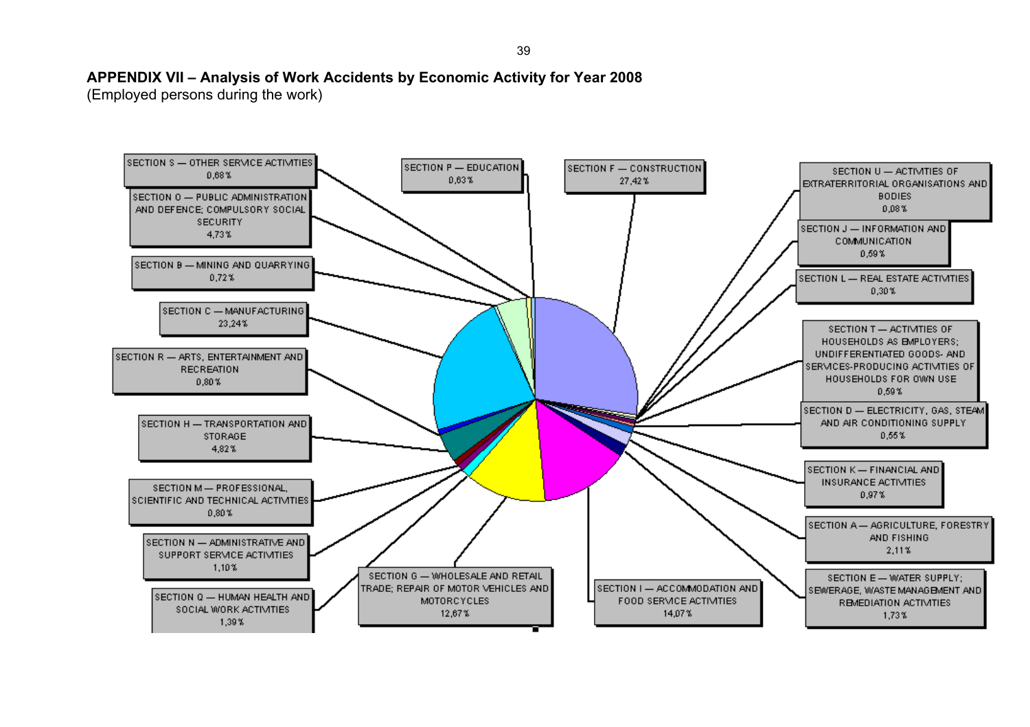**APPENDIX VII – Analysis of Work Accidents by Economic Activity for Year 2008**
(Employed persons during the work)

SECTION S — OTHER SERVICE ACTIVITIES 0,68%

SECTION O — PUBLIC ADMINISTRATION AND DEFENCE; COMPULSORY SOCIAL SECURITY 4,73%

SECTION B — MINING AND QUARRYING 0,72%

SECTION C — MANUFACTURING 23,24%

SECTION R — ARTS, ENTERTAINMENT AND RECREATION 0,80%

SECTION H — TRANSPORTATION AND STORAGE 4,82%

SECTION M — PROFESSIONAL, SCIENTIFIC AND TECHNICAL ACTIVITIES 0,80%

SECTION N — ADMINISTRATIVE AND SUPPORT SERVICE ACTIVITIES 1,10%

SECTION Q — HUMAN HEALTH AND SOCIAL WORK ACTIVITIES 1,39%

SECTION P — EDUCATION 0,63%

SECTION F — CONSTRUCTION 27,42%

SECTION G — WHOLESALE AND RETAIL TRADE; REPAIR OF MOTOR VEHICLES AND MOTORCYCLES 12,67%

SECTION I — ACCOMMODATION AND FOOD SERVICE ACTIVITIES 14,07%

SECTION U — ACTIVITIES OF EXTRATERRITORIAL ORGANISATIONS AND BODIES 0,08%

SECTION J — INFORMATION AND COMMUNICATION 0,59%

SECTION L — REAL ESTATE ACTIVITIES 0,30%

SECTION T — ACTIVITIES OF HOUSEHOLDS AS EMPLOYERS; UNDIFFERENTIATED GOODS- AND SERVICES-PRODUCING ACTIVITIES OF HOUSEHOLDS FOR OWN USE 0,59%

SECTION D — ELECTRICITY, GAS, STEAM AND AIR CONDITIONING SUPPLY 0,55%

SECTION K — FINANCIAL AND INSURANCE ACTIVITIES 0,97%

SECTION A — AGRICULTURE, FORESTRY AND FISHING 2,11%

SECTION E — WATER SUPPLY; SEWERAGE, WASTE MANAGEMENT AND REMEDIATION ACTIVITIES 1,73%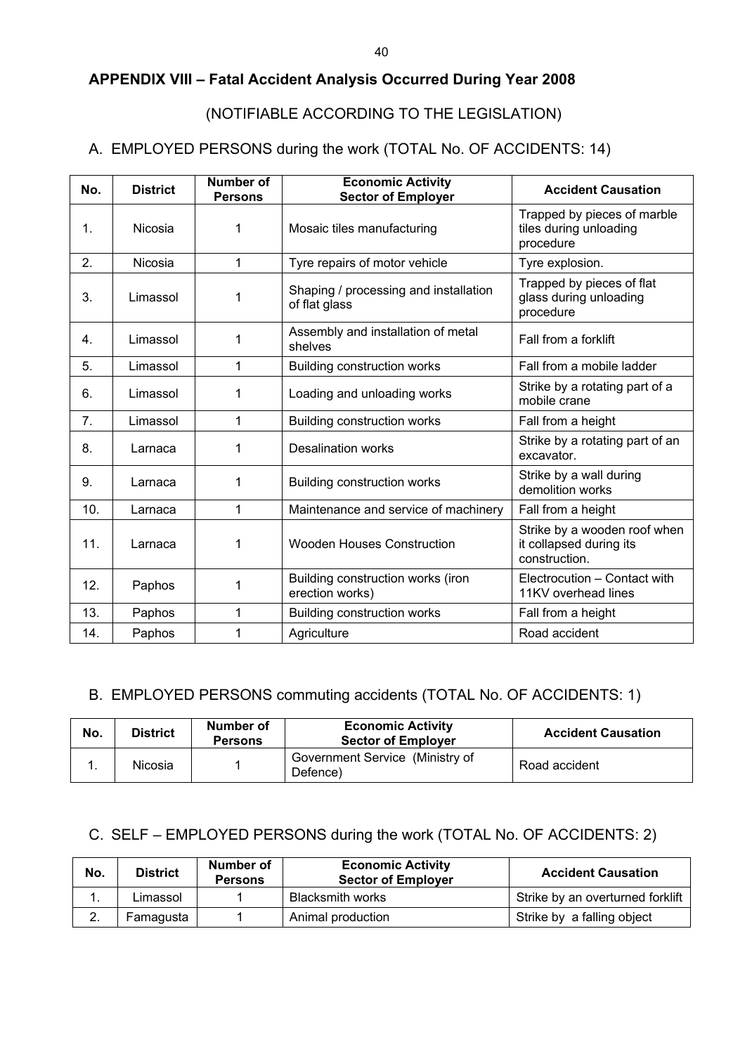## APPENDIX VIII – Fatal Accident Analysis Occurred During Year 2008

(NOTIFIABLE ACCORDING TO THE LEGISLATION)

### A. EMPLOYED PERSONS during the work (TOTAL No. OF ACCIDENTS: 14)

| No. | District | Number of Persons | Economic Activity Sector of Employer | Accident Causation |
|---|---|---|---|---|
| 1. | Nicosia | 1 | Mosaic tiles manufacturing | Trapped by pieces of marble tiles during unloading procedure |
| 2. | Nicosia | 1 | Tyre repairs of motor vehicle | Tyre explosion. |
| 3. | Limassol | 1 | Shaping / processing and installation of flat glass | Trapped by pieces of flat glass during unloading procedure |
| 4. | Limassol | 1 | Assembly and installation of metal shelves | Fall from a forklift |
| 5. | Limassol | 1 | Building construction works | Fall from a mobile ladder |
| 6. | Limassol | 1 | Loading and unloading works | Strike by a rotating part of a mobile crane |
| 7. | Limassol | 1 | Building construction works | Fall from a height |
| 8. | Larnaca | 1 | Desalination works | Strike by a rotating part of an excavator. |
| 9. | Larnaca | 1 | Building construction works | Strike by a wall during demolition works |
| 10. | Larnaca | 1 | Maintenance and service of machinery | Fall from a height |
| 11. | Larnaca | 1 | Wooden Houses Construction | Strike by a wooden roof when it collapsed during its construction. |
| 12. | Paphos | 1 | Building construction works (iron erection works) | Electrocution – Contact with 11KV overhead lines |
| 13. | Paphos | 1 | Building construction works | Fall from a height |
| 14. | Paphos | 1 | Agriculture | Road accident |

### B. EMPLOYED PERSONS commuting accidents (TOTAL No. OF ACCIDENTS: 1)

| No. | District | Number of Persons | Economic Activity Sector of Employer | Accident Causation |
|---|---|---|---|---|
| 1. | Nicosia | 1 | Government Service (Ministry of Defence) | Road accident |

### C. SELF – EMPLOYED PERSONS during the work (TOTAL No. OF ACCIDENTS: 2)

| No. | District | Number of Persons | Economic Activity Sector of Employer | Accident Causation |
|---|---|---|---|---|
| 1. | Limassol | 1 | Blacksmith works | Strike by an overturned forklift |
| 2. | Famagusta | 1 | Animal production | Strike by a falling object |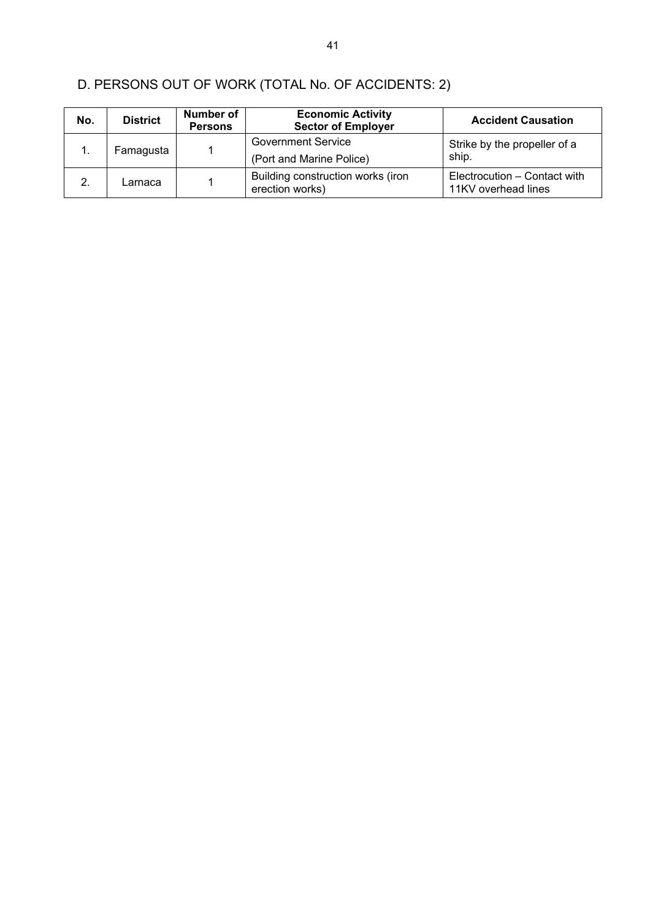## D. PERSONS OUT OF WORK (TOTAL No. OF ACCIDENTS: 2)

| No. | District | Number of Persons | Economic Activity Sector of Employer | Accident Causation |
|---|---|---|---|---|
| 1. | Famagusta | 1 | Government Service (Port and Marine Police) | Strike by the propeller of a ship. |
| 2. | Larnaca | 1 | Building construction works (iron erection works) | Electrocution – Contact with 11KV overhead lines |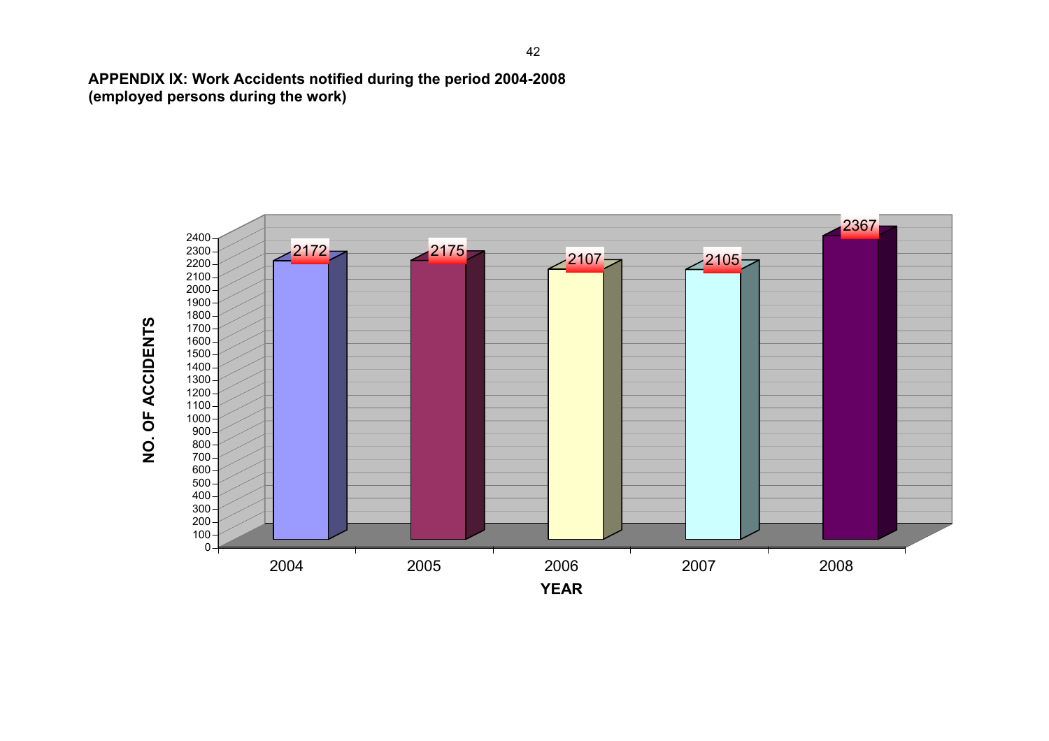**APPENDIX IX: Work Accidents notified during the period 2004-2008 (employed persons during the work)**

| YEAR | NO. OF ACCIDENTS |
|---|---|
| 2004 | 2172 |
| 2005 | 2175 |
| 2006 | 2107 |
| 2007 | 2105 |
| 2008 | 2367 |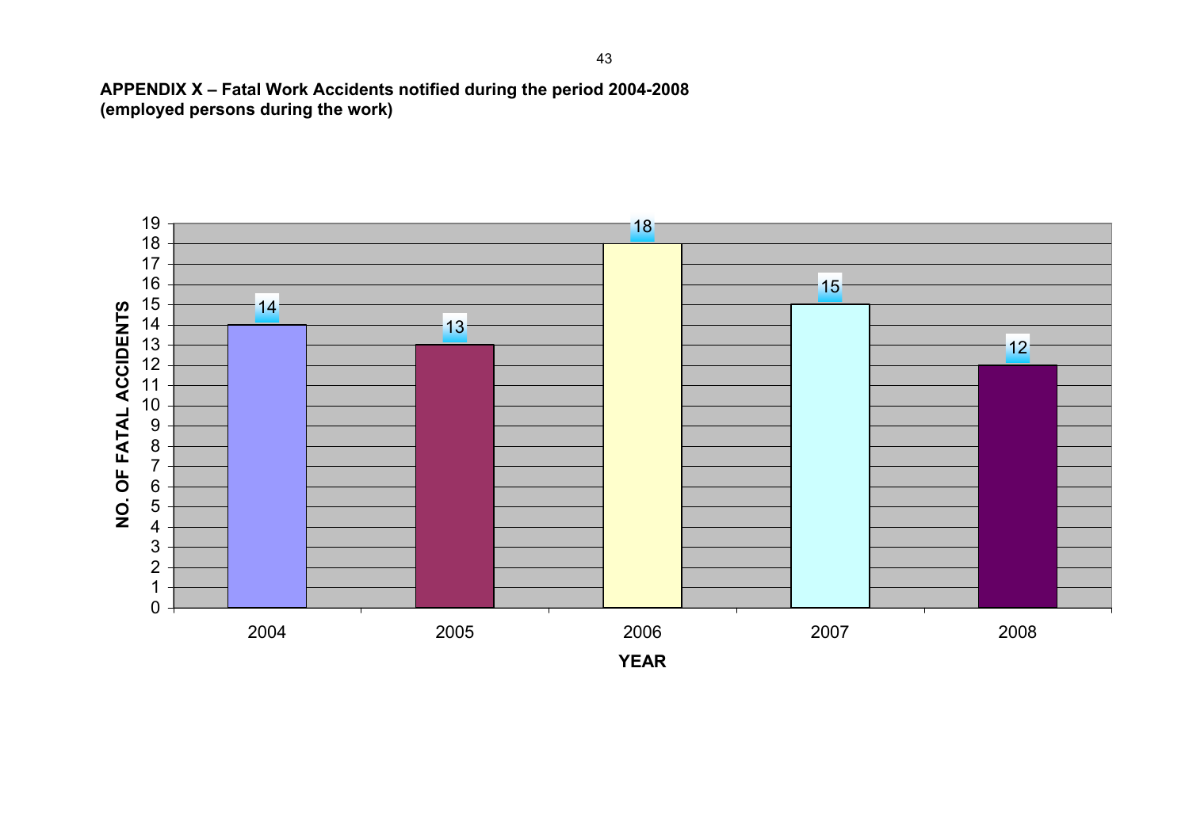**APPENDIX X – Fatal Work Accidents notified during the period 2004-2008 (employed persons during the work)**

| YEAR | NO. OF FATAL ACCIDENTS |
|---|---|
| 2004 | 14 |
| 2005 | 13 |
| 2006 | 18 |
| 2007 | 15 |
| 2008 | 12 |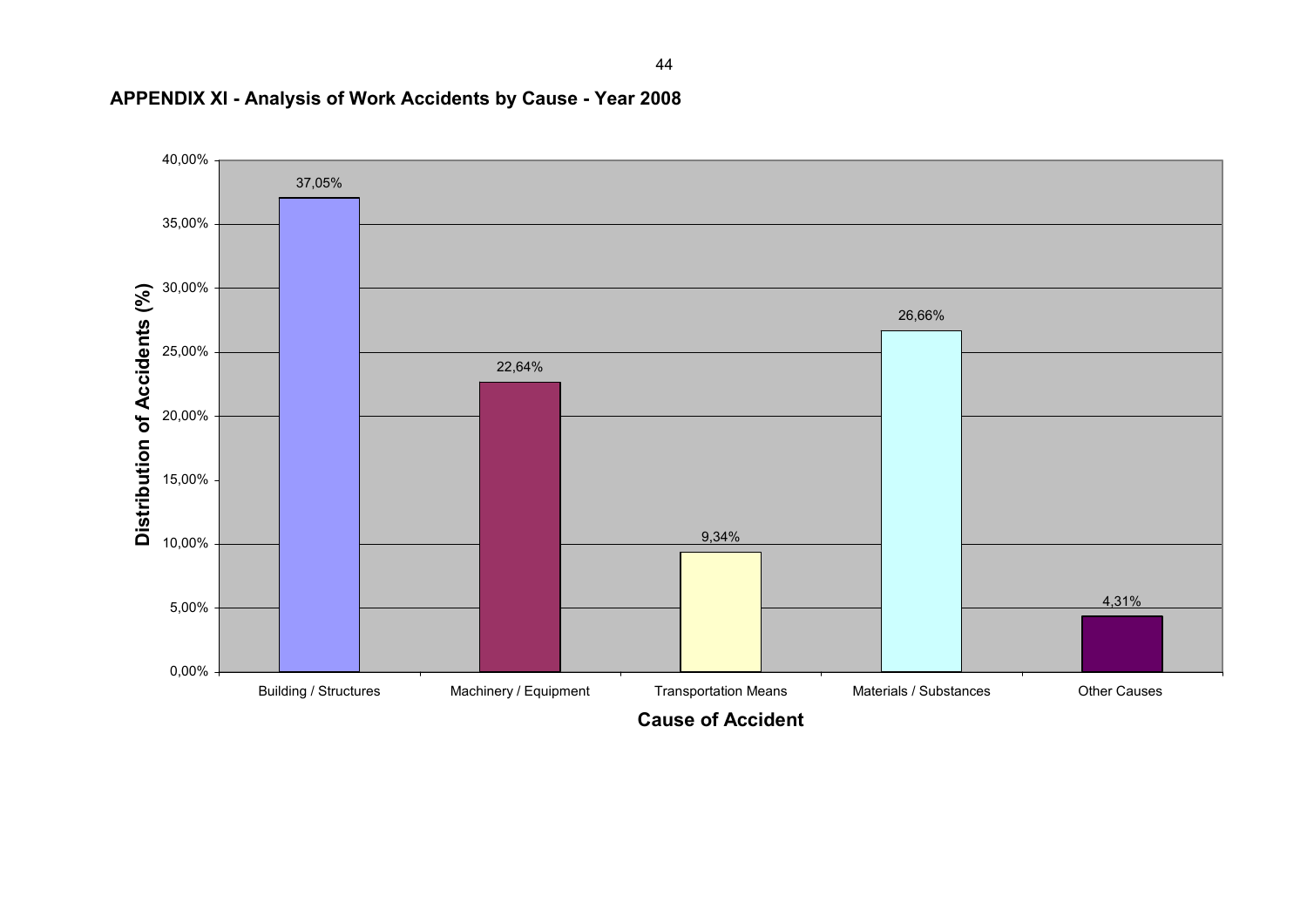**APPENDIX XI - Analysis of Work Accidents by Cause - Year 2008**

| Cause of Accident | Distribution of Accidents (%) |
|---|---|
| Building / Structures | 37,05% |
| Machinery / Equipment | 22,64% |
| Transportation Means | 9,34% |
| Materials / Substances | 26,66% |
| Other Causes | 4,31% |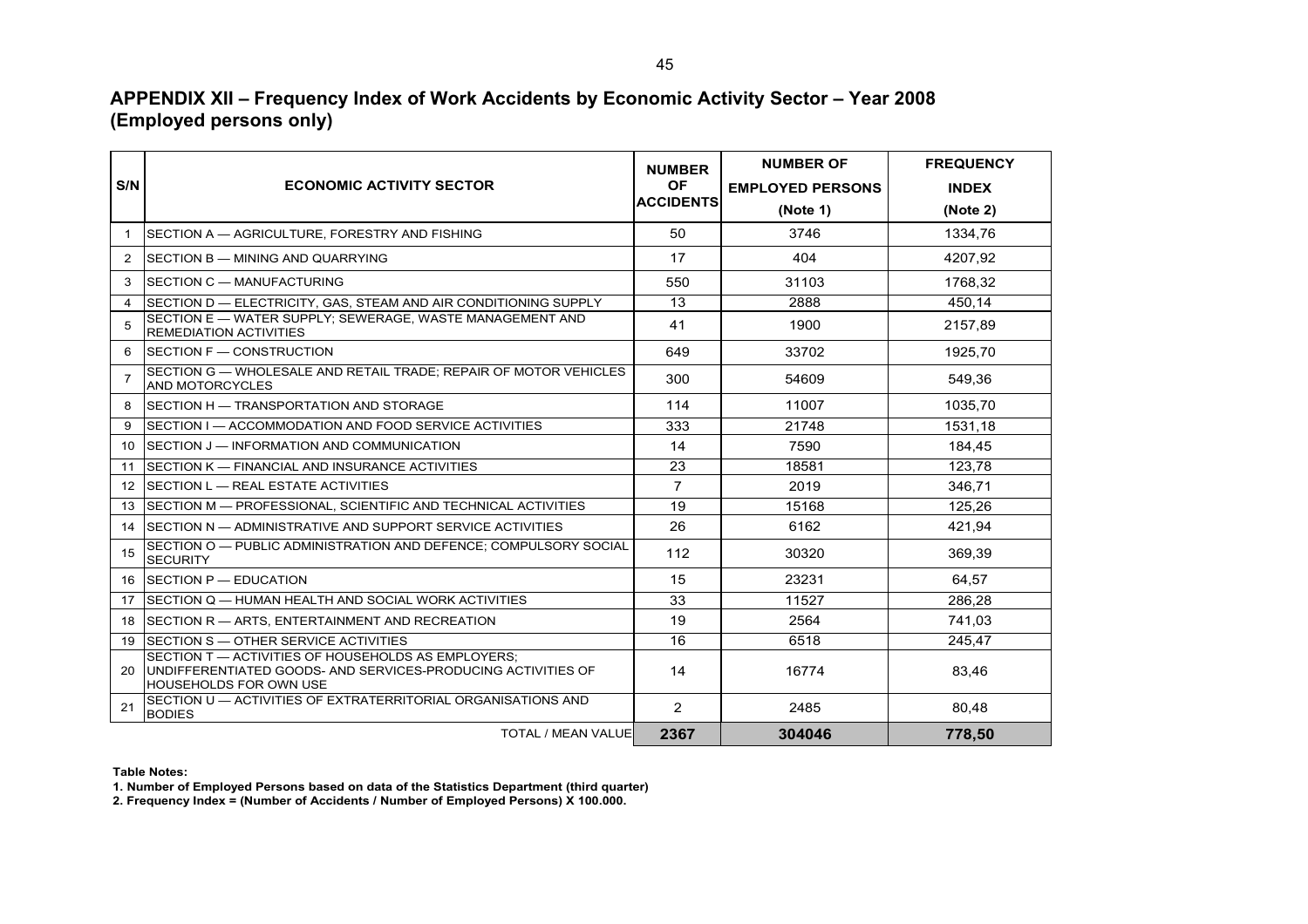## APPENDIX XII – Frequency Index of Work Accidents by Economic Activity Sector – Year 2008 (Employed persons only)

| S/N | ECONOMIC ACTIVITY SECTOR | NUMBER OF ACCIDENTS | NUMBER OF EMPLOYED PERSONS (Note 1) | FREQUENCY INDEX (Note 2) |
|---|---|---|---|---|
| 1 | SECTION A — AGRICULTURE, FORESTRY AND FISHING | 50 | 3746 | 1334,76 |
| 2 | SECTION B — MINING AND QUARRYING | 17 | 404 | 4207,92 |
| 3 | SECTION C — MANUFACTURING | 550 | 31103 | 1768,32 |
| 4 | SECTION D — ELECTRICITY, GAS, STEAM AND AIR CONDITIONING SUPPLY | 13 | 2888 | 450,14 |
| 5 | SECTION E — WATER SUPPLY; SEWERAGE, WASTE MANAGEMENT AND REMEDIATION ACTIVITIES | 41 | 1900 | 2157,89 |
| 6 | SECTION F — CONSTRUCTION | 649 | 33702 | 1925,70 |
| 7 | SECTION G — WHOLESALE AND RETAIL TRADE; REPAIR OF MOTOR VEHICLES AND MOTORCYCLES | 300 | 54609 | 549,36 |
| 8 | SECTION H — TRANSPORTATION AND STORAGE | 114 | 11007 | 1035,70 |
| 9 | SECTION I — ACCOMMODATION AND FOOD SERVICE ACTIVITIES | 333 | 21748 | 1531,18 |
| 10 | SECTION J — INFORMATION AND COMMUNICATION | 14 | 7590 | 184,45 |
| 11 | SECTION K — FINANCIAL AND INSURANCE ACTIVITIES | 23 | 18581 | 123,78 |
| 12 | SECTION L — REAL ESTATE ACTIVITIES | 7 | 2019 | 346,71 |
| 13 | SECTION M — PROFESSIONAL, SCIENTIFIC AND TECHNICAL ACTIVITIES | 19 | 15168 | 125,26 |
| 14 | SECTION N — ADMINISTRATIVE AND SUPPORT SERVICE ACTIVITIES | 26 | 6162 | 421,94 |
| 15 | SECTION O — PUBLIC ADMINISTRATION AND DEFENCE; COMPULSORY SOCIAL SECURITY | 112 | 30320 | 369,39 |
| 16 | SECTION P — EDUCATION | 15 | 23231 | 64,57 |
| 17 | SECTION Q — HUMAN HEALTH AND SOCIAL WORK ACTIVITIES | 33 | 11527 | 286,28 |
| 18 | SECTION R — ARTS, ENTERTAINMENT AND RECREATION | 19 | 2564 | 741,03 |
| 19 | SECTION S — OTHER SERVICE ACTIVITIES | 16 | 6518 | 245,47 |
| 20 | SECTION T — ACTIVITIES OF HOUSEHOLDS AS EMPLOYERS; UNDIFFERENTIATED GOODS- AND SERVICES-PRODUCING ACTIVITIES OF HOUSEHOLDS FOR OWN USE | 14 | 16774 | 83,46 |
| 21 | SECTION U — ACTIVITIES OF EXTRATERRITORIAL ORGANISATIONS AND BODIES | 2 | 2485 | 80,48 |
| | TOTAL / MEAN VALUE | **2367** | **304046** | **778,50** |

**Table Notes:**

**1. Number of Employed Persons based on data of the Statistics Department (third quarter)**

**2. Frequency Index = (Number of Accidents / Number of Employed Persons) X 100.000.**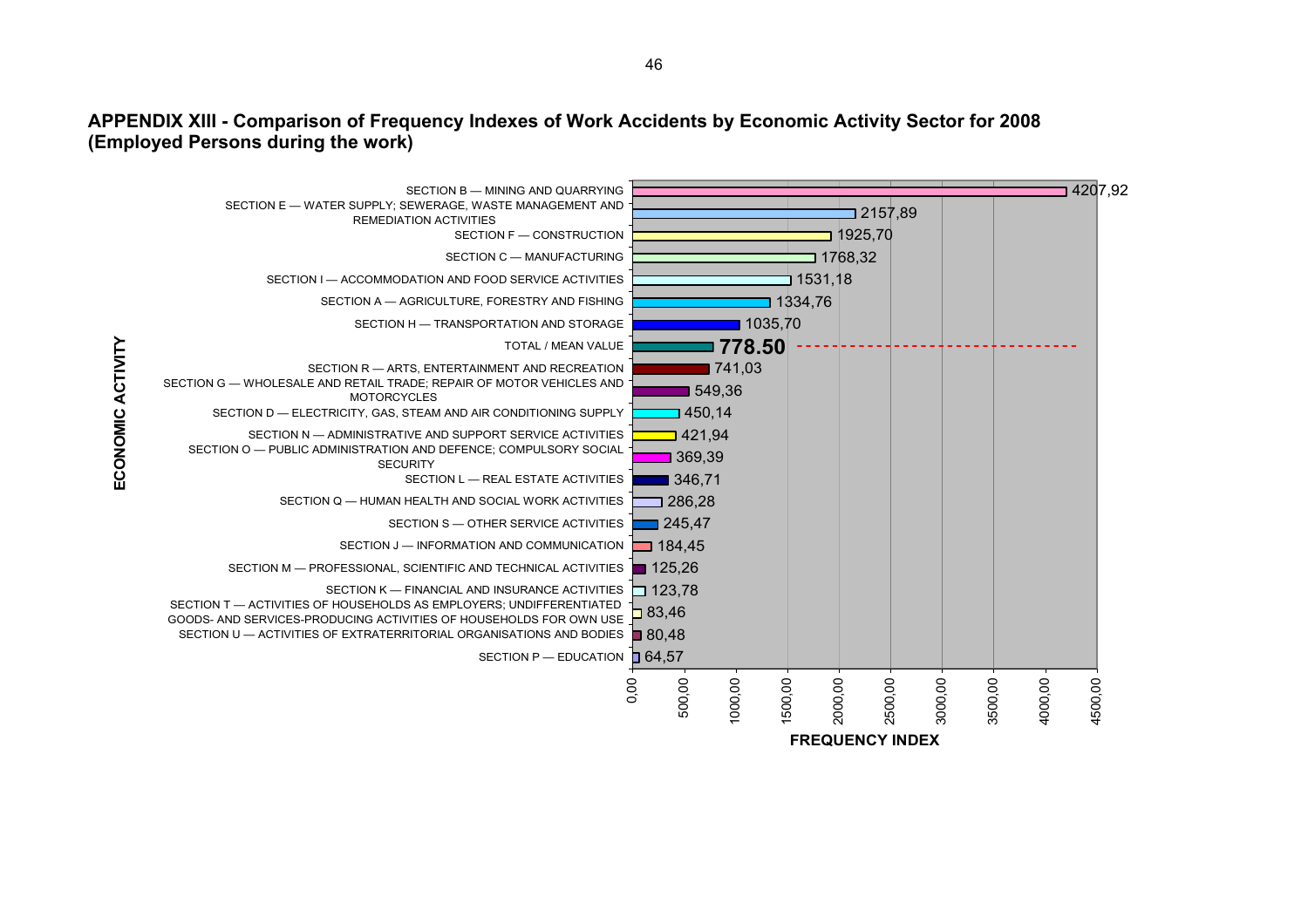## APPENDIX XIII - Comparison of Frequency Indexes of Work Accidents by Economic Activity Sector for 2008 (Employed Persons during the work)

| ECONOMIC ACTIVITY | FREQUENCY INDEX |
|---|---|
| SECTION B — MINING AND QUARRYING | 4207,92 |
| SECTION E — WATER SUPPLY; SEWERAGE, WASTE MANAGEMENT AND REMEDIATION ACTIVITIES | 2157,89 |
| SECTION F — CONSTRUCTION | 1925,70 |
| SECTION C — MANUFACTURING | 1768,32 |
| SECTION I — ACCOMMODATION AND FOOD SERVICE ACTIVITIES | 1531,18 |
| SECTION A — AGRICULTURE, FORESTRY AND FISHING | 1334,76 |
| SECTION H — TRANSPORTATION AND STORAGE | 1035,70 |
| **TOTAL / MEAN VALUE** | **778.50** |
| SECTION R — ARTS, ENTERTAINMENT AND RECREATION | 741,03 |
| SECTION G — WHOLESALE AND RETAIL TRADE; REPAIR OF MOTOR VEHICLES AND MOTORCYCLES | 549,36 |
| SECTION D — ELECTRICITY, GAS, STEAM AND AIR CONDITIONING SUPPLY | 450,14 |
| SECTION N — ADMINISTRATIVE AND SUPPORT SERVICE ACTIVITIES | 421,94 |
| SECTION O — PUBLIC ADMINISTRATION AND DEFENCE; COMPULSORY SOCIAL SECURITY | 369,39 |
| SECTION L — REAL ESTATE ACTIVITIES | 346,71 |
| SECTION Q — HUMAN HEALTH AND SOCIAL WORK ACTIVITIES | 286,28 |
| SECTION S — OTHER SERVICE ACTIVITIES | 245,47 |
| SECTION J — INFORMATION AND COMMUNICATION | 184,45 |
| SECTION M — PROFESSIONAL, SCIENTIFIC AND TECHNICAL ACTIVITIES | 125,26 |
| SECTION K — FINANCIAL AND INSURANCE ACTIVITIES | 123,78 |
| SECTION T — ACTIVITIES OF HOUSEHOLDS AS EMPLOYERS; UNDIFFERENTIATED GOODS- AND SERVICES-PRODUCING ACTIVITIES OF HOUSEHOLDS FOR OWN USE | 83,46 |
| SECTION U — ACTIVITIES OF EXTRATERRITORIAL ORGANISATIONS AND BODIES | 80,48 |
| SECTION P — EDUCATION | 64,57 |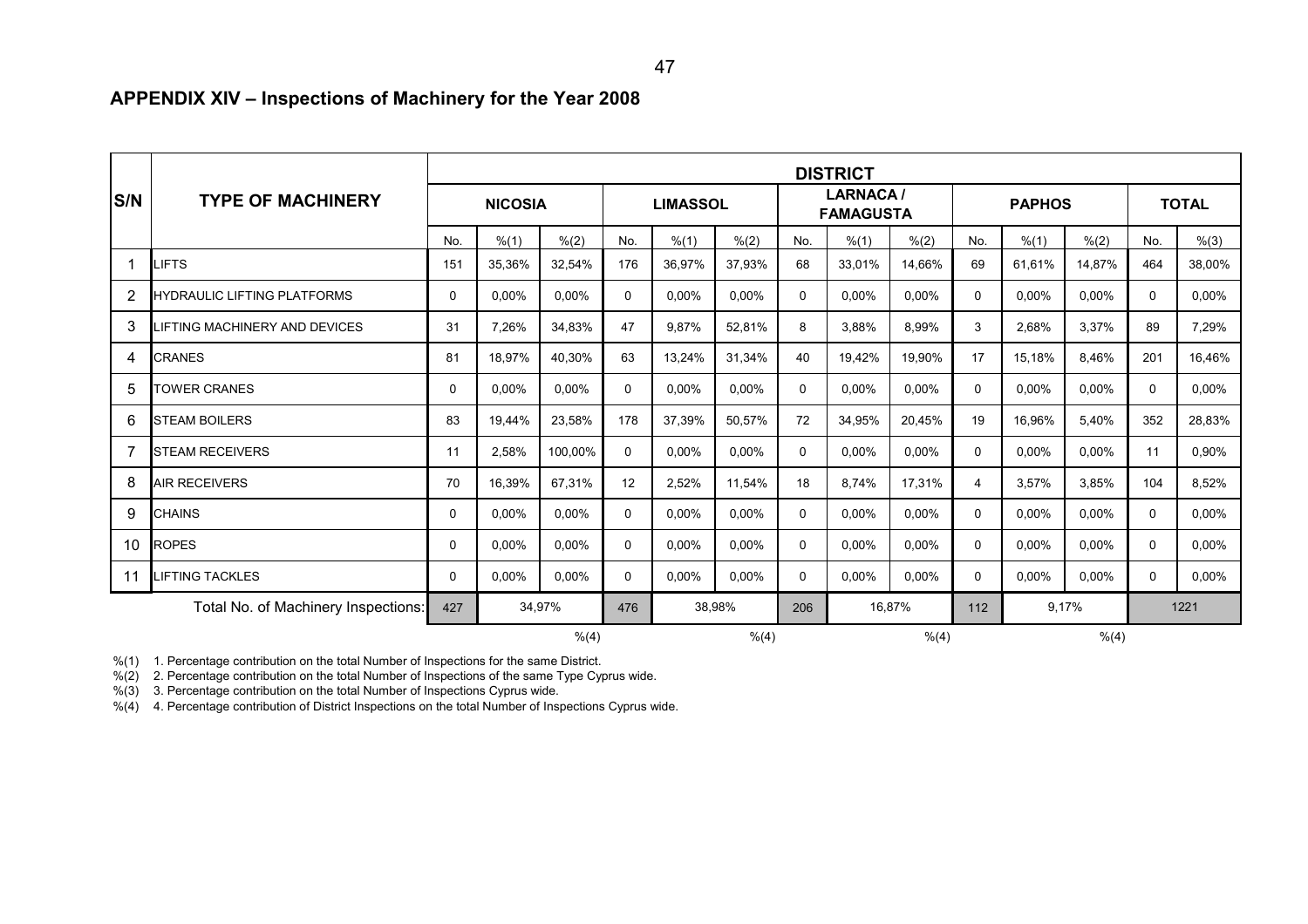## APPENDIX XIV – Inspections of Machinery for the Year 2008

| S/N | TYPE OF MACHINERY | DISTRICT | | | | | | | | | | | | | |
|---|---|---|---|---|---|---|---|---|---|---|---|---|---|---|---|
| | | NICOSIA | | | LIMASSOL | | | LARNACA / FAMAGUSTA | | | PAPHOS | | | TOTAL | |
| | | No. | %(1) | %(2) | No. | %(1) | %(2) | No. | %(1) | %(2) | No. | %(1) | %(2) | No. | %(3) |
| 1 | LIFTS | 151 | 35,36% | 32,54% | 176 | 36,97% | 37,93% | 68 | 33,01% | 14,66% | 69 | 61,61% | 14,87% | 464 | 38,00% |
| 2 | HYDRAULIC LIFTING PLATFORMS | 0 | 0,00% | 0,00% | 0 | 0,00% | 0,00% | 0 | 0,00% | 0,00% | 0 | 0,00% | 0,00% | 0 | 0,00% |
| 3 | LIFTING MACHINERY AND DEVICES | 31 | 7,26% | 34,83% | 47 | 9,87% | 52,81% | 8 | 3,88% | 8,99% | 3 | 2,68% | 3,37% | 89 | 7,29% |
| 4 | CRANES | 81 | 18,97% | 40,30% | 63 | 13,24% | 31,34% | 40 | 19,42% | 19,90% | 17 | 15,18% | 8,46% | 201 | 16,46% |
| 5 | TOWER CRANES | 0 | 0,00% | 0,00% | 0 | 0,00% | 0,00% | 0 | 0,00% | 0,00% | 0 | 0,00% | 0,00% | 0 | 0,00% |
| 6 | STEAM BOILERS | 83 | 19,44% | 23,58% | 178 | 37,39% | 50,57% | 72 | 34,95% | 20,45% | 19 | 16,96% | 5,40% | 352 | 28,83% |
| 7 | STEAM RECEIVERS | 11 | 2,58% | 100,00% | 0 | 0,00% | 0,00% | 0 | 0,00% | 0,00% | 0 | 0,00% | 0,00% | 11 | 0,90% |
| 8 | AIR RECEIVERS | 70 | 16,39% | 67,31% | 12 | 2,52% | 11,54% | 18 | 8,74% | 17,31% | 4 | 3,57% | 3,85% | 104 | 8,52% |
| 9 | CHAINS | 0 | 0,00% | 0,00% | 0 | 0,00% | 0,00% | 0 | 0,00% | 0,00% | 0 | 0,00% | 0,00% | 0 | 0,00% |
| 10 | ROPES | 0 | 0,00% | 0,00% | 0 | 0,00% | 0,00% | 0 | 0,00% | 0,00% | 0 | 0,00% | 0,00% | 0 | 0,00% |
| 11 | LIFTING TACKLES | 0 | 0,00% | 0,00% | 0 | 0,00% | 0,00% | 0 | 0,00% | 0,00% | 0 | 0,00% | 0,00% | 0 | 0,00% |
| | Total No. of Machinery Inspections: | 427 | 34,97% | | 476 | 38,98% | | 206 | 16,87% | | 112 | 9,17% | | 1221 | |
| | | | %(4) | | | %(4) | | | %(4) | | | %(4) | | | |

%(1) 1. Percentage contribution on the total Number of Inspections for the same District.

%(2) 2. Percentage contribution on the total Number of Inspections of the same Type Cyprus wide.

%(3) 3. Percentage contribution on the total Number of Inspections Cyprus wide.

%(4) 4. Percentage contribution of District Inspections on the total Number of Inspections Cyprus wide.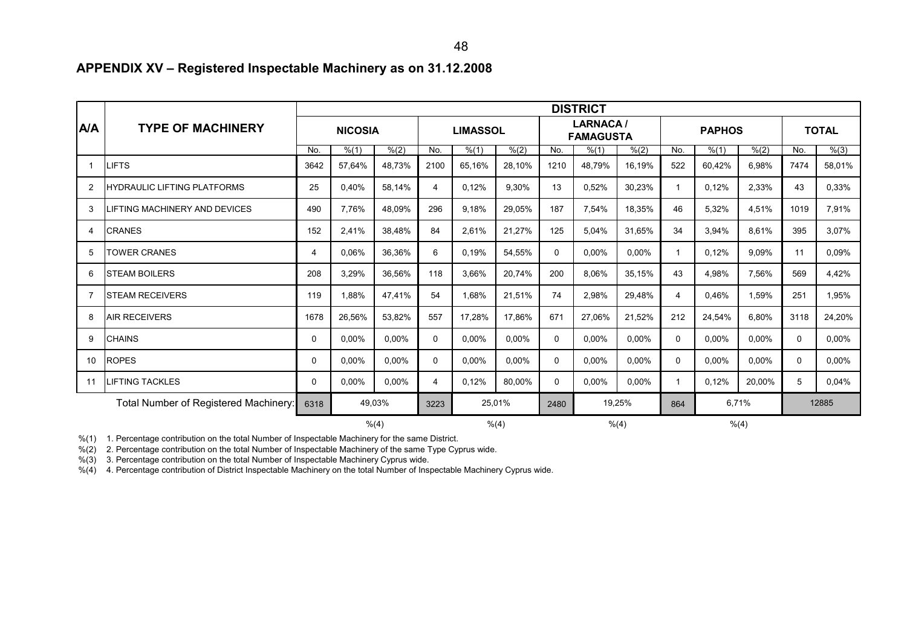## APPENDIX XV – Registered Inspectable Machinery as on 31.12.2008

| A/A | TYPE OF MACHINERY | DISTRICT | | | | | | | | | | | | | |
|---|---|---|---|---|---|---|---|---|---|---|---|---|---|---|---|
| | | NICOSIA | | | LIMASSOL | | | LARNACA / FAMAGUSTA | | | PAPHOS | | | TOTAL | |
| | | No. | %(1) | %(2) | No. | %(1) | %(2) | No. | %(1) | %(2) | No. | %(1) | %(2) | No. | %(3) |
| 1 | LIFTS | 3642 | 57,64% | 48,73% | 2100 | 65,16% | 28,10% | 1210 | 48,79% | 16,19% | 522 | 60,42% | 6,98% | 7474 | 58,01% |
| 2 | HYDRAULIC LIFTING PLATFORMS | 25 | 0,40% | 58,14% | 4 | 0,12% | 9,30% | 13 | 0,52% | 30,23% | 1 | 0,12% | 2,33% | 43 | 0,33% |
| 3 | LIFTING MACHINERY AND DEVICES | 490 | 7,76% | 48,09% | 296 | 9,18% | 29,05% | 187 | 7,54% | 18,35% | 46 | 5,32% | 4,51% | 1019 | 7,91% |
| 4 | CRANES | 152 | 2,41% | 38,48% | 84 | 2,61% | 21,27% | 125 | 5,04% | 31,65% | 34 | 3,94% | 8,61% | 395 | 3,07% |
| 5 | TOWER CRANES | 4 | 0,06% | 36,36% | 6 | 0,19% | 54,55% | 0 | 0,00% | 0,00% | 1 | 0,12% | 9,09% | 11 | 0,09% |
| 6 | STEAM BOILERS | 208 | 3,29% | 36,56% | 118 | 3,66% | 20,74% | 200 | 8,06% | 35,15% | 43 | 4,98% | 7,56% | 569 | 4,42% |
| 7 | STEAM RECEIVERS | 119 | 1,88% | 47,41% | 54 | 1,68% | 21,51% | 74 | 2,98% | 29,48% | 4 | 0,46% | 1,59% | 251 | 1,95% |
| 8 | AIR RECEIVERS | 1678 | 26,56% | 53,82% | 557 | 17,28% | 17,86% | 671 | 27,06% | 21,52% | 212 | 24,54% | 6,80% | 3118 | 24,20% |
| 9 | CHAINS | 0 | 0,00% | 0,00% | 0 | 0,00% | 0,00% | 0 | 0,00% | 0,00% | 0 | 0,00% | 0,00% | 0 | 0,00% |
| 10 | ROPES | 0 | 0,00% | 0,00% | 0 | 0,00% | 0,00% | 0 | 0,00% | 0,00% | 0 | 0,00% | 0,00% | 0 | 0,00% |
| 11 | LIFTING TACKLES | 0 | 0,00% | 0,00% | 4 | 0,12% | 80,00% | 0 | 0,00% | 0,00% | 1 | 0,12% | 20,00% | 5 | 0,04% |
| | Total Number of Registered Machinery: | 6318 | 49,03% | | 3223 | 25,01% | | 2480 | 19,25% | | 864 | 6,71% | | 12885 | |
| | | | %(4) | | | %(4) | | | %(4) | | | %(4) | | | |

%(1) 1. Percentage contribution on the total Number of Inspectable Machinery for the same District.
%(2) 2. Percentage contribution on the total Number of Inspectable Machinery of the same Type Cyprus wide.
%(3) 3. Percentage contribution on the total Number of Inspectable Machinery Cyprus wide.
%(4) 4. Percentage contribution of District Inspectable Machinery on the total Number of Inspectable Machinery Cyprus wide.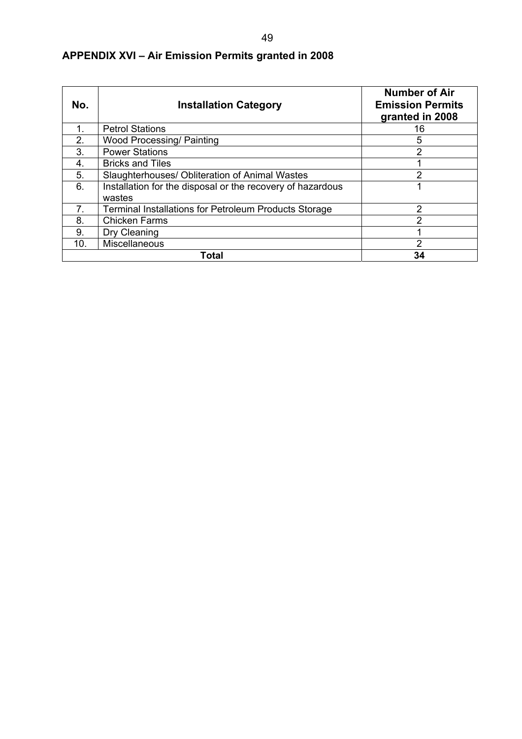## APPENDIX XVI – Air Emission Permits granted in 2008

| No. | Installation Category | Number of Air Emission Permits granted in 2008 |
|---|---|---|
| 1. | Petrol Stations | 16 |
| 2. | Wood Processing/ Painting | 5 |
| 3. | Power Stations | 2 |
| 4. | Bricks and Tiles | 1 |
| 5. | Slaughterhouses/ Obliteration of Animal Wastes | 2 |
| 6. | Installation for the disposal or the recovery of hazardous wastes | 1 |
| 7. | Terminal Installations for Petroleum Products Storage | 2 |
| 8. | Chicken Farms | 2 |
| 9. | Dry Cleaning | 1 |
| 10. | Miscellaneous | 2 |
| **Total** | | **34** |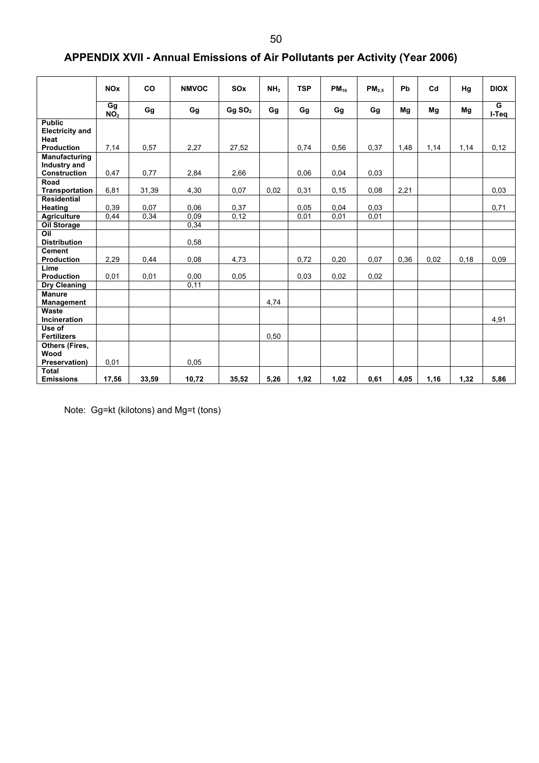# APPENDIX XVII - Annual Emissions of Air Pollutants per Activity (Year 2006)

| | NOx | CO | NMVOC | SOx | $NH_3$ | TSP | $PM_{10}$ | $PM_{2.5}$ | Pb | Cd | Hg | DIOX |
|---|---|---|---|---|---|---|---|---|---|---|---|---|
| | Gg $NO_2$ | Gg | Gg | Gg $SO_2$ | Gg | Gg | Gg | Gg | Mg | Mg | Mg | G I-Teq |
| **Public Electricity and Heat Production** | 7,14 | 0,57 | 2,27 | 27,52 | | 0,74 | 0,56 | 0,37 | 1,48 | 1,14 | 1,14 | 0,12 |
| **Manufacturing Industry and Construction** | 0,47 | 0,77 | 2,84 | 2,66 | | 0,06 | 0,04 | 0,03 | | | | |
| **Road Transportation** | 6,81 | 31,39 | 4,30 | 0,07 | 0,02 | 0,31 | 0,15 | 0,08 | 2,21 | | | 0,03 |
| **Residential Heating** | 0,39 | 0,07 | 0,06 | 0,37 | | 0,05 | 0,04 | 0,03 | | | | 0,71 |
| **Agriculture** | 0,44 | 0,34 | 0,09 | 0,12 | | 0,01 | 0,01 | 0,01 | | | | |
| **Oil Storage** | | | 0,34 | | | | | | | | | |
| **Oil Distribution** | | | 0,58 | | | | | | | | | |
| **Cement Production** | 2,29 | 0,44 | 0,08 | 4,73 | | 0,72 | 0,20 | 0,07 | 0,36 | 0,02 | 0,18 | 0,09 |
| **Lime Production** | 0,01 | 0,01 | 0,00 | 0,05 | | 0,03 | 0,02 | 0,02 | | | | |
| **Dry Cleaning** | | | 0,11 | | | | | | | | | |
| **Manure Management** | | | | | 4,74 | | | | | | | |
| **Waste Incineration** | | | | | | | | | | | | 4,91 |
| **Use of Fertilizers** | | | | | 0,50 | | | | | | | |
| **Others (Fires, Wood Preservation)** | 0,01 | | 0,05 | | | | | | | | | |
| **Total Emissions** | **17,56** | **33,59** | **10,72** | **35,52** | **5,26** | **1,92** | **1,02** | **0,61** | **4,05** | **1,16** | **1,32** | **5,86** |

Note: Gg=kt (kilotons) and Mg=t (tons)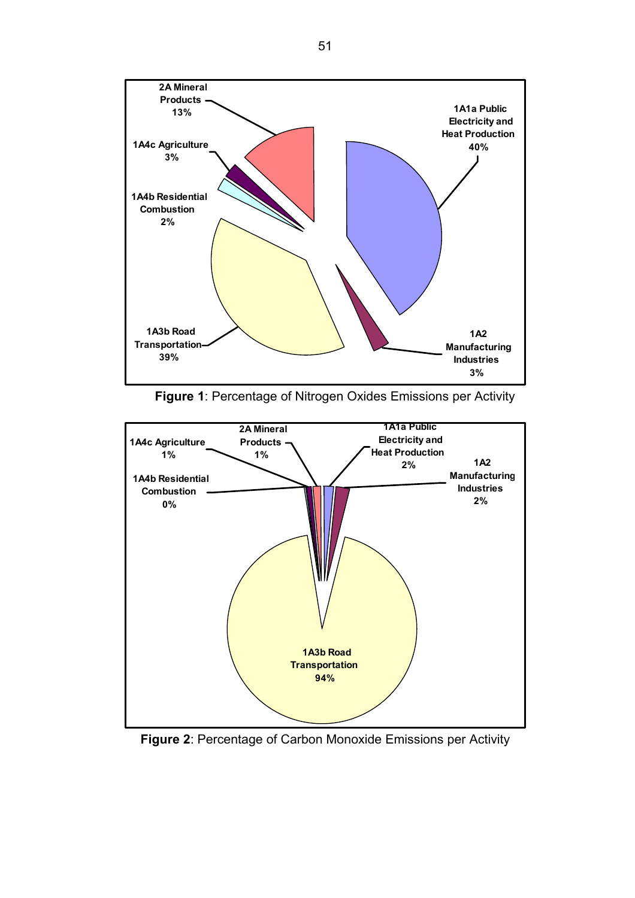| Activity | Percentage |
|---|---|
| 1A1a Public Electricity and Heat Production | 40% |
| 1A2 Manufacturing Industries | 3% |
| 1A3b Road Transportation | 39% |
| 1A4b Residential Combustion | 2% |
| 1A4c Agriculture | 3% |
| 2A Mineral Products | 13% |

**Figure 1**: Percentage of Nitrogen Oxides Emissions per Activity

| Activity | Percentage |
|---|---|
| 1A1a Public Electricity and Heat Production | 2% |
| 1A2 Manufacturing Industries | 2% |
| 1A3b Road Transportation | 94% |
| 1A4b Residential Combustion | 0% |
| 1A4c Agriculture | 1% |
| 2A Mineral Products | 1% |

**Figure 2**: Percentage of Carbon Monoxide Emissions per Activity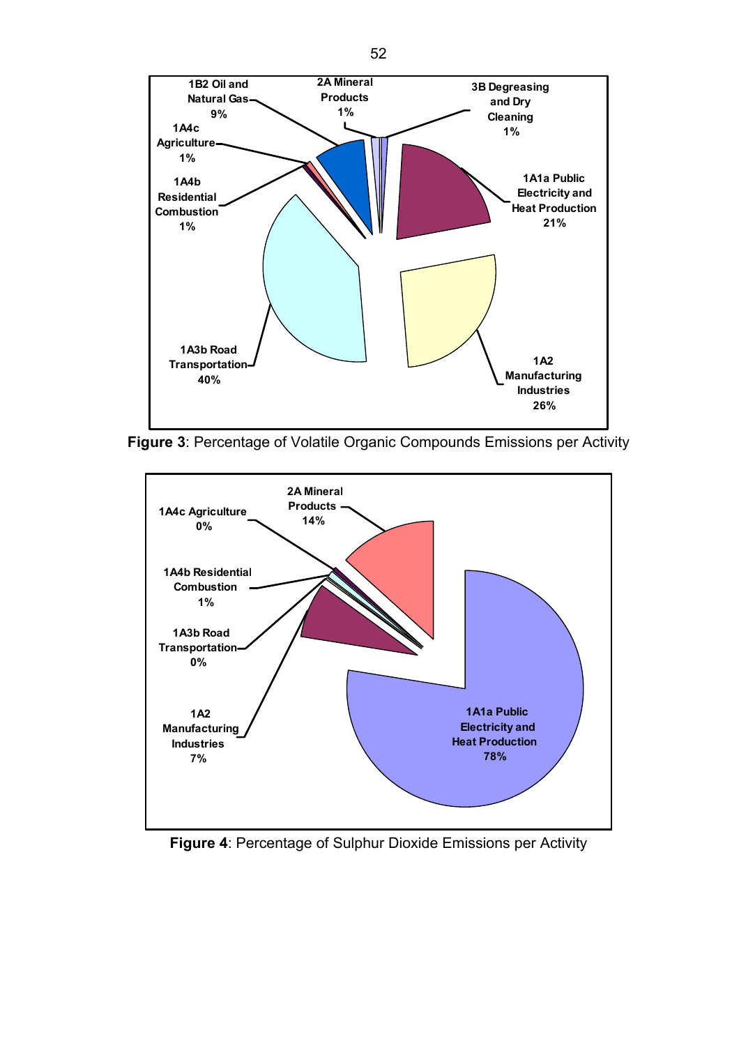**Figure 3**: Percentage of Volatile Organic Compounds Emissions per Activity

**Figure 4**: Percentage of Sulphur Dioxide Emissions per Activity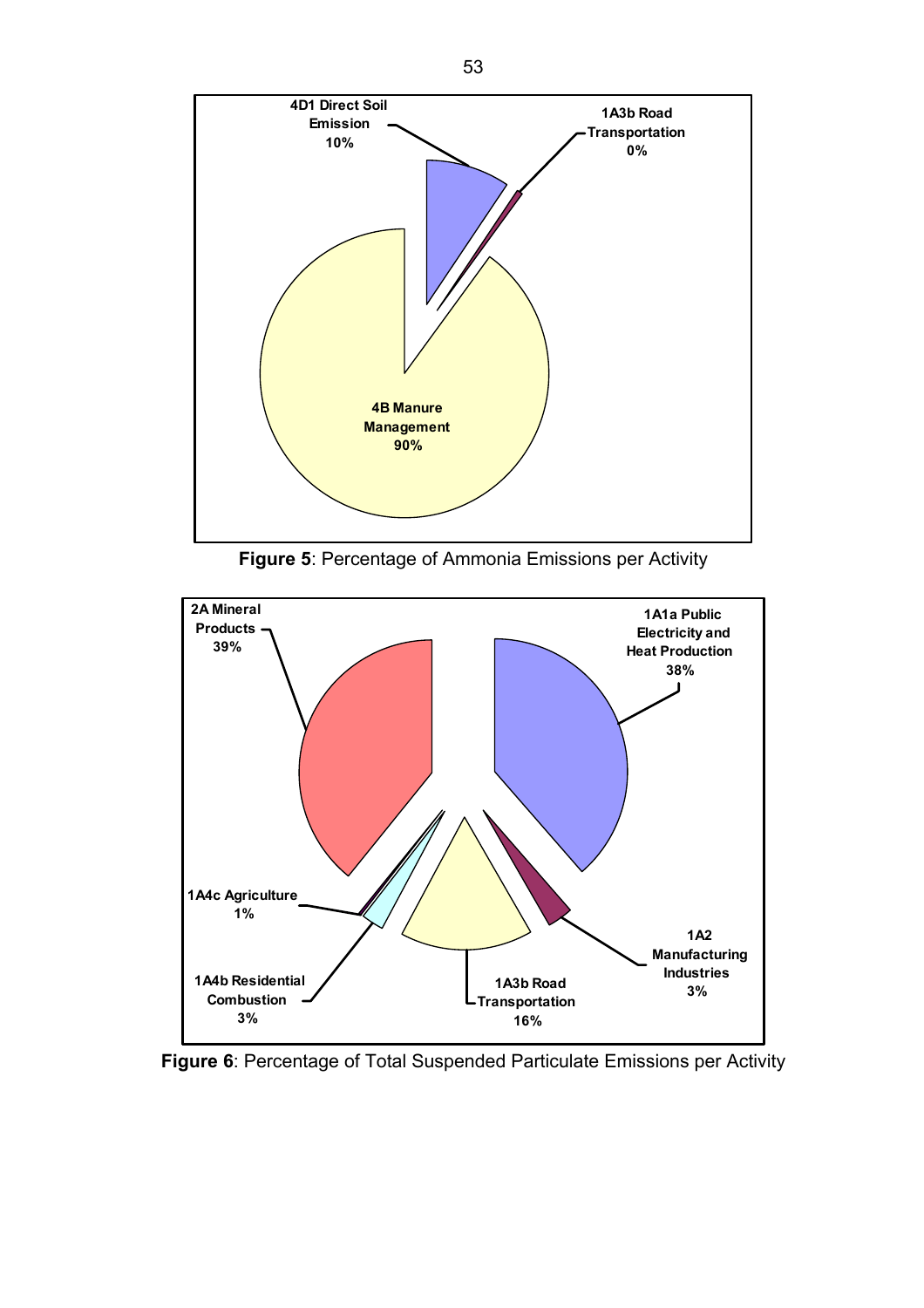**Figure 5**: Percentage of Ammonia Emissions per Activity

**Figure 6**: Percentage of Total Suspended Particulate Emissions per Activity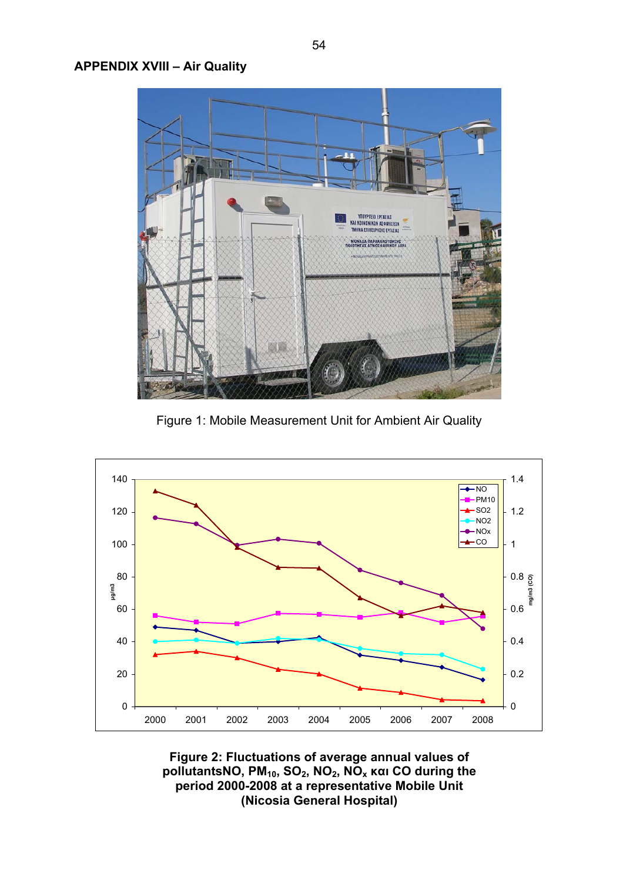## APPENDIX XVIII – Air Quality

Figure 1: Mobile Measurement Unit for Ambient Air Quality

**Figure 2: Fluctuations of average annual values of pollutantsNO, $PM_{10}$, $SO_2$, $NO_2$, $NO_x$ και CO during the period 2000-2008 at a representative Mobile Unit (Nicosia General Hospital)**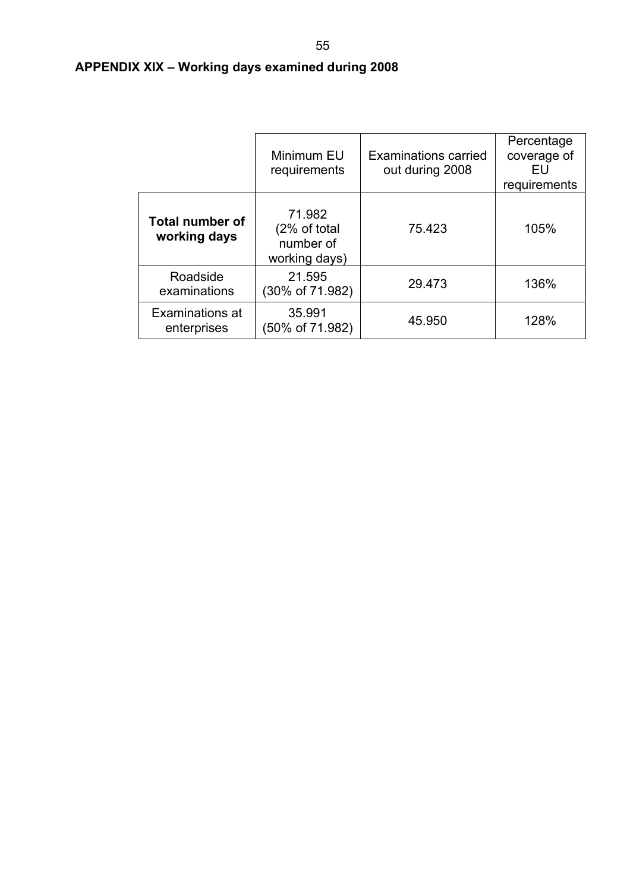# APPENDIX XIX – Working days examined during 2008

| | Minimum EU requirements | Examinations carried out during 2008 | Percentage coverage of EU requirements |
|---|---|---|---|
| **Total number of working days** | 71.982 (2% of total number of working days) | 75.423 | 105% |
| Roadside examinations | 21.595 (30% of 71.982) | 29.473 | 136% |
| Examinations at enterprises | 35.991 (50% of 71.982) | 45.950 | 128% |